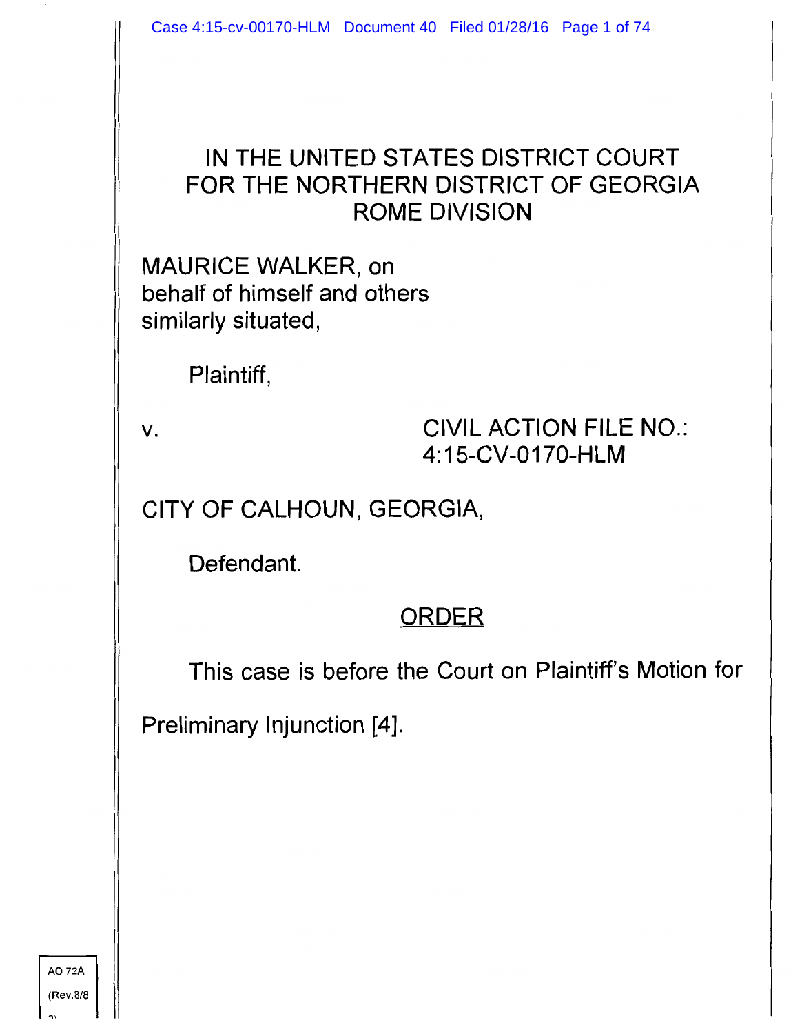# IN THE UNITED STATES DISTRICT COURT
# FOR THE NORTHERN DISTRICT OF GEORGIA
# ROME DIVISION

MAURICE WALKER, on behalf of himself and others similarly situated,

Plaintiff,

v. CIVIL ACTION FILE NO.: 4:15-CV-0170-HLM

CITY OF CALHOUN, GEORGIA,

Defendant.

## ORDER

This case is before the Court on Plaintiff's Motion for Preliminary Injunction [4].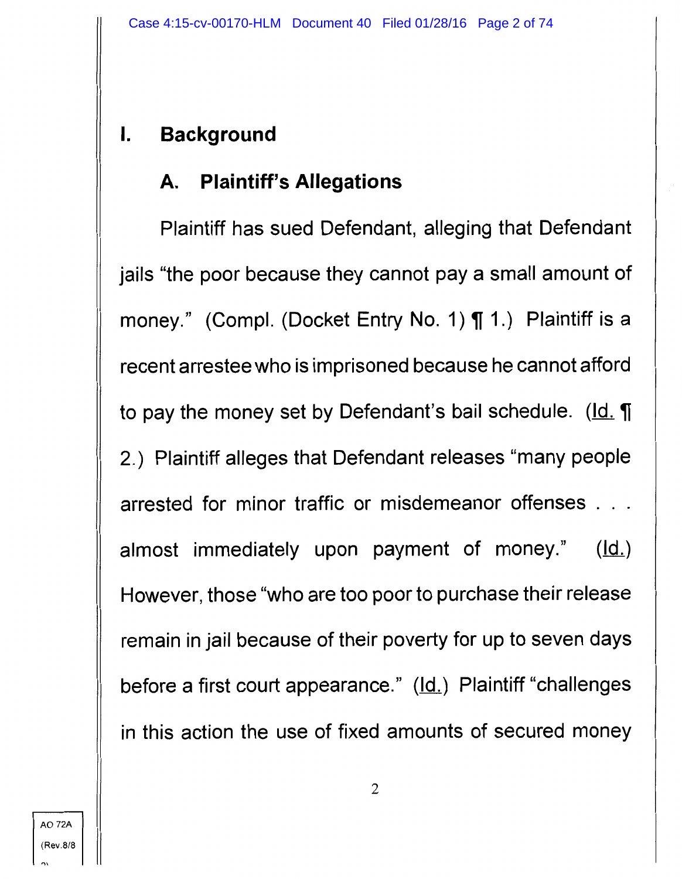# I. Background

## A. Plaintiff's Allegations

Plaintiff has sued Defendant, alleging that Defendant jails "the poor because they cannot pay a small amount of money." (Compl. (Docket Entry No. 1) ¶ 1.) Plaintiff is a recent arrestee who is imprisoned because he cannot afford to pay the money set by Defendant's bail schedule. (Id. ¶ 2.) Plaintiff alleges that Defendant releases "many people arrested for minor traffic or misdemeanor offenses . . . almost immediately upon payment of money." (Id.) However, those "who are too poor to purchase their release remain in jail because of their poverty for up to seven days before a first court appearance." (Id.) Plaintiff "challenges in this action the use of fixed amounts of secured money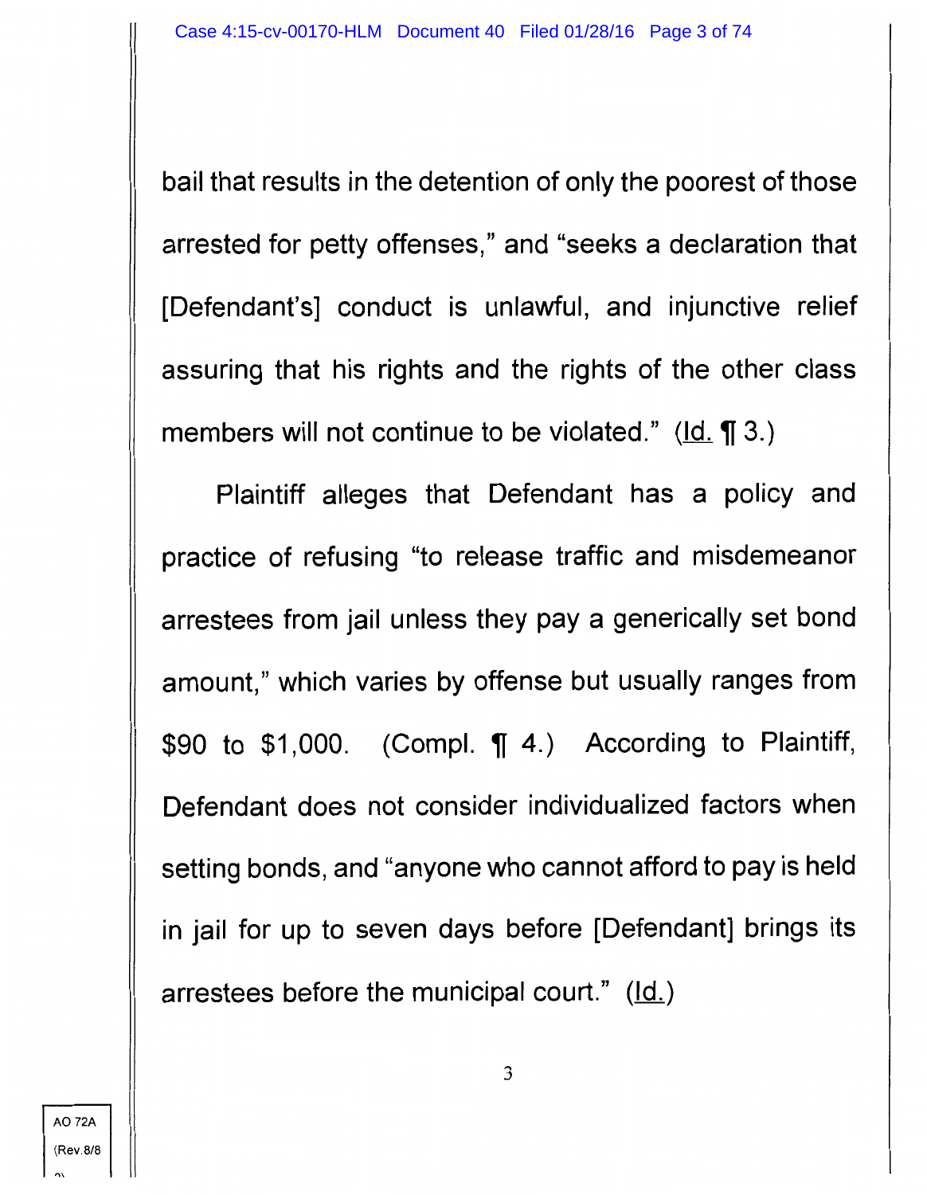bail that results in the detention of only the poorest of those arrested for petty offenses," and "seeks a declaration that [Defendant's] conduct is unlawful, and injunctive relief assuring that his rights and the rights of the other class members will not continue to be violated." (Id. ¶ 3.)

Plaintiff alleges that Defendant has a policy and practice of refusing "to release traffic and misdemeanor arrestees from jail unless they pay a generically set bond amount," which varies by offense but usually ranges from $90 to $1,000. (Compl. ¶ 4.) According to Plaintiff, Defendant does not consider individualized factors when setting bonds, and "anyone who cannot afford to pay is held in jail for up to seven days before [Defendant] brings its arrestees before the municipal court." (Id.)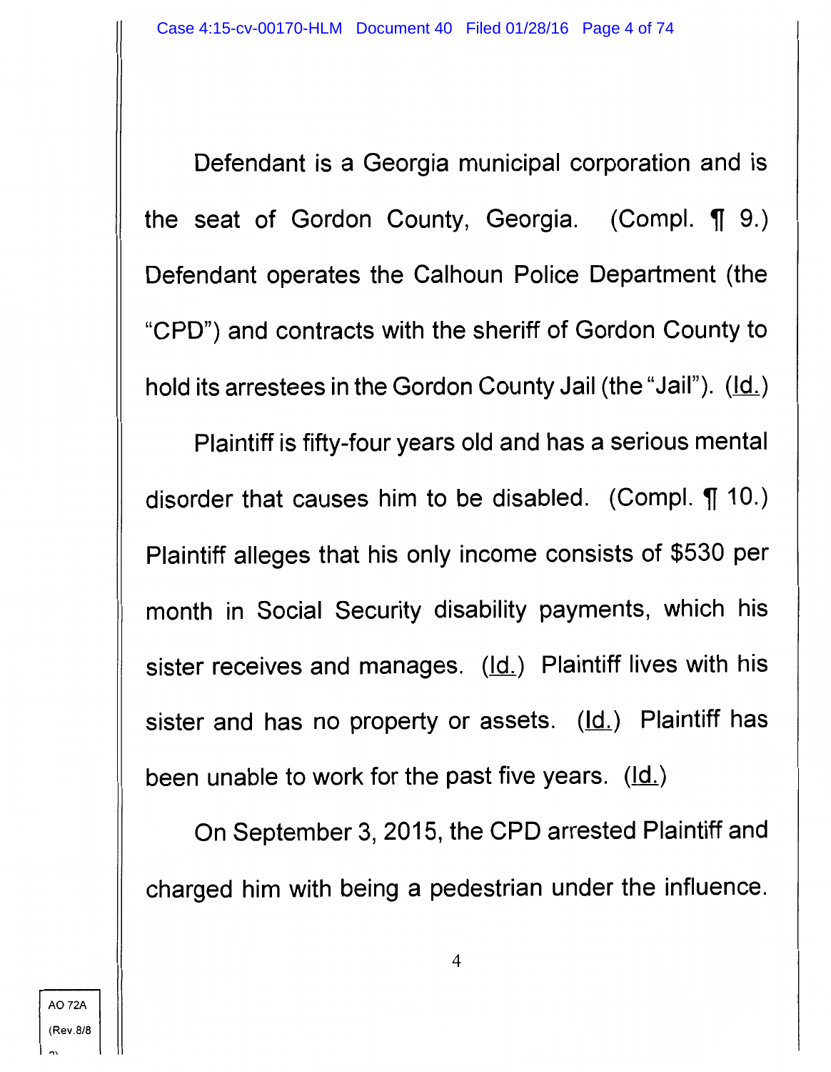Defendant is a Georgia municipal corporation and is the seat of Gordon County, Georgia. (Compl. ¶ 9.) Defendant operates the Calhoun Police Department (the "CPD") and contracts with the sheriff of Gordon County to hold its arrestees in the Gordon County Jail (the "Jail"). (Id.)

Plaintiff is fifty-four years old and has a serious mental disorder that causes him to be disabled. (Compl. ¶ 10.) Plaintiff alleges that his only income consists of $530 per month in Social Security disability payments, which his sister receives and manages. (Id.) Plaintiff lives with his sister and has no property or assets. (Id.) Plaintiff has been unable to work for the past five years. (Id.)

On September 3, 2015, the CPD arrested Plaintiff and charged him with being a pedestrian under the influence.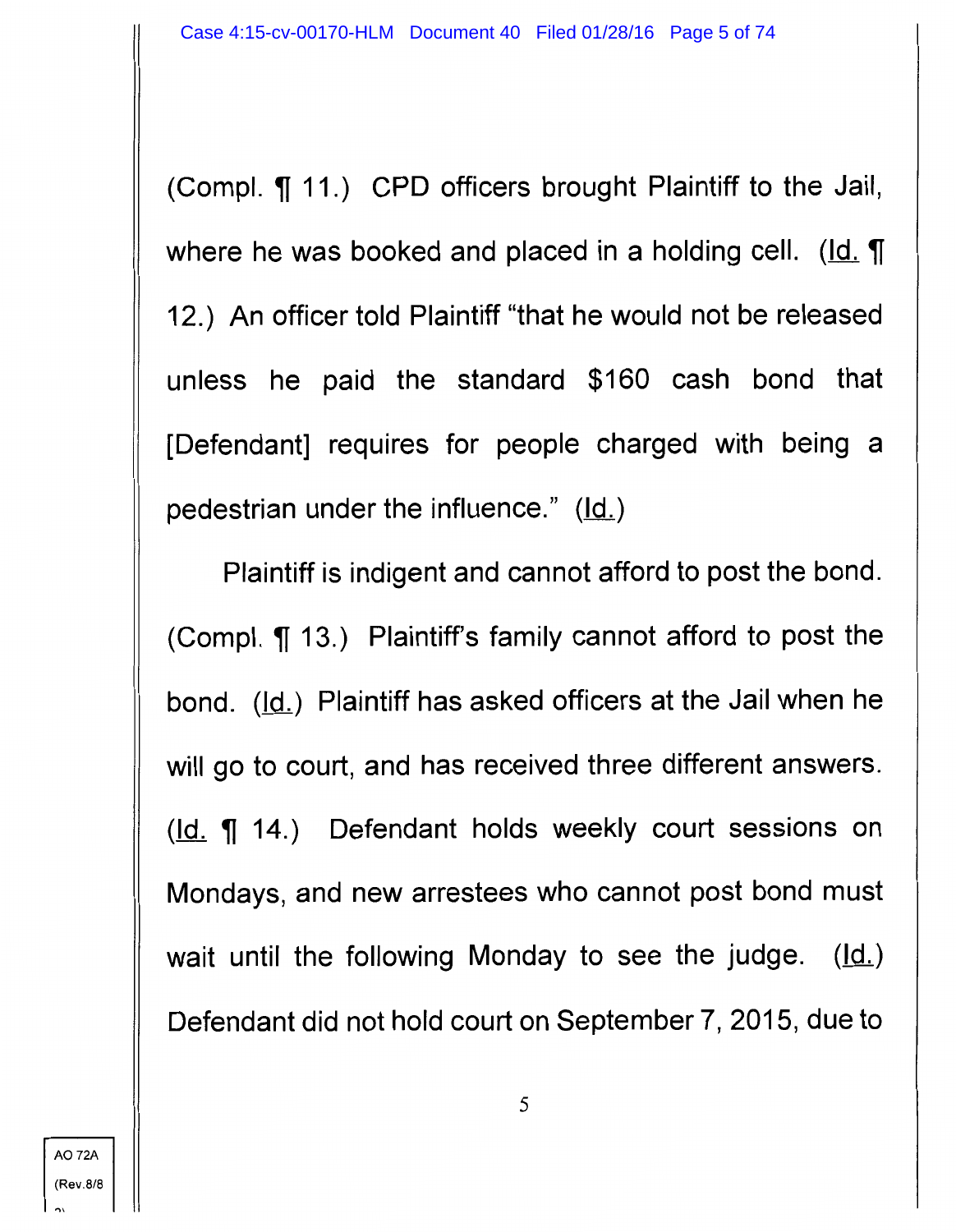(Compl. ¶ 11.) CPD officers brought Plaintiff to the Jail, where he was booked and placed in a holding cell. (Id. ¶ 12.) An officer told Plaintiff "that he would not be released unless he paid the standard $160 cash bond that [Defendant] requires for people charged with being a pedestrian under the influence." (Id.)

Plaintiff is indigent and cannot afford to post the bond. (Compl. ¶ 13.) Plaintiff's family cannot afford to post the bond. (Id.) Plaintiff has asked officers at the Jail when he will go to court, and has received three different answers. (Id. ¶ 14.) Defendant holds weekly court sessions on Mondays, and new arrestees who cannot post bond must wait until the following Monday to see the judge. (Id.) Defendant did not hold court on September 7, 2015, due to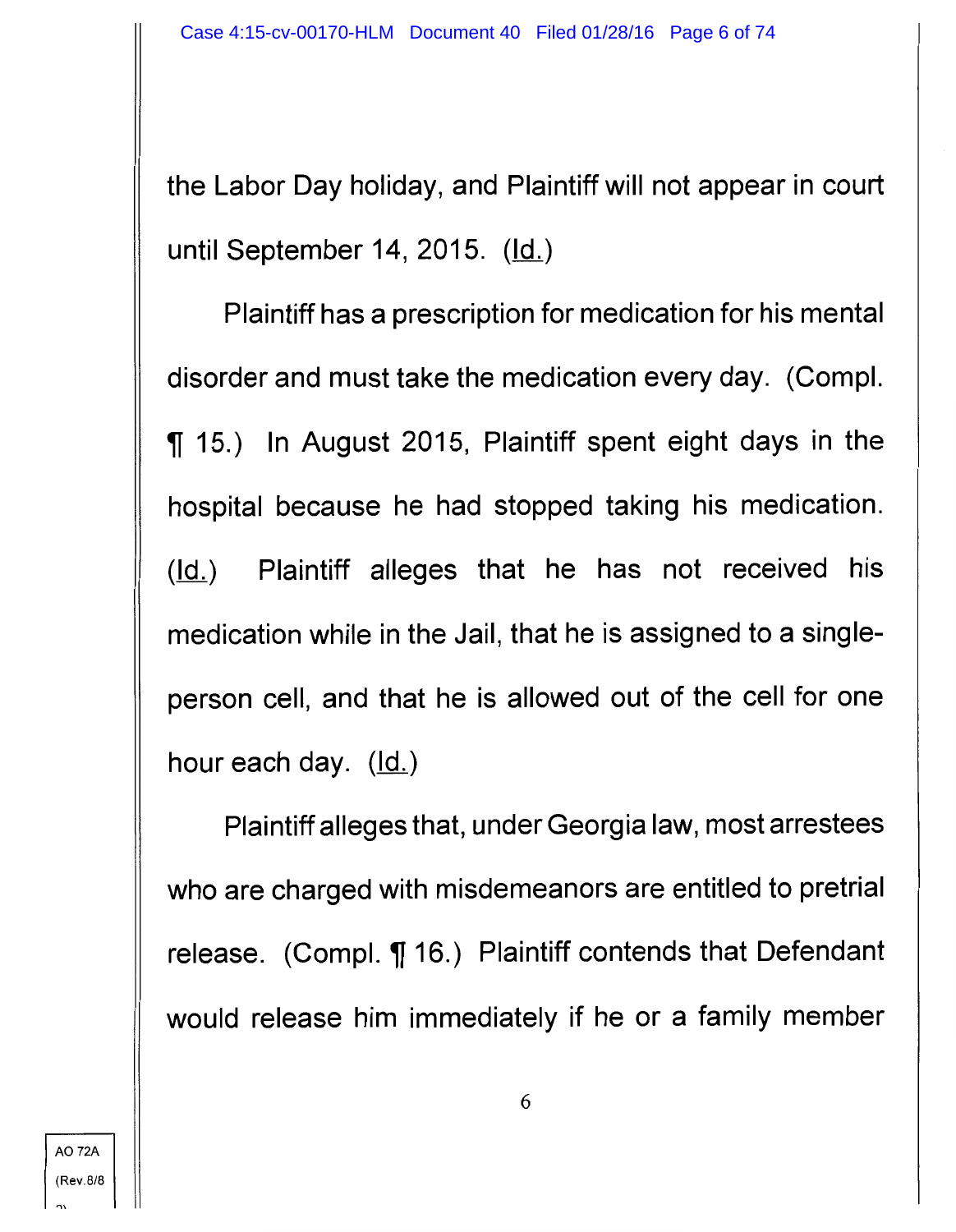the Labor Day holiday, and Plaintiff will not appear in court until September 14, 2015. (Id.)

Plaintiff has a prescription for medication for his mental disorder and must take the medication every day. (Compl. ¶ 15.) In August 2015, Plaintiff spent eight days in the hospital because he had stopped taking his medication. (Id.) Plaintiff alleges that he has not received his medication while in the Jail, that he is assigned to a single-person cell, and that he is allowed out of the cell for one hour each day. (Id.)

Plaintiff alleges that, under Georgia law, most arrestees who are charged with misdemeanors are entitled to pretrial release. (Compl. ¶ 16.) Plaintiff contends that Defendant would release him immediately if he or a family member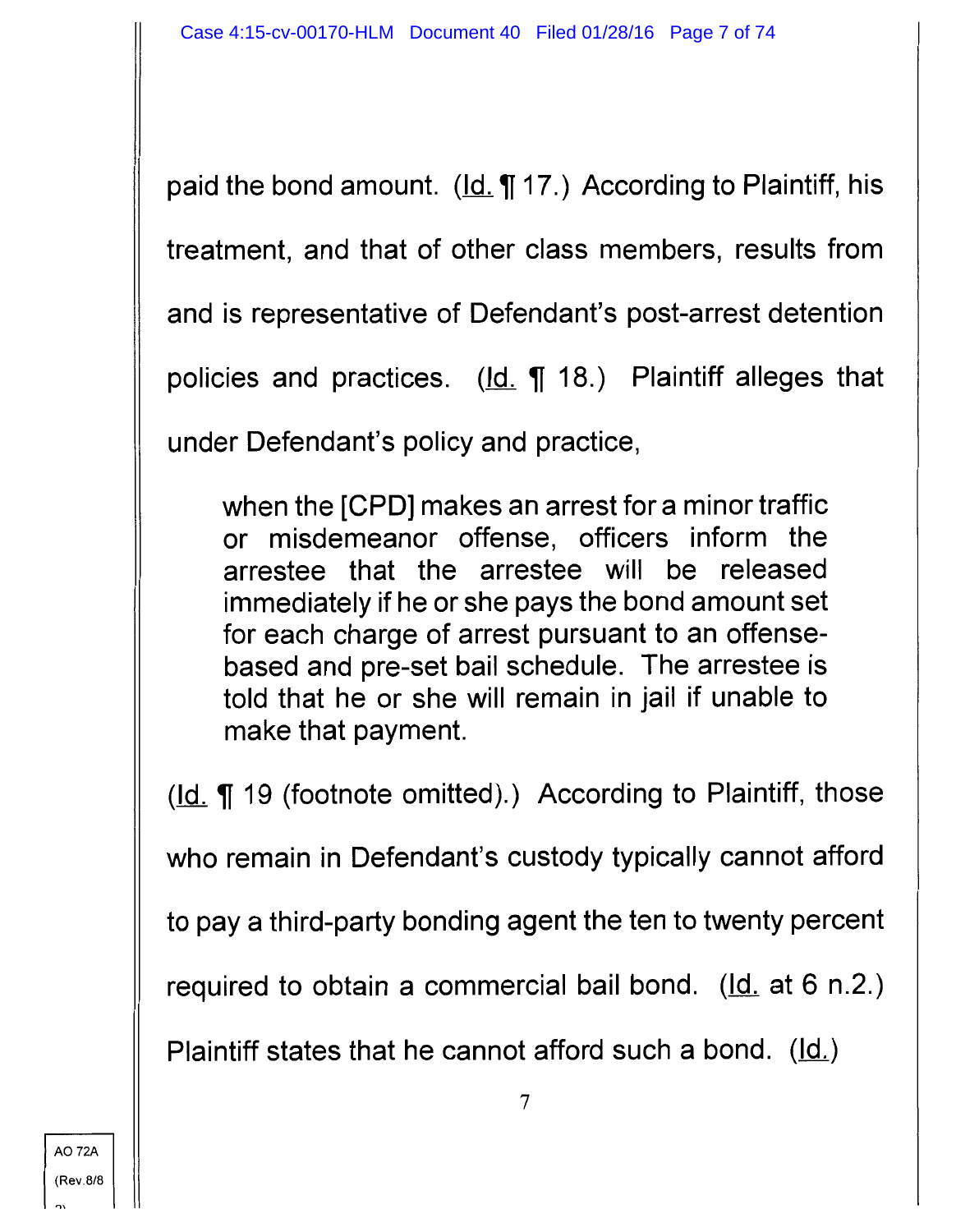paid the bond amount. (Id. ¶ 17.) According to Plaintiff, his treatment, and that of other class members, results from and is representative of Defendant's post-arrest detention policies and practices. (Id. ¶ 18.) Plaintiff alleges that under Defendant's policy and practice,

> when the [CPD] makes an arrest for a minor traffic or misdemeanor offense, officers inform the arrestee that the arrestee will be released immediately if he or she pays the bond amount set for each charge of arrest pursuant to an offense-based and pre-set bail schedule. The arrestee is told that he or she will remain in jail if unable to make that payment.

(Id. ¶ 19 (footnote omitted).) According to Plaintiff, those who remain in Defendant's custody typically cannot afford to pay a third-party bonding agent the ten to twenty percent required to obtain a commercial bail bond. (Id. at 6 n.2.) Plaintiff states that he cannot afford such a bond. (Id.)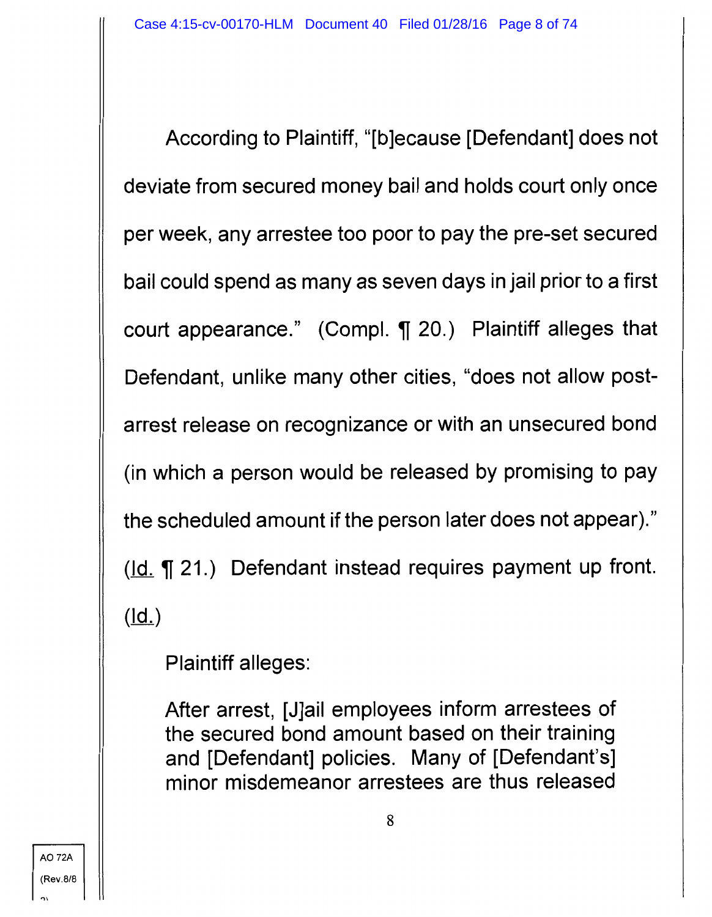According to Plaintiff, "[b]ecause [Defendant] does not deviate from secured money bail and holds court only once per week, any arrestee too poor to pay the pre-set secured bail could spend as many as seven days in jail prior to a first court appearance." (Compl. ¶ 20.) Plaintiff alleges that Defendant, unlike many other cities, "does not allow post-arrest release on recognizance or with an unsecured bond (in which a person would be released by promising to pay the scheduled amount if the person later does not appear)." (Id. ¶ 21.) Defendant instead requires payment up front. (Id.)

Plaintiff alleges:

> After arrest, [J]ail employees inform arrestees of the secured bond amount based on their training and [Defendant] policies. Many of [Defendant's] minor misdemeanor arrestees are thus released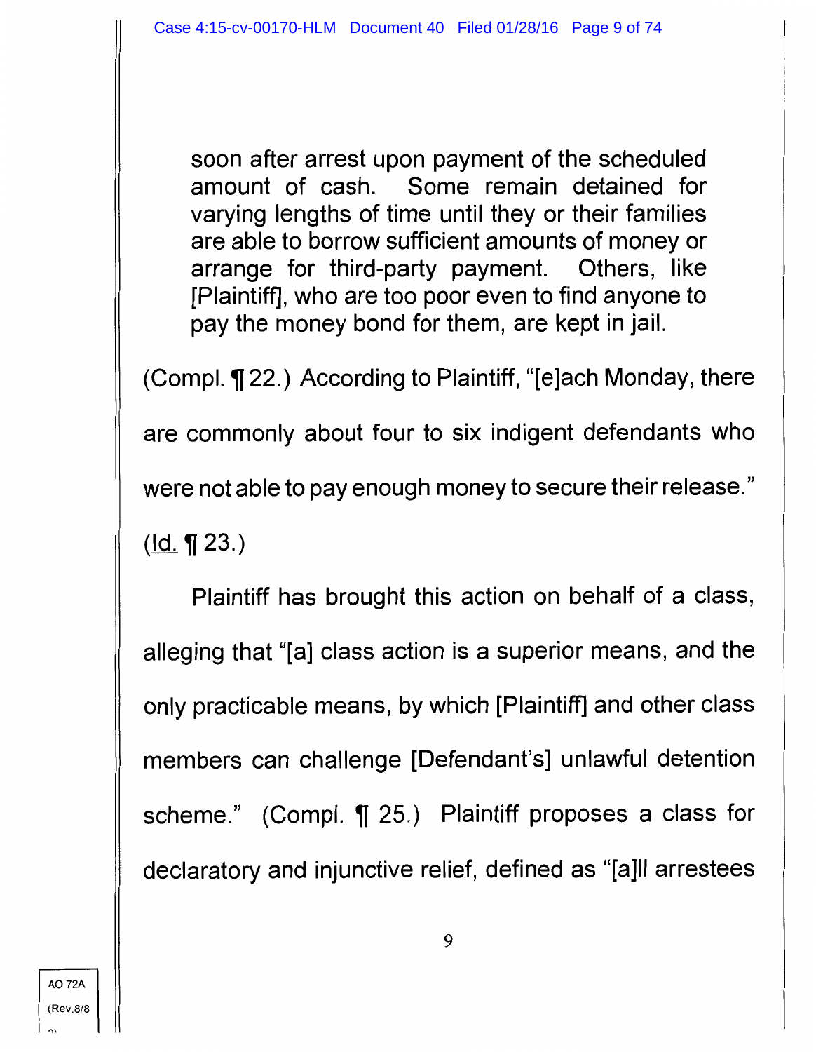> soon after arrest upon payment of the scheduled amount of cash. Some remain detained for varying lengths of time until they or their families are able to borrow sufficient amounts of money or arrange for third-party payment. Others, like [Plaintiff], who are too poor even to find anyone to pay the money bond for them, are kept in jail.

(Compl. ¶ 22.) According to Plaintiff, "[e]ach Monday, there are commonly about four to six indigent defendants who were not able to pay enough money to secure their release." (Id. ¶ 23.)

Plaintiff has brought this action on behalf of a class, alleging that "[a] class action is a superior means, and the only practicable means, by which [Plaintiff] and other class members can challenge [Defendant's] unlawful detention scheme." (Compl. ¶ 25.) Plaintiff proposes a class for declaratory and injunctive relief, defined as "[a]ll arrestees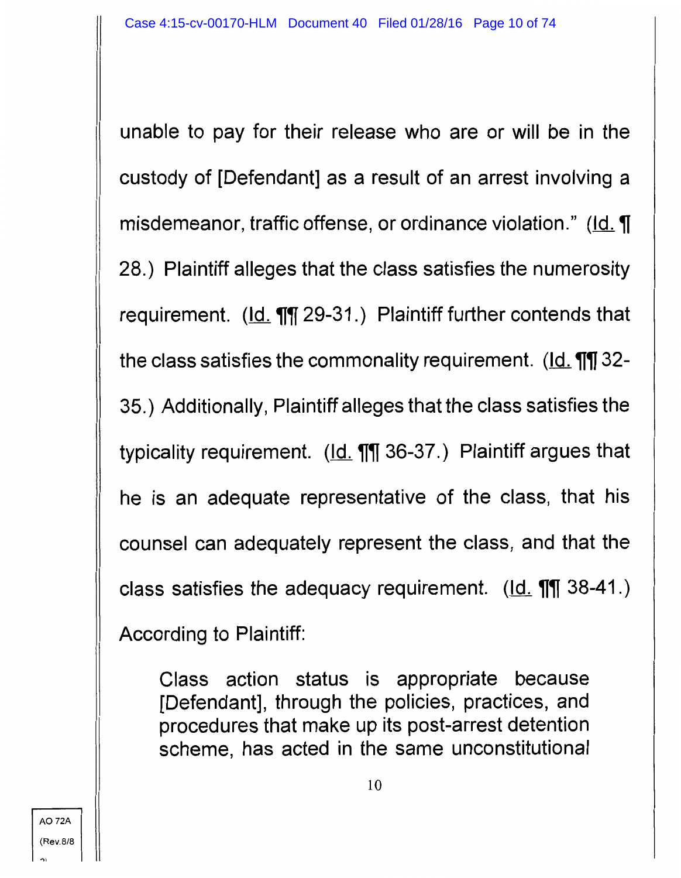unable to pay for their release who are or will be in the custody of [Defendant] as a result of an arrest involving a misdemeanor, traffic offense, or ordinance violation." (Id. ¶ 28.) Plaintiff alleges that the class satisfies the numerosity requirement. (Id. ¶¶ 29-31.) Plaintiff further contends that the class satisfies the commonality requirement. (Id. ¶¶ 32-35.) Additionally, Plaintiff alleges that the class satisfies the typicality requirement. (Id. ¶¶ 36-37.) Plaintiff argues that he is an adequate representative of the class, that his counsel can adequately represent the class, and that the class satisfies the adequacy requirement. (Id. ¶¶ 38-41.) According to Plaintiff:

> Class action status is appropriate because [Defendant], through the policies, practices, and procedures that make up its post-arrest detention scheme, has acted in the same unconstitutional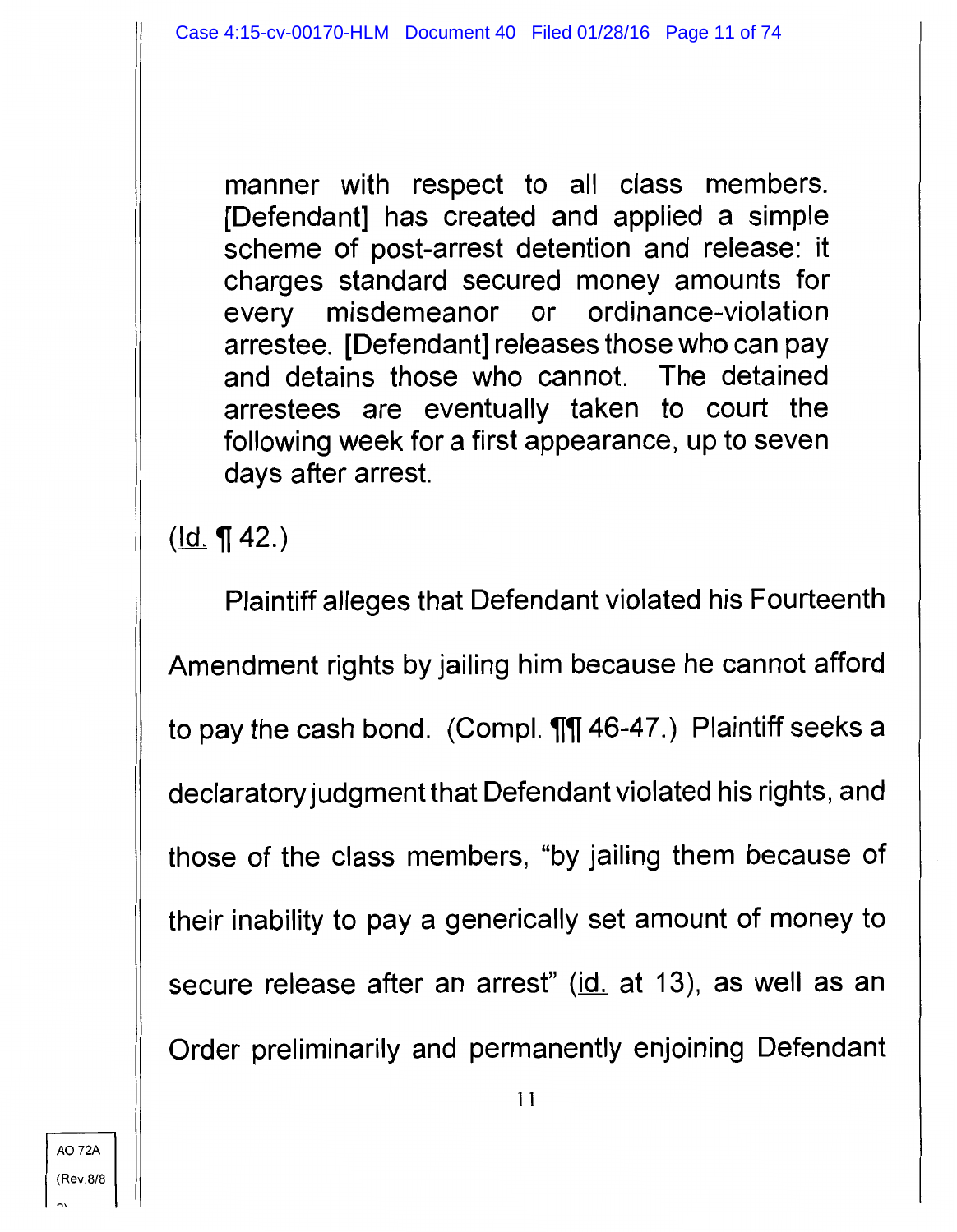> manner with respect to all class members. [Defendant] has created and applied a simple scheme of post-arrest detention and release: it charges standard secured money amounts for every misdemeanor or ordinance-violation arrestee. [Defendant] releases those who can pay and detains those who cannot. The detained arrestees are eventually taken to court the following week for a first appearance, up to seven days after arrest.

(Id. ¶ 42.)

Plaintiff alleges that Defendant violated his Fourteenth Amendment rights by jailing him because he cannot afford to pay the cash bond. (Compl. ¶¶ 46-47.) Plaintiff seeks a declaratory judgment that Defendant violated his rights, and those of the class members, "by jailing them because of their inability to pay a generically set amount of money to secure release after an arrest" (id. at 13), as well as an Order preliminarily and permanently enjoining Defendant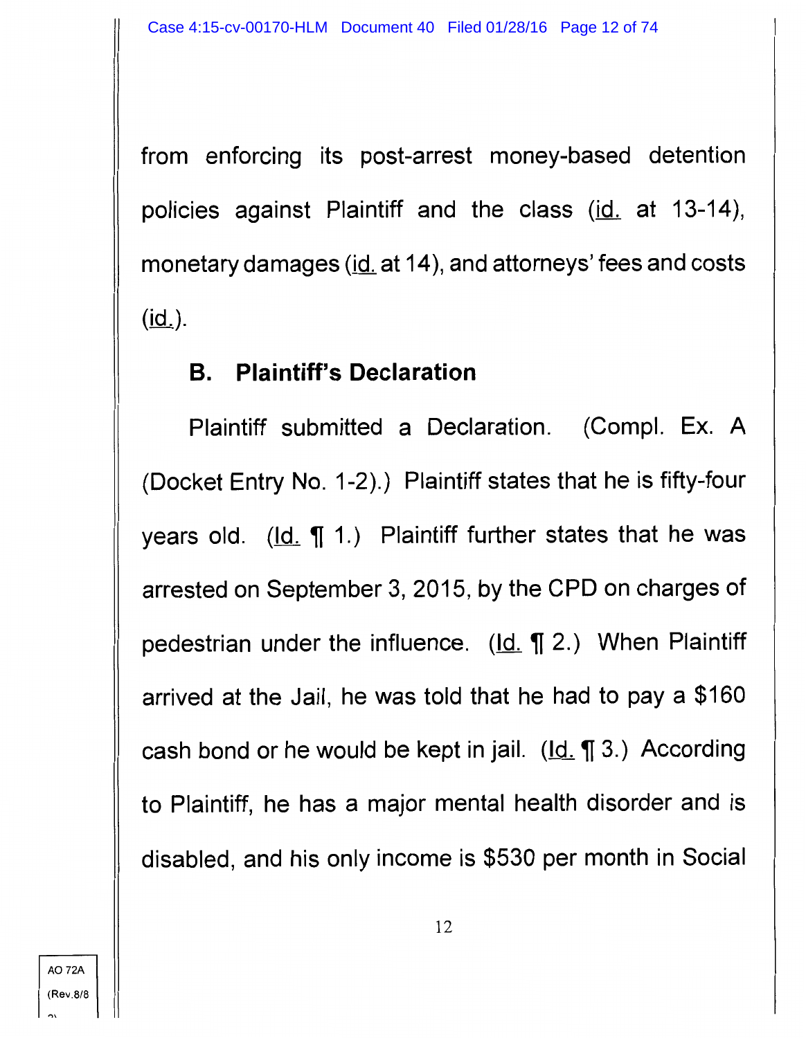from enforcing its post-arrest money-based detention policies against Plaintiff and the class (id. at 13-14), monetary damages (id. at 14), and attorneys' fees and costs (id.).

### B. Plaintiff's Declaration

Plaintiff submitted a Declaration. (Compl. Ex. A (Docket Entry No. 1-2).) Plaintiff states that he is fifty-four years old. (Id. ¶ 1.) Plaintiff further states that he was arrested on September 3, 2015, by the CPD on charges of pedestrian under the influence. (Id. ¶ 2.) When Plaintiff arrived at the Jail, he was told that he had to pay a $160 cash bond or he would be kept in jail. (Id. ¶ 3.) According to Plaintiff, he has a major mental health disorder and is disabled, and his only income is $530 per month in Social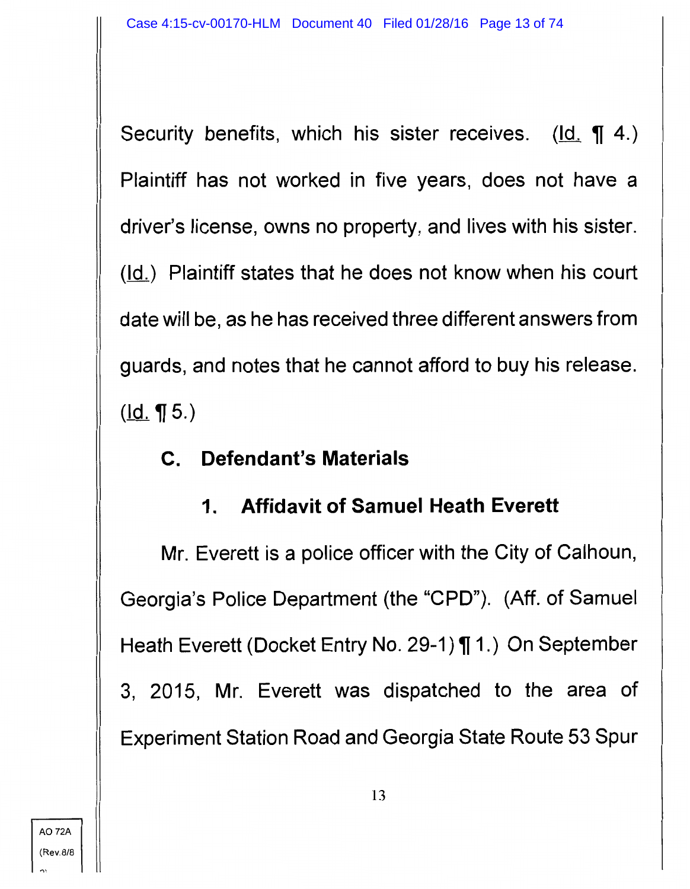Security benefits, which his sister receives. (Id. ¶ 4.) Plaintiff has not worked in five years, does not have a driver's license, owns no property, and lives with his sister. (Id.) Plaintiff states that he does not know when his court date will be, as he has received three different answers from guards, and notes that he cannot afford to buy his release. (Id. ¶ 5.)

### C. Defendant's Materials

#### 1. Affidavit of Samuel Heath Everett

Mr. Everett is a police officer with the City of Calhoun, Georgia's Police Department (the "CPD"). (Aff. of Samuel Heath Everett (Docket Entry No. 29-1) ¶ 1.) On September 3, 2015, Mr. Everett was dispatched to the area of Experiment Station Road and Georgia State Route 53 Spur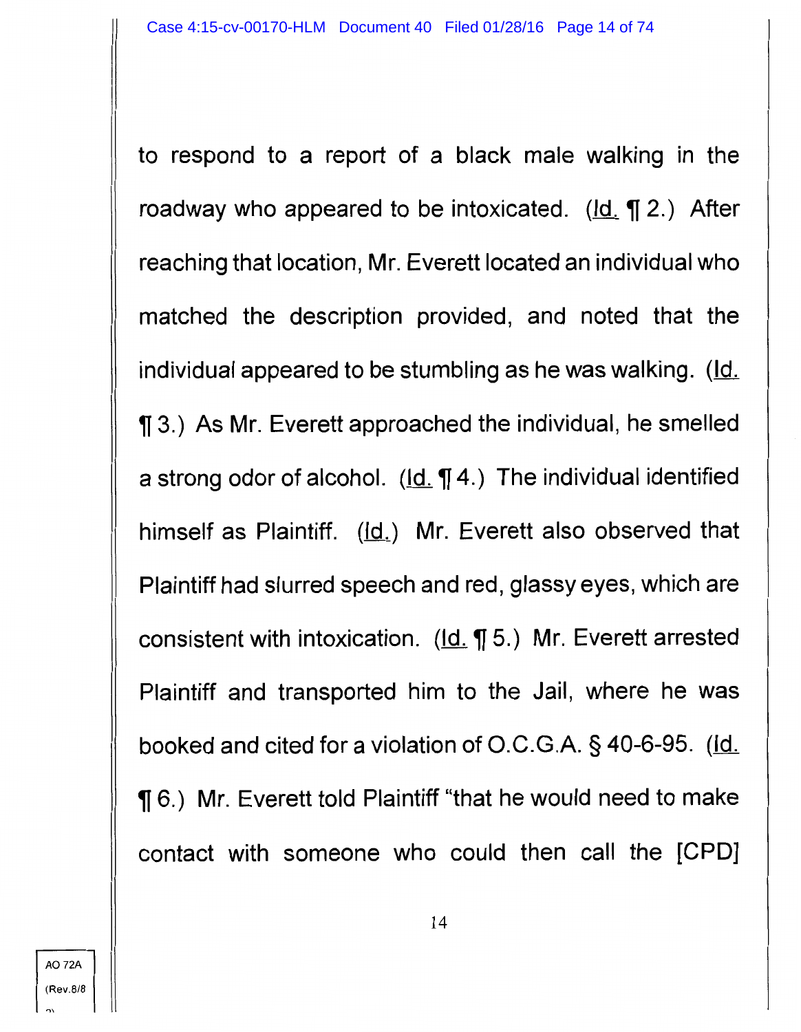to respond to a report of a black male walking in the roadway who appeared to be intoxicated. (Id. ¶ 2.) After reaching that location, Mr. Everett located an individual who matched the description provided, and noted that the individual appeared to be stumbling as he was walking. (Id. ¶ 3.) As Mr. Everett approached the individual, he smelled a strong odor of alcohol. (Id. ¶ 4.) The individual identified himself as Plaintiff. (Id.) Mr. Everett also observed that Plaintiff had slurred speech and red, glassy eyes, which are consistent with intoxication. (Id. ¶ 5.) Mr. Everett arrested Plaintiff and transported him to the Jail, where he was booked and cited for a violation of O.C.G.A. § 40-6-95. (Id. ¶ 6.) Mr. Everett told Plaintiff "that he would need to make contact with someone who could then call the [CPD]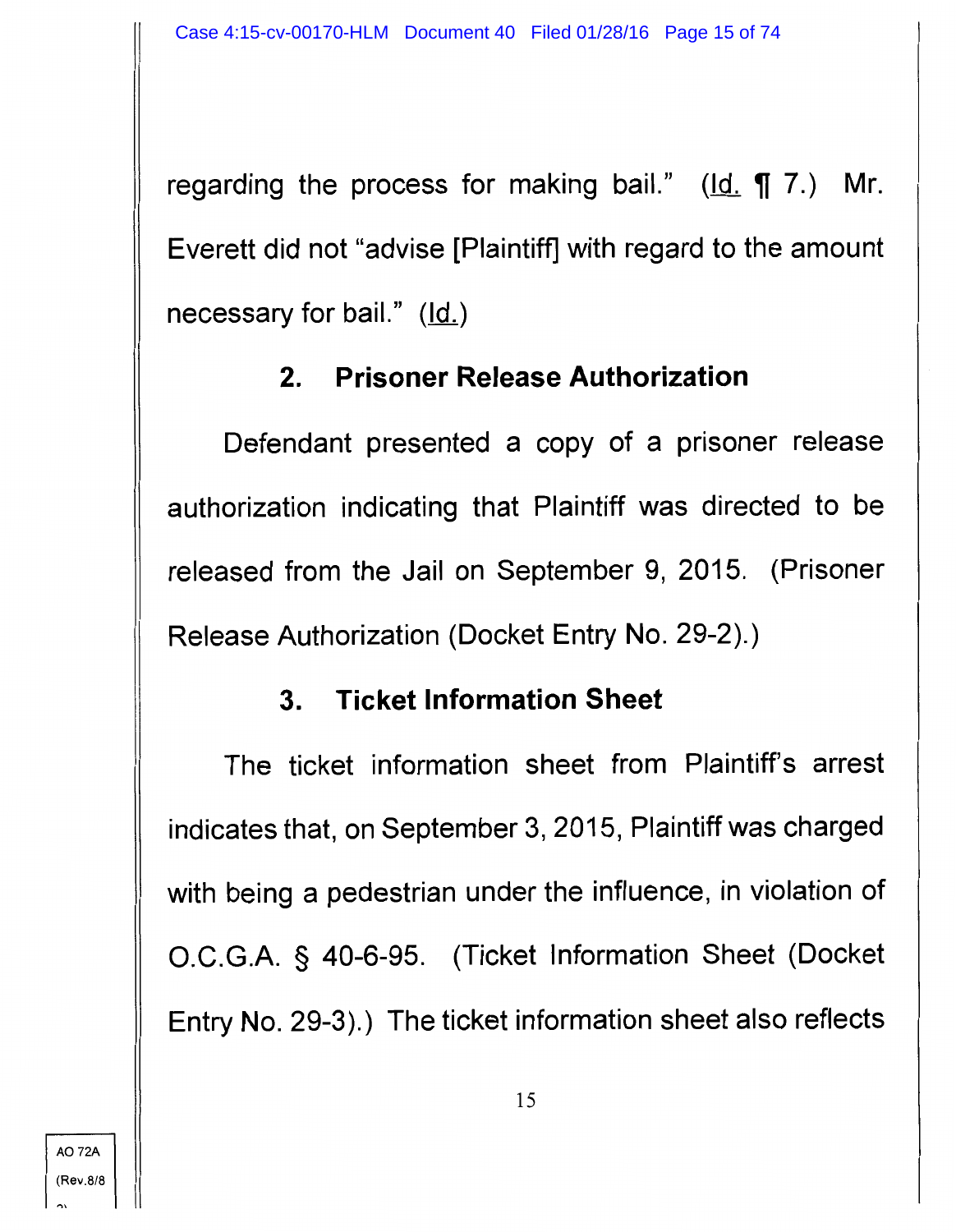regarding the process for making bail." (Id. ¶ 7.) Mr. Everett did not "advise [Plaintiff] with regard to the amount necessary for bail." (Id.)

### 2. Prisoner Release Authorization

Defendant presented a copy of a prisoner release authorization indicating that Plaintiff was directed to be released from the Jail on September 9, 2015. (Prisoner Release Authorization (Docket Entry No. 29-2).)

### 3. Ticket Information Sheet

The ticket information sheet from Plaintiff's arrest indicates that, on September 3, 2015, Plaintiff was charged with being a pedestrian under the influence, in violation of O.C.G.A. § 40-6-95. (Ticket Information Sheet (Docket Entry No. 29-3).) The ticket information sheet also reflects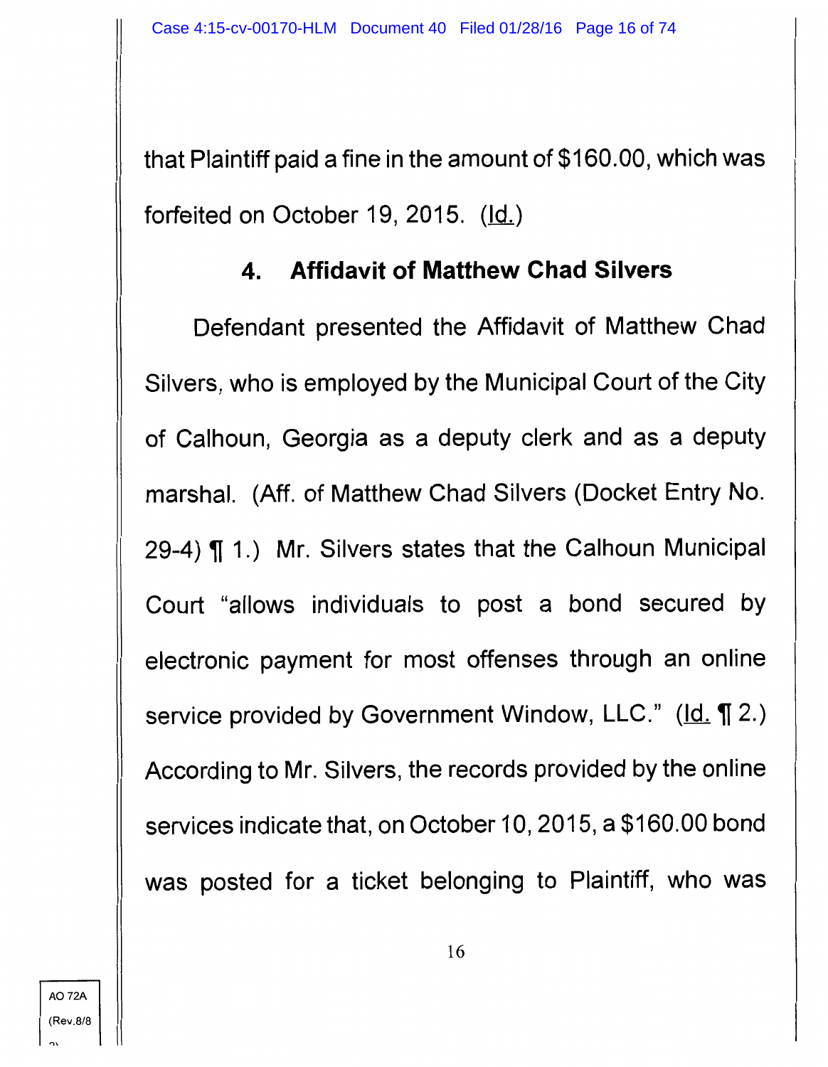that Plaintiff paid a fine in the amount of $160.00, which was forfeited on October 19, 2015. (Id.)

#### 4. Affidavit of Matthew Chad Silvers

Defendant presented the Affidavit of Matthew Chad Silvers, who is employed by the Municipal Court of the City of Calhoun, Georgia as a deputy clerk and as a deputy marshal. (Aff. of Matthew Chad Silvers (Docket Entry No. 29-4) ¶ 1.) Mr. Silvers states that the Calhoun Municipal Court "allows individuals to post a bond secured by electronic payment for most offenses through an online service provided by Government Window, LLC." (Id. ¶ 2.) According to Mr. Silvers, the records provided by the online services indicate that, on October 10, 2015, a $160.00 bond was posted for a ticket belonging to Plaintiff, who was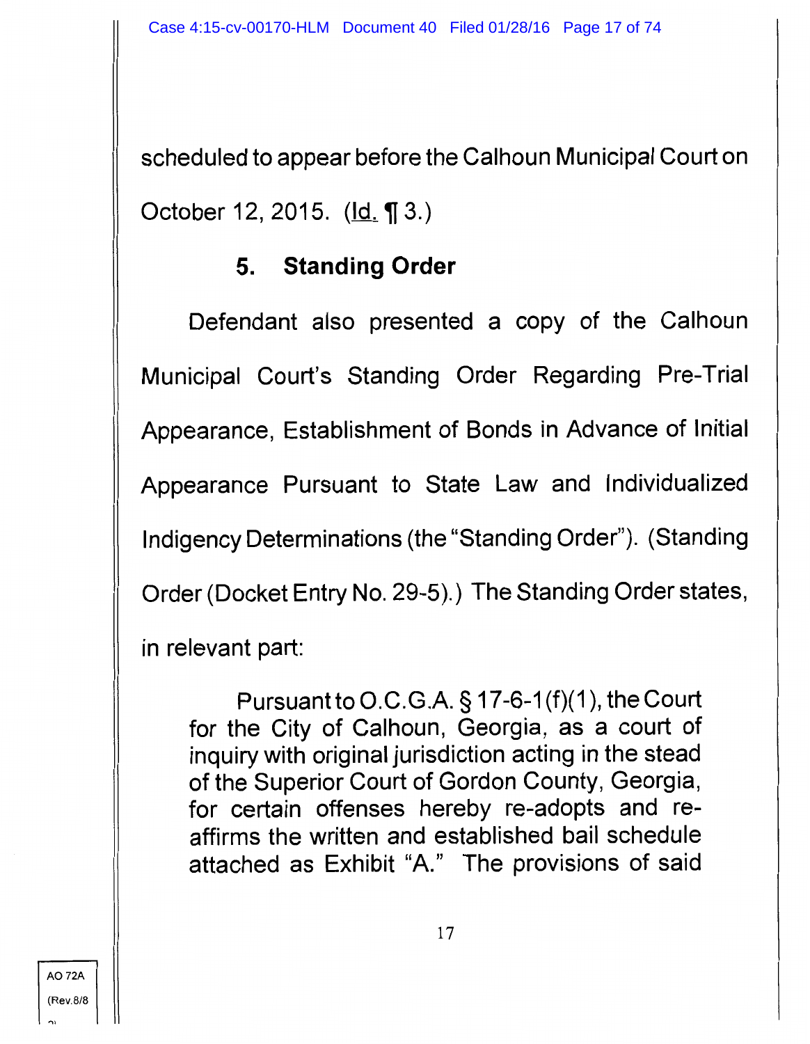scheduled to appear before the Calhoun Municipal Court on October 12, 2015. (Id. ¶ 3.)

### 5. Standing Order

Defendant also presented a copy of the Calhoun Municipal Court's Standing Order Regarding Pre-Trial Appearance, Establishment of Bonds in Advance of Initial Appearance Pursuant to State Law and Individualized Indigency Determinations (the "Standing Order"). (Standing Order (Docket Entry No. 29-5).) The Standing Order states, in relevant part:

> Pursuant to O.C.G.A. § 17-6-1(f)(1), the Court for the City of Calhoun, Georgia, as a court of inquiry with original jurisdiction acting in the stead of the Superior Court of Gordon County, Georgia, for certain offenses hereby re-adopts and re-affirms the written and established bail schedule attached as Exhibit "A." The provisions of said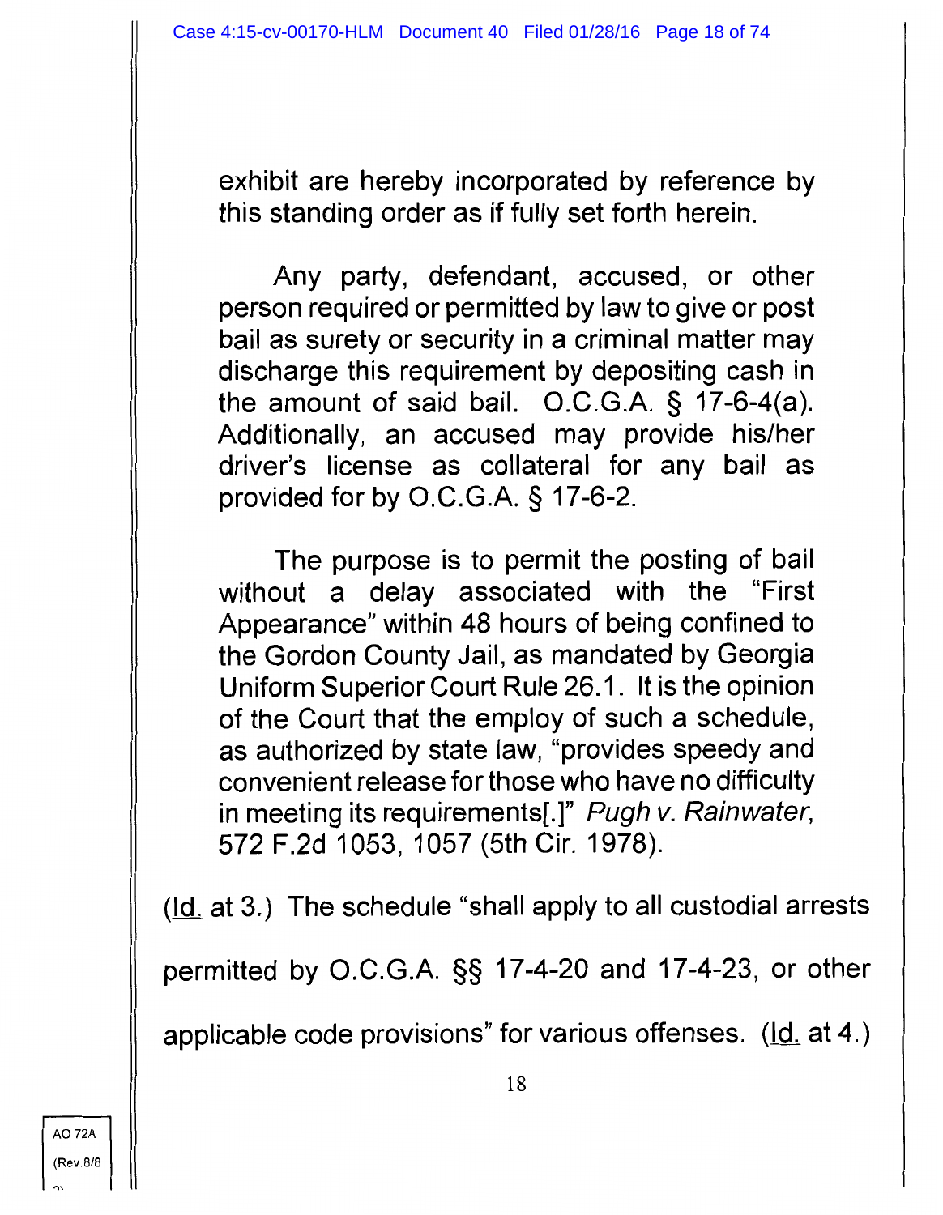> exhibit are hereby incorporated by reference by this standing order as if fully set forth herein.
>
> Any party, defendant, accused, or other person required or permitted by law to give or post bail as surety or security in a criminal matter may discharge this requirement by depositing cash in the amount of said bail. O.C.G.A. § 17-6-4(a). Additionally, an accused may provide his/her driver's license as collateral for any bail as provided for by O.C.G.A. § 17-6-2.
>
> The purpose is to permit the posting of bail without a delay associated with the "First Appearance" within 48 hours of being confined to the Gordon County Jail, as mandated by Georgia Uniform Superior Court Rule 26.1. It is the opinion of the Court that the employ of such a schedule, as authorized by state law, "provides speedy and convenient release for those who have no difficulty in meeting its requirements[.]" *Pugh v. Rainwater*, 572 F.2d 1053, 1057 (5th Cir. 1978).

(Id. at 3.) The schedule "shall apply to all custodial arrests permitted by O.C.G.A. §§ 17-4-20 and 17-4-23, or other applicable code provisions" for various offenses. (Id. at 4.)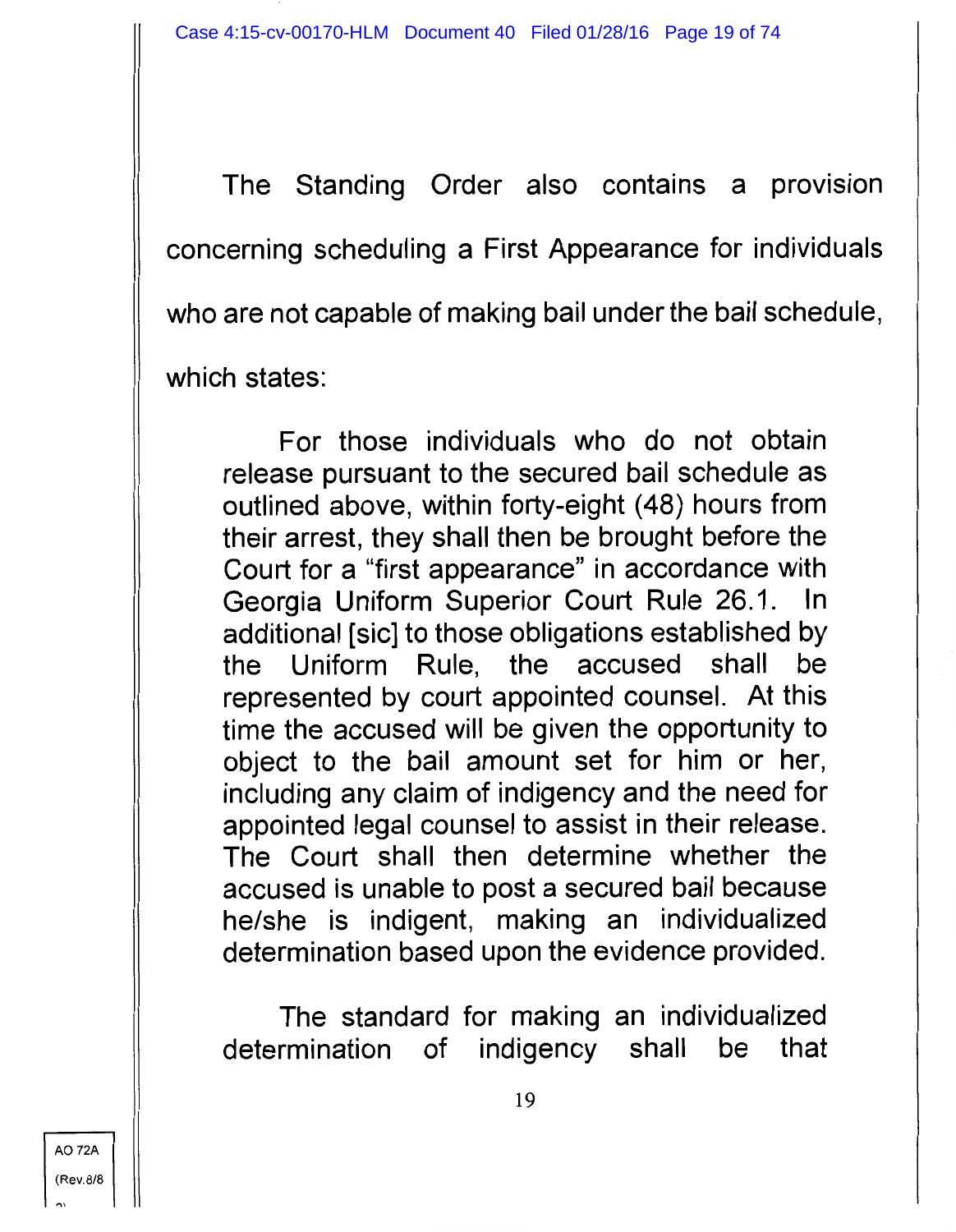The Standing Order also contains a provision concerning scheduling a First Appearance for individuals who are not capable of making bail under the bail schedule, which states:

> For those individuals who do not obtain release pursuant to the secured bail schedule as outlined above, within forty-eight (48) hours from their arrest, they shall then be brought before the Court for a "first appearance" in accordance with Georgia Uniform Superior Court Rule 26.1. In additional [sic] to those obligations established by the Uniform Rule, the accused shall be represented by court appointed counsel. At this time the accused will be given the opportunity to object to the bail amount set for him or her, including any claim of indigency and the need for appointed legal counsel to assist in their release. The Court shall then determine whether the accused is unable to post a secured bail because he/she is indigent, making an individualized determination based upon the evidence provided.
>
> The standard for making an individualized determination of indigency shall be that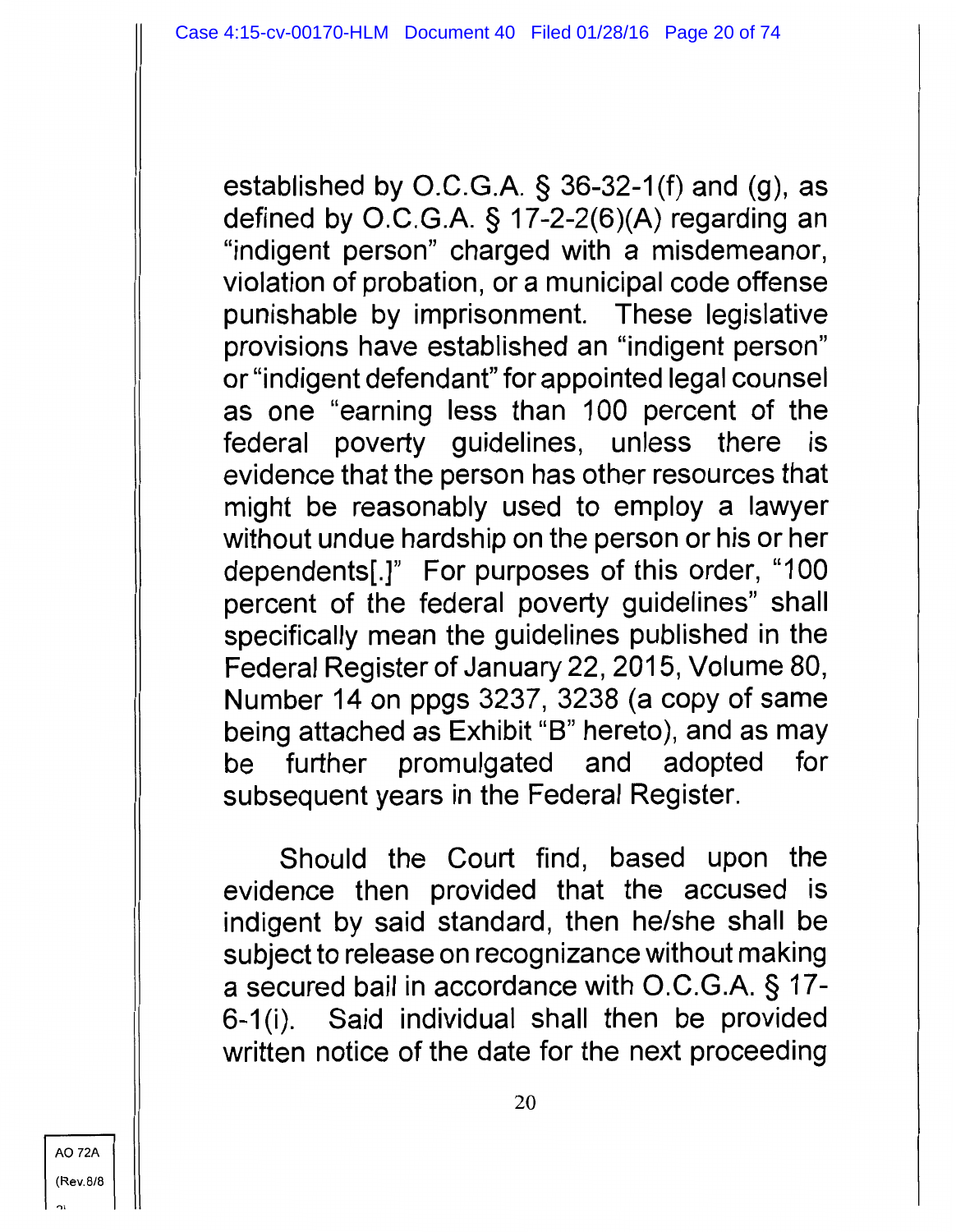established by O.C.G.A. § 36-32-1(f) and (g), as defined by O.C.G.A. § 17-2-2(6)(A) regarding an "indigent person" charged with a misdemeanor, violation of probation, or a municipal code offense punishable by imprisonment. These legislative provisions have established an "indigent person" or "indigent defendant" for appointed legal counsel as one "earning less than 100 percent of the federal poverty guidelines, unless there is evidence that the person has other resources that might be reasonably used to employ a lawyer without undue hardship on the person or his or her dependents[.]" For purposes of this order, "100 percent of the federal poverty guidelines" shall specifically mean the guidelines published in the Federal Register of January 22, 2015, Volume 80, Number 14 on ppgs 3237, 3238 (a copy of same being attached as Exhibit "B" hereto), and as may be further promulgated and adopted for subsequent years in the Federal Register.

Should the Court find, based upon the evidence then provided that the accused is indigent by said standard, then he/she shall be subject to release on recognizance without making a secured bail in accordance with O.C.G.A. § 17-6-1(i). Said individual shall then be provided written notice of the date for the next proceeding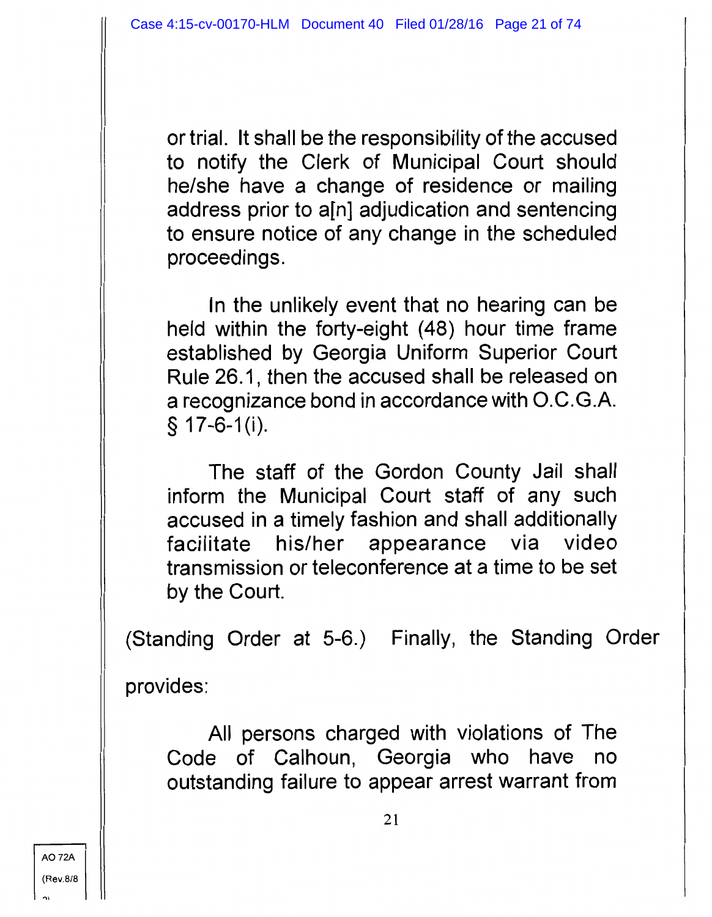> or trial. It shall be the responsibility of the accused to notify the Clerk of Municipal Court should he/she have a change of residence or mailing address prior to a[n] adjudication and sentencing to ensure notice of any change in the scheduled proceedings.
>
> In the unlikely event that no hearing can be held within the forty-eight (48) hour time frame established by Georgia Uniform Superior Court Rule 26.1, then the accused shall be released on a recognizance bond in accordance with O.C.G.A. § 17-6-1(i).
>
> The staff of the Gordon County Jail shall inform the Municipal Court staff of any such accused in a timely fashion and shall additionally facilitate his/her appearance via video transmission or teleconference at a time to be set by the Court.

(Standing Order at 5-6.) Finally, the Standing Order provides:

> All persons charged with violations of The Code of Calhoun, Georgia who have no outstanding failure to appear arrest warrant from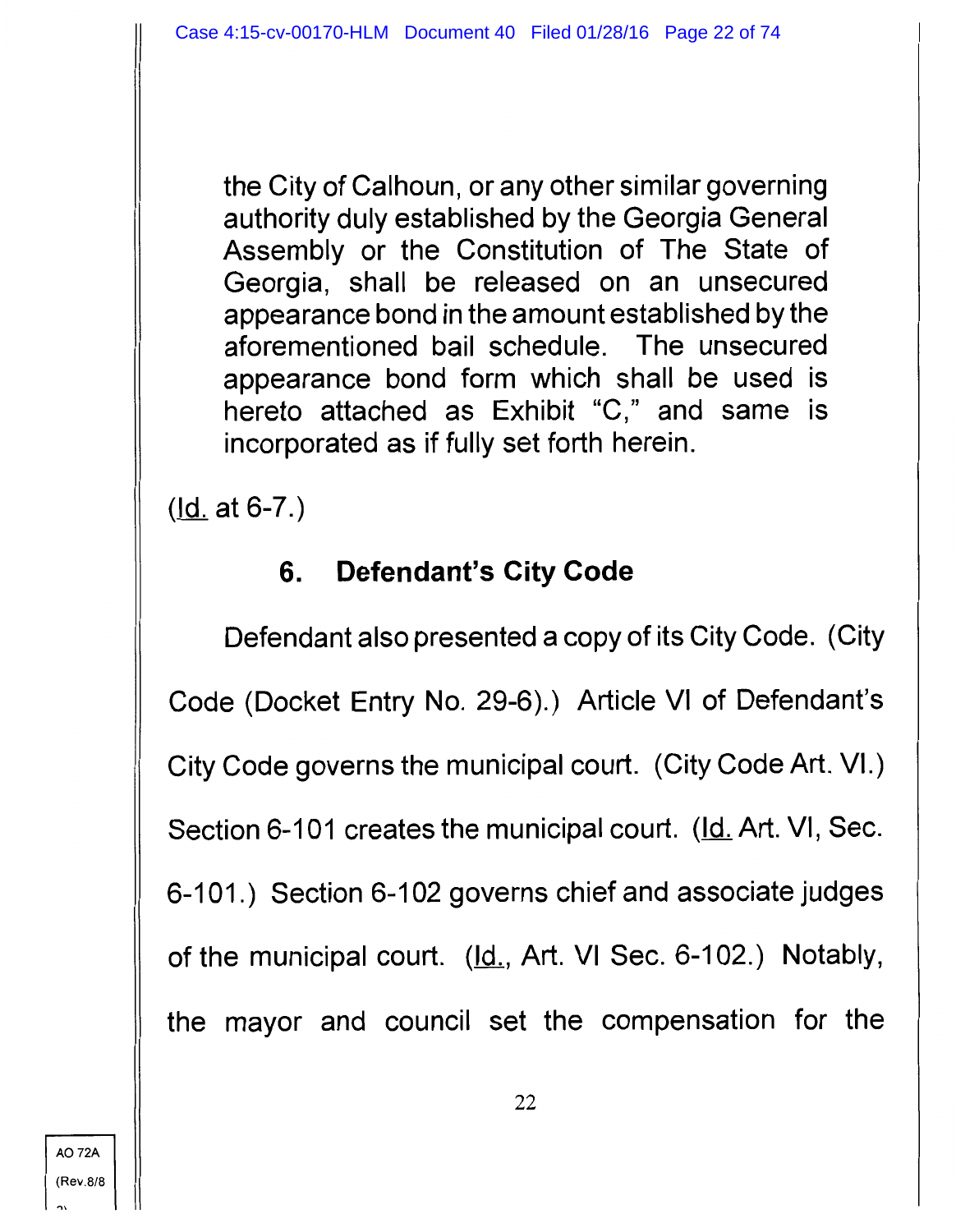> the City of Calhoun, or any other similar governing authority duly established by the Georgia General Assembly or the Constitution of The State of Georgia, shall be released on an unsecured appearance bond in the amount established by the aforementioned bail schedule. The unsecured appearance bond form which shall be used is hereto attached as Exhibit "C," and same is incorporated as if fully set forth herein.

(Id. at 6-7.)

### 6. Defendant's City Code

Defendant also presented a copy of its City Code. (City Code (Docket Entry No. 29-6).) Article VI of Defendant's City Code governs the municipal court. (City Code Art. VI.) Section 6-101 creates the municipal court. (Id. Art. VI, Sec. 6-101.) Section 6-102 governs chief and associate judges of the municipal court. (Id., Art. VI Sec. 6-102.) Notably, the mayor and council set the compensation for the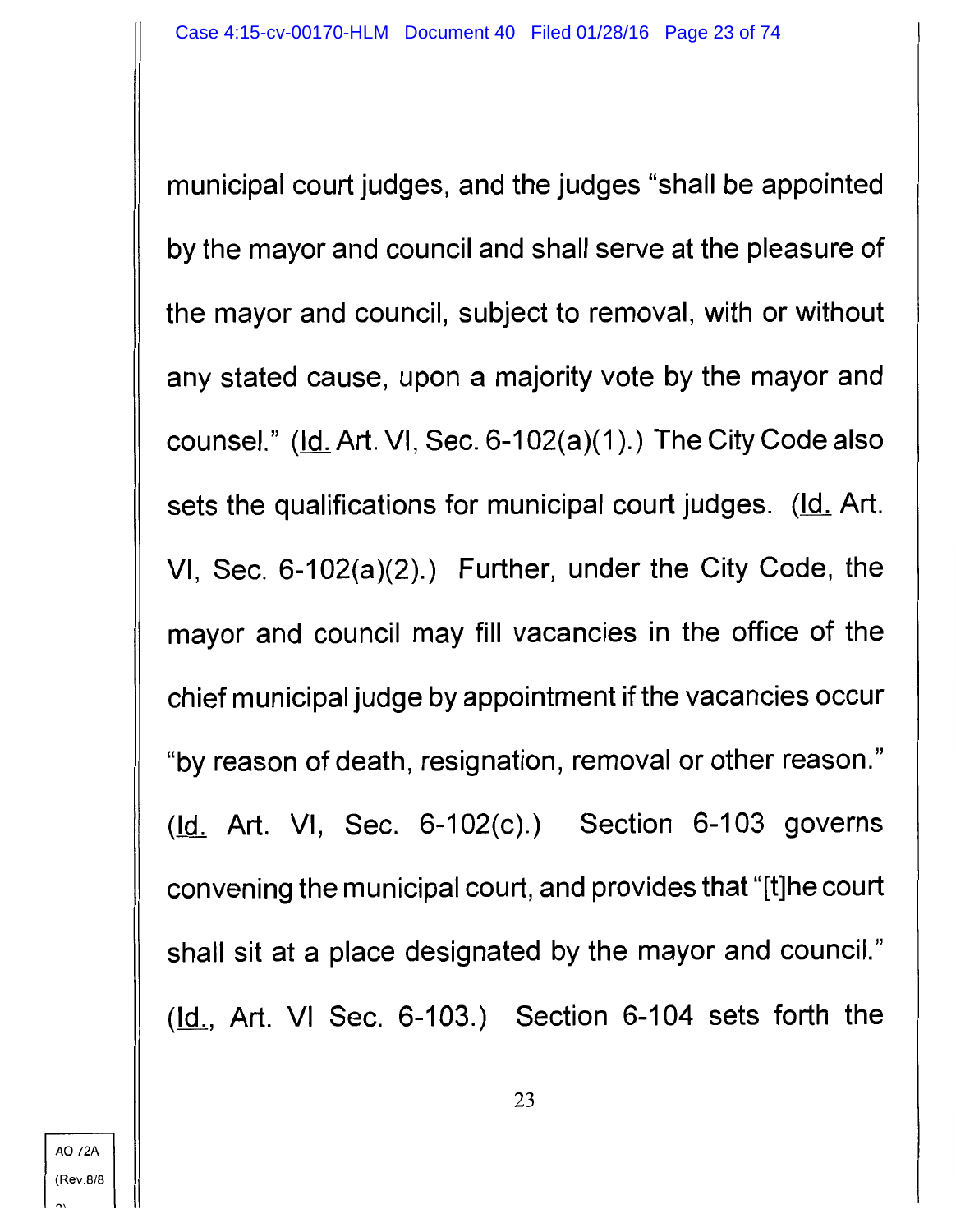municipal court judges, and the judges "shall be appointed by the mayor and council and shall serve at the pleasure of the mayor and council, subject to removal, with or without any stated cause, upon a majority vote by the mayor and counsel." (Id. Art. VI, Sec. 6-102(a)(1).) The City Code also sets the qualifications for municipal court judges. (Id. Art. VI, Sec. 6-102(a)(2).) Further, under the City Code, the mayor and council may fill vacancies in the office of the chief municipal judge by appointment if the vacancies occur "by reason of death, resignation, removal or other reason." (Id. Art. VI, Sec. 6-102(c).) Section 6-103 governs convening the municipal court, and provides that "[t]he court shall sit at a place designated by the mayor and council." (Id., Art. VI Sec. 6-103.) Section 6-104 sets forth the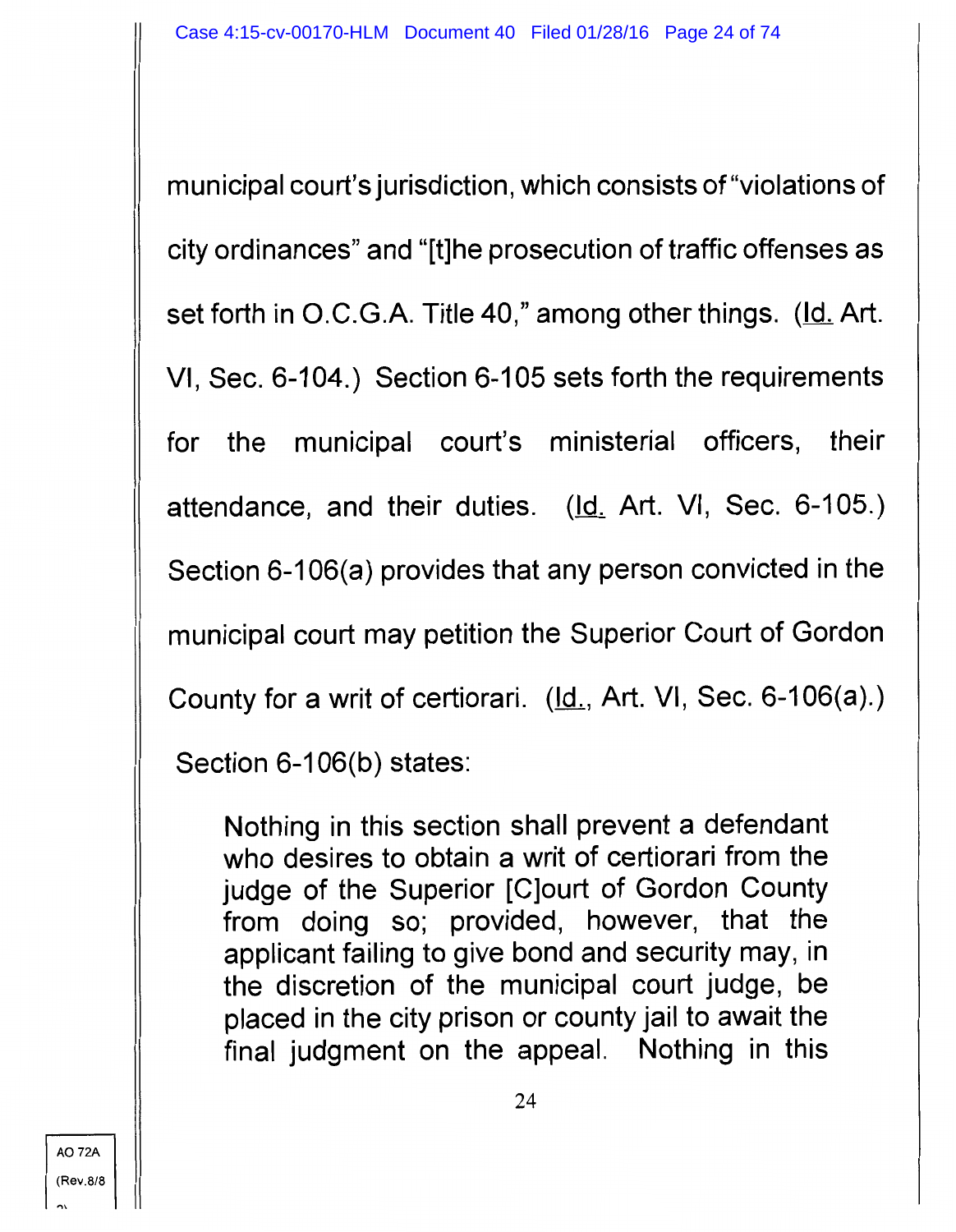municipal court's jurisdiction, which consists of "violations of city ordinances" and "[t]he prosecution of traffic offenses as set forth in O.C.G.A. Title 40," among other things. (Id. Art. VI, Sec. 6-104.) Section 6-105 sets forth the requirements for the municipal court's ministerial officers, their attendance, and their duties. (Id. Art. VI, Sec. 6-105.) Section 6-106(a) provides that any person convicted in the municipal court may petition the Superior Court of Gordon County for a writ of certiorari. (Id., Art. VI, Sec. 6-106(a).) Section 6-106(b) states:

> Nothing in this section shall prevent a defendant who desires to obtain a writ of certiorari from the judge of the Superior [C]ourt of Gordon County from doing so; provided, however, that the applicant failing to give bond and security may, in the discretion of the municipal court judge, be placed in the city prison or county jail to await the final judgment on the appeal. Nothing in this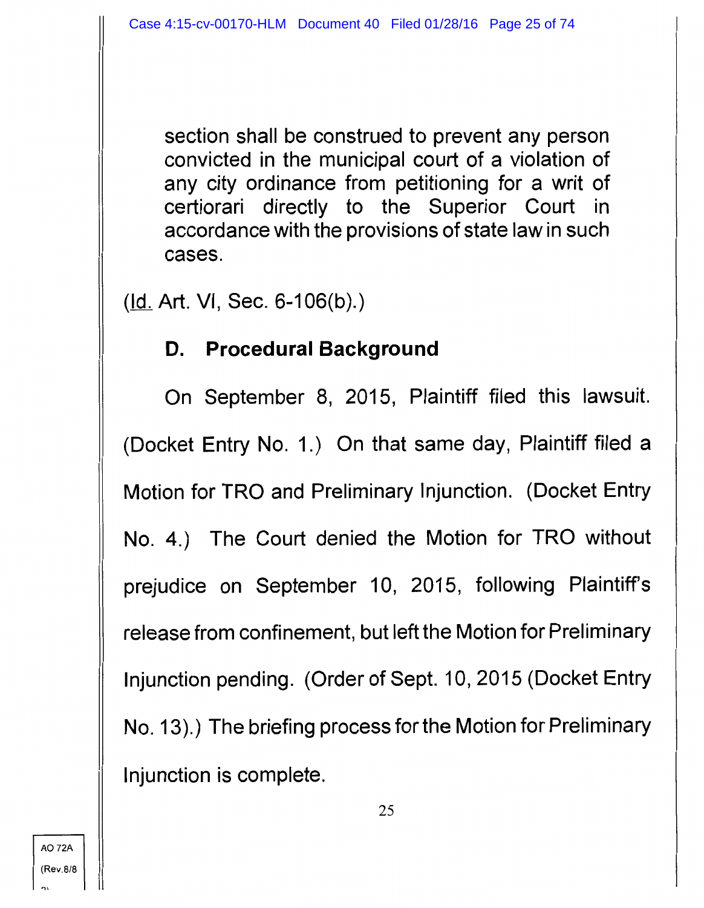section shall be construed to prevent any person convicted in the municipal court of a violation of any city ordinance from petitioning for a writ of certiorari directly to the Superior Court in accordance with the provisions of state law in such cases.

(Id. Art. VI, Sec. 6-106(b).)

## D. Procedural Background

On September 8, 2015, Plaintiff filed this lawsuit. (Docket Entry No. 1.) On that same day, Plaintiff filed a Motion for TRO and Preliminary Injunction. (Docket Entry No. 4.) The Court denied the Motion for TRO without prejudice on September 10, 2015, following Plaintiff's release from confinement, but left the Motion for Preliminary Injunction pending. (Order of Sept. 10, 2015 (Docket Entry No. 13).) The briefing process for the Motion for Preliminary Injunction is complete.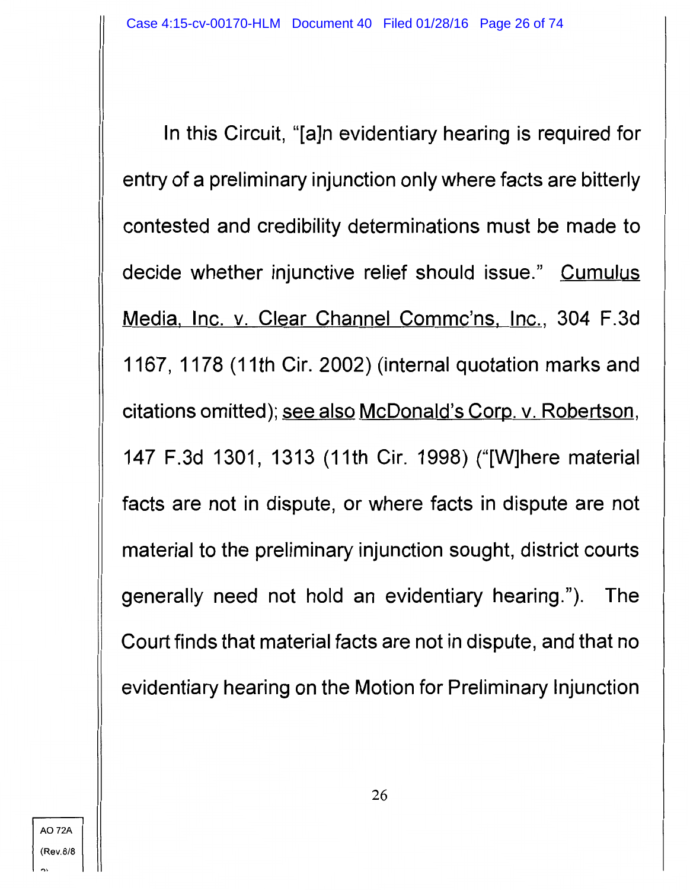In this Circuit, "[a]n evidentiary hearing is required for entry of a preliminary injunction only where facts are bitterly contested and credibility determinations must be made to decide whether injunctive relief should issue." Cumulus Media, Inc. v. Clear Channel Commc'ns, Inc., 304 F.3d 1167, 1178 (11th Cir. 2002) (internal quotation marks and citations omitted); see also McDonald's Corp. v. Robertson, 147 F.3d 1301, 1313 (11th Cir. 1998) ("[W]here material facts are not in dispute, or where facts in dispute are not material to the preliminary injunction sought, district courts generally need not hold an evidentiary hearing."). The Court finds that material facts are not in dispute, and that no evidentiary hearing on the Motion for Preliminary Injunction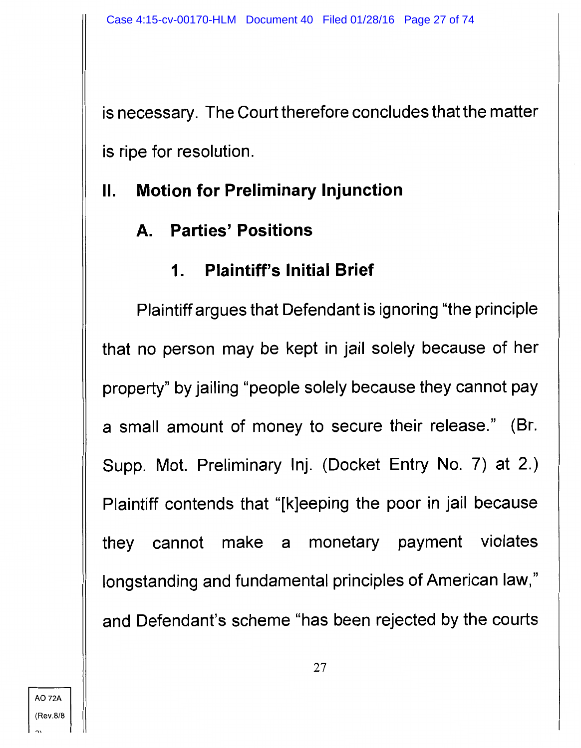is necessary. The Court therefore concludes that the matter is ripe for resolution.

## II. Motion for Preliminary Injunction

### A. Parties' Positions

#### 1. Plaintiff's Initial Brief

Plaintiff argues that Defendant is ignoring "the principle that no person may be kept in jail solely because of her property" by jailing "people solely because they cannot pay a small amount of money to secure their release." (Br. Supp. Mot. Preliminary Inj. (Docket Entry No. 7) at 2.) Plaintiff contends that "[k]eeping the poor in jail because they cannot make a monetary payment violates longstanding and fundamental principles of American law," and Defendant's scheme "has been rejected by the courts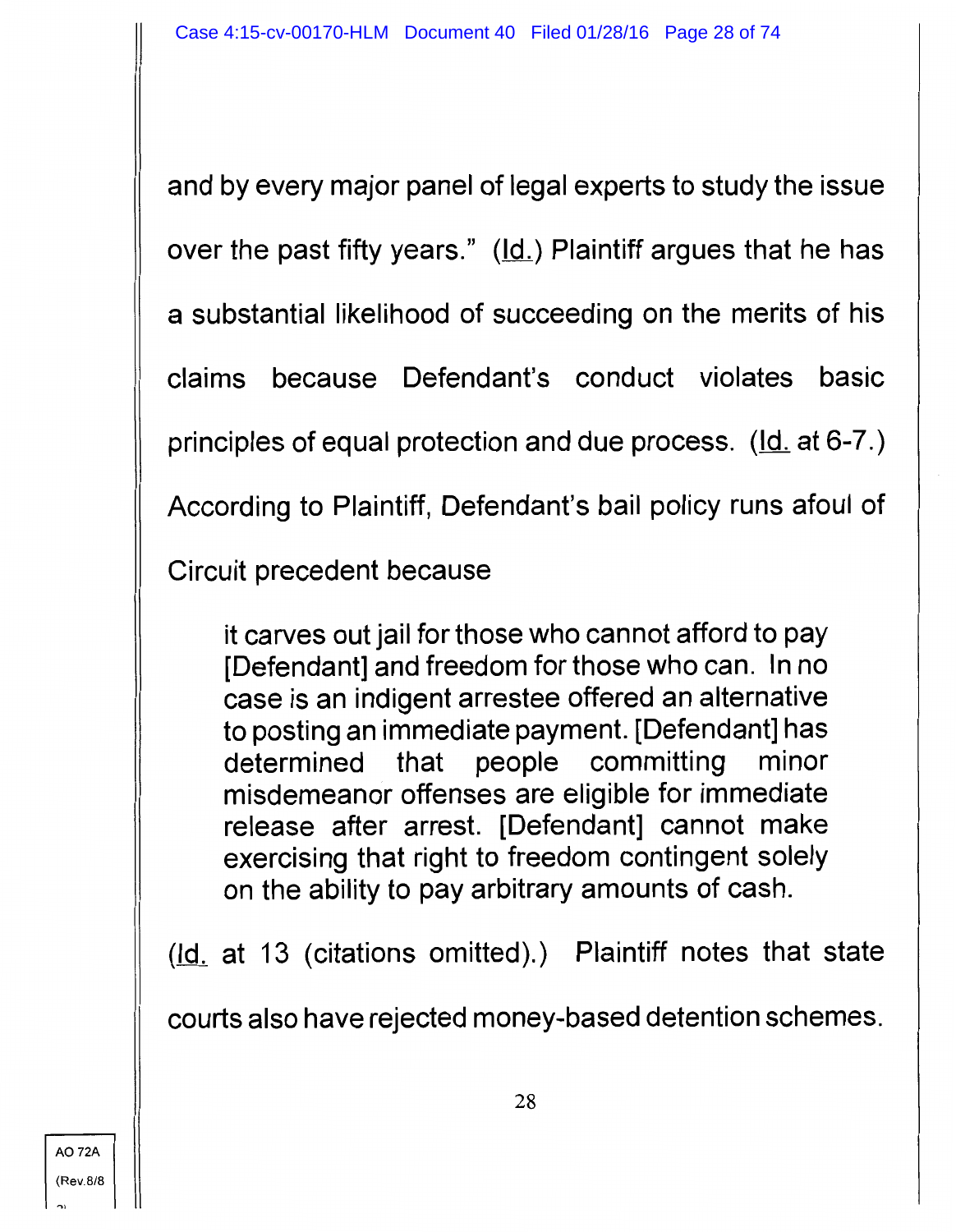and by every major panel of legal experts to study the issue over the past fifty years." (Id.) Plaintiff argues that he has a substantial likelihood of succeeding on the merits of his claims because Defendant's conduct violates basic principles of equal protection and due process. (Id. at 6-7.) According to Plaintiff, Defendant's bail policy runs afoul of Circuit precedent because

> it carves out jail for those who cannot afford to pay [Defendant] and freedom for those who can. In no case is an indigent arrestee offered an alternative to posting an immediate payment. [Defendant] has determined that people committing minor misdemeanor offenses are eligible for immediate release after arrest. [Defendant] cannot make exercising that right to freedom contingent solely on the ability to pay arbitrary amounts of cash.

(Id. at 13 (citations omitted).) Plaintiff notes that state courts also have rejected money-based detention schemes.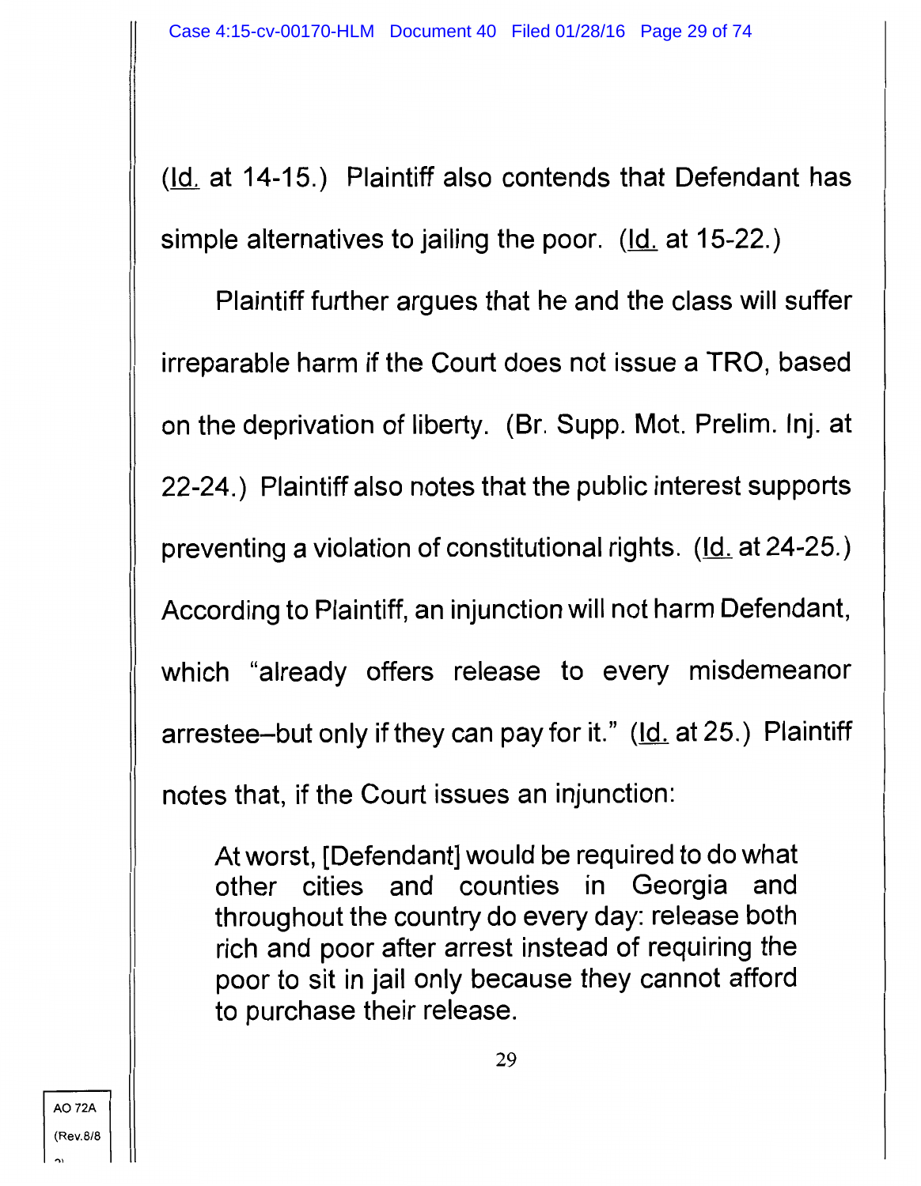(Id. at 14-15.) Plaintiff also contends that Defendant has simple alternatives to jailing the poor. (Id. at 15-22.)

Plaintiff further argues that he and the class will suffer irreparable harm if the Court does not issue a TRO, based on the deprivation of liberty. (Br. Supp. Mot. Prelim. Inj. at 22-24.) Plaintiff also notes that the public interest supports preventing a violation of constitutional rights. (Id. at 24-25.) According to Plaintiff, an injunction will not harm Defendant, which "already offers release to every misdemeanor arrestee–but only if they can pay for it." (Id. at 25.) Plaintiff notes that, if the Court issues an injunction:

> At worst, [Defendant] would be required to do what other cities and counties in Georgia and throughout the country do every day: release both rich and poor after arrest instead of requiring the poor to sit in jail only because they cannot afford to purchase their release.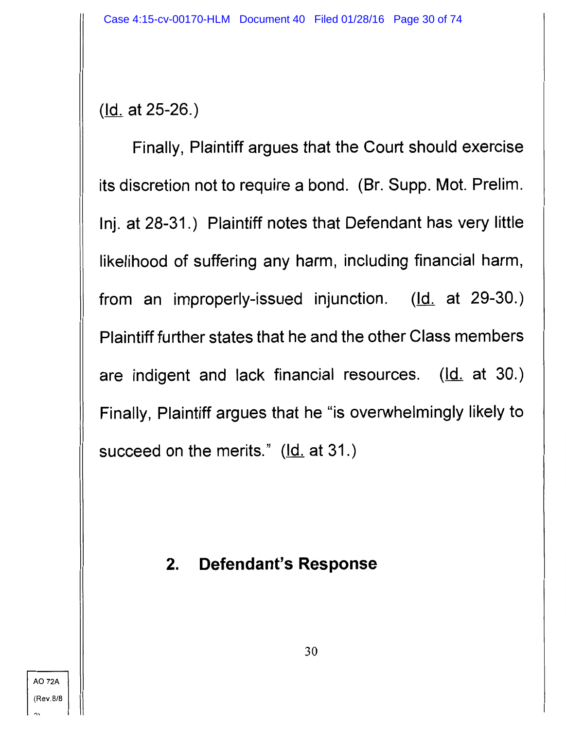(Id. at 25-26.)

Finally, Plaintiff argues that the Court should exercise its discretion not to require a bond. (Br. Supp. Mot. Prelim. Inj. at 28-31.) Plaintiff notes that Defendant has very little likelihood of suffering any harm, including financial harm, from an improperly-issued injunction. (Id. at 29-30.) Plaintiff further states that he and the other Class members are indigent and lack financial resources. (Id. at 30.) Finally, Plaintiff argues that he "is overwhelmingly likely to succeed on the merits." (Id. at 31.)

### 2. Defendant's Response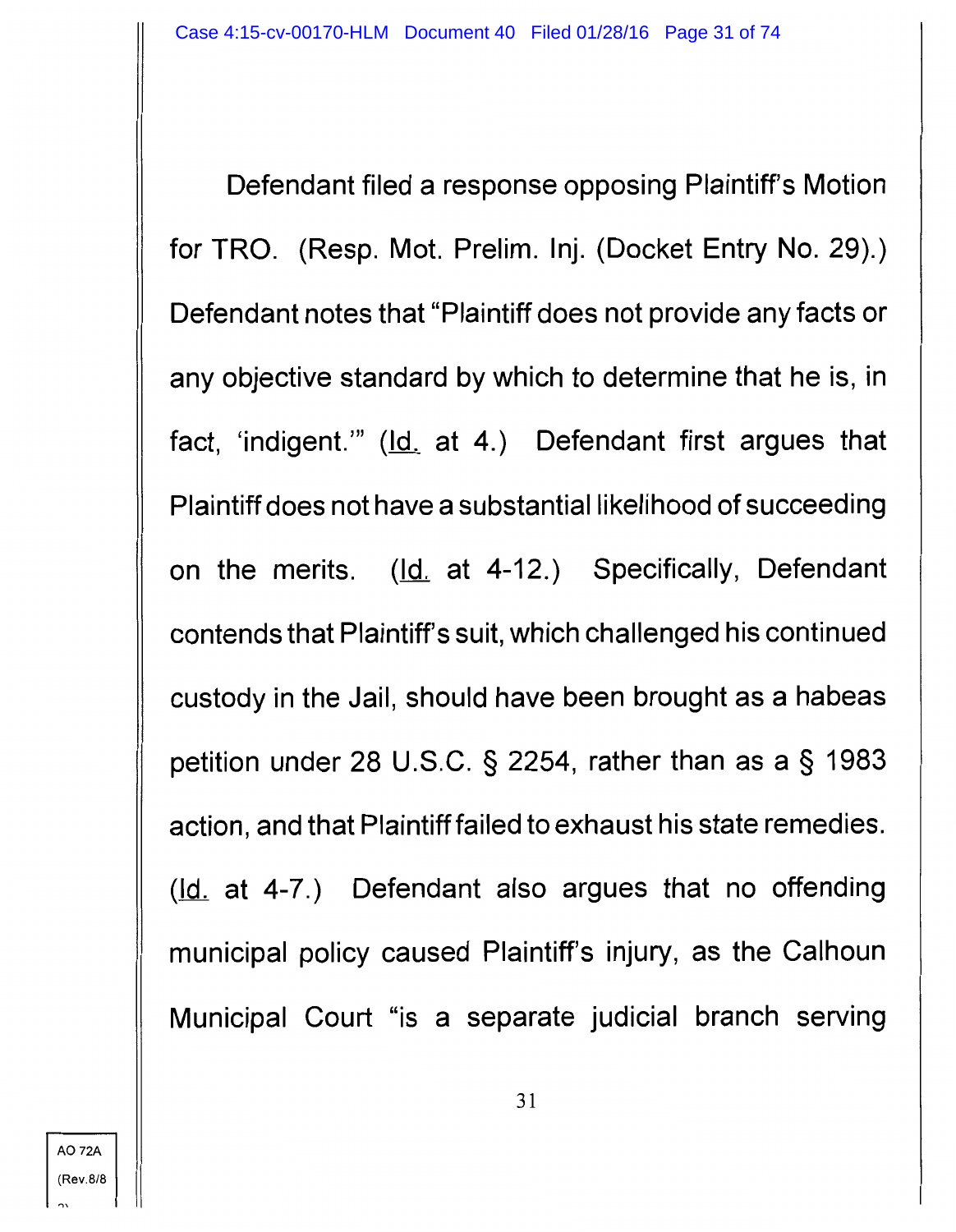Defendant filed a response opposing Plaintiff's Motion for TRO. (Resp. Mot. Prelim. Inj. (Docket Entry No. 29).) Defendant notes that "Plaintiff does not provide any facts or any objective standard by which to determine that he is, in fact, 'indigent.'" (Id. at 4.) Defendant first argues that Plaintiff does not have a substantial likelihood of succeeding on the merits. (Id. at 4-12.) Specifically, Defendant contends that Plaintiff's suit, which challenged his continued custody in the Jail, should have been brought as a habeas petition under 28 U.S.C. § 2254, rather than as a § 1983 action, and that Plaintiff failed to exhaust his state remedies. (Id. at 4-7.) Defendant also argues that no offending municipal policy caused Plaintiff's injury, as the Calhoun Municipal Court "is a separate judicial branch serving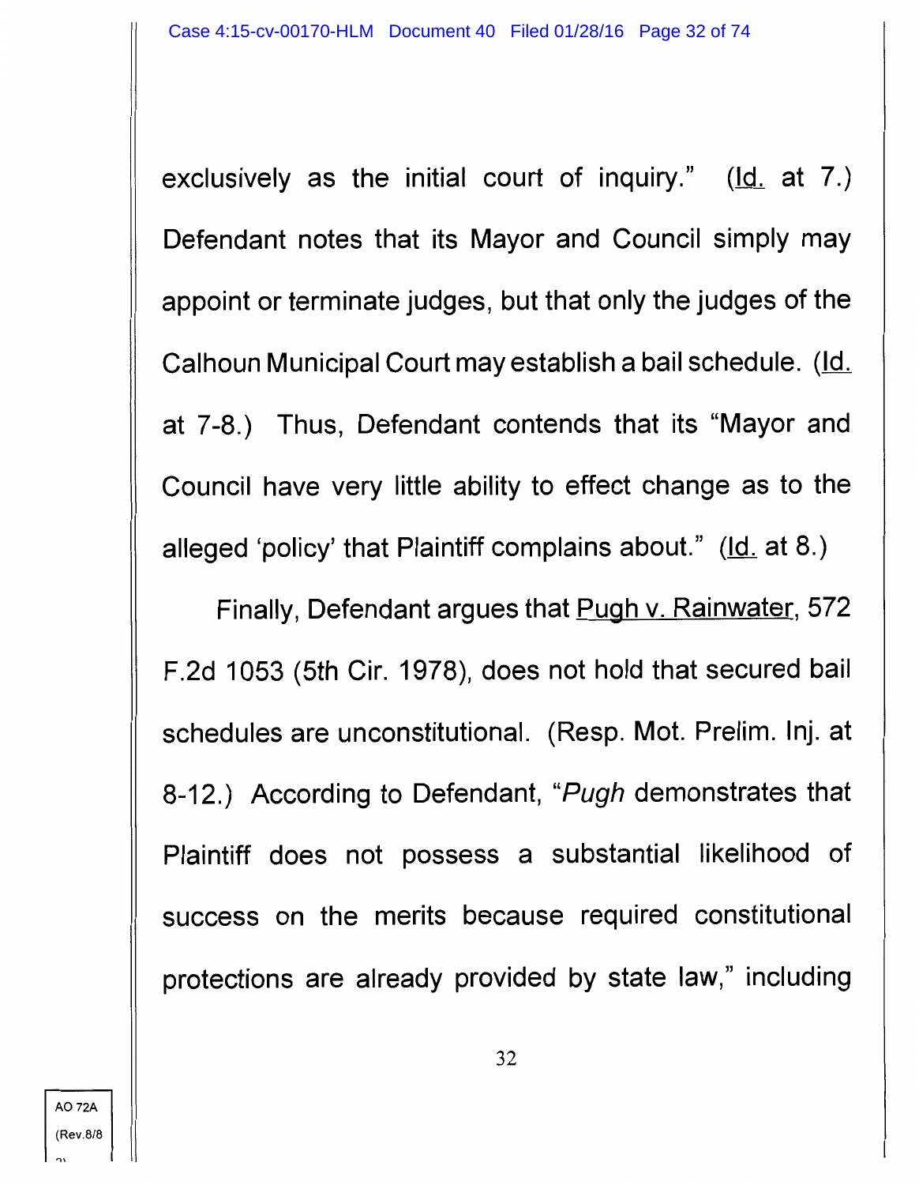exclusively as the initial court of inquiry." (Id. at 7.) Defendant notes that its Mayor and Council simply may appoint or terminate judges, but that only the judges of the Calhoun Municipal Court may establish a bail schedule. (Id. at 7-8.) Thus, Defendant contends that its "Mayor and Council have very little ability to effect change as to the alleged 'policy' that Plaintiff complains about." (Id. at 8.)

Finally, Defendant argues that Pugh v. Rainwater, 572 F.2d 1053 (5th Cir. 1978), does not hold that secured bail schedules are unconstitutional. (Resp. Mot. Prelim. Inj. at 8-12.) According to Defendant, "*Pugh* demonstrates that Plaintiff does not possess a substantial likelihood of success on the merits because required constitutional protections are already provided by state law," including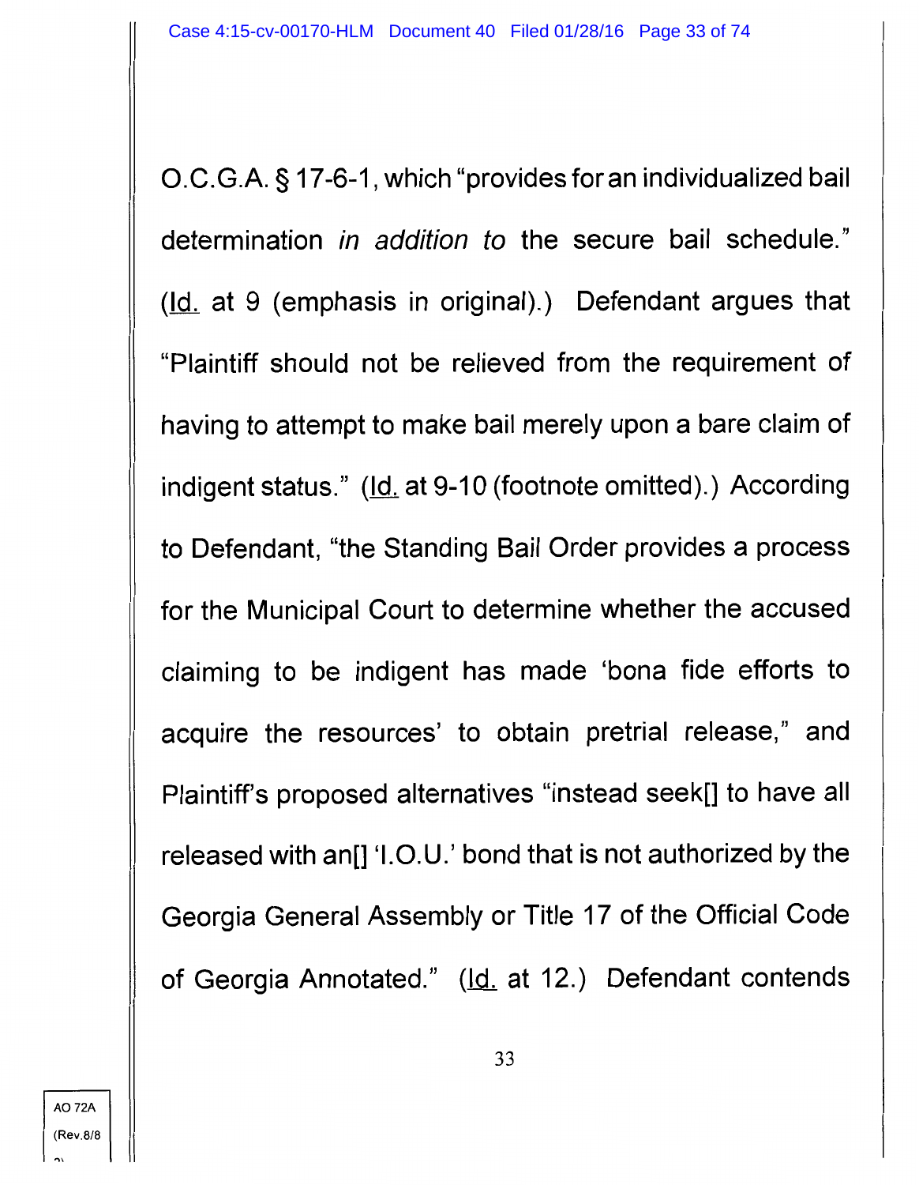O.C.G.A. § 17-6-1, which "provides for an individualized bail determination *in addition to* the secure bail schedule." (Id. at 9 (emphasis in original).) Defendant argues that "Plaintiff should not be relieved from the requirement of having to attempt to make bail merely upon a bare claim of indigent status." (Id. at 9-10 (footnote omitted).) According to Defendant, "the Standing Bail Order provides a process for the Municipal Court to determine whether the accused claiming to be indigent has made 'bona fide efforts to acquire the resources' to obtain pretrial release," and Plaintiff's proposed alternatives "instead seek[] to have all released with an[] 'I.O.U.' bond that is not authorized by the Georgia General Assembly or Title 17 of the Official Code of Georgia Annotated." (Id. at 12.) Defendant contends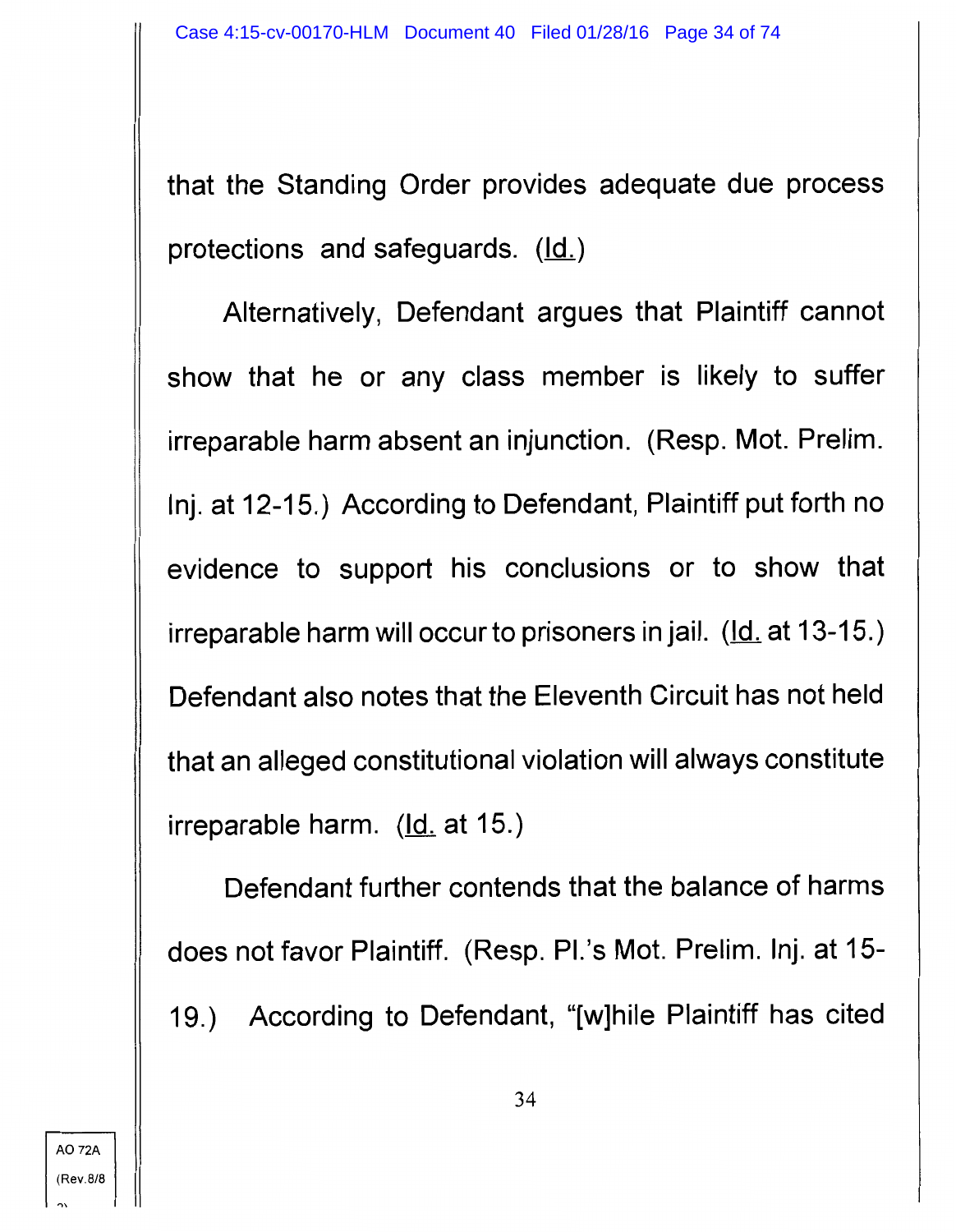that the Standing Order provides adequate due process protections and safeguards. (Id.)

Alternatively, Defendant argues that Plaintiff cannot show that he or any class member is likely to suffer irreparable harm absent an injunction. (Resp. Mot. Prelim. Inj. at 12-15.) According to Defendant, Plaintiff put forth no evidence to support his conclusions or to show that irreparable harm will occur to prisoners in jail. (Id. at 13-15.) Defendant also notes that the Eleventh Circuit has not held that an alleged constitutional violation will always constitute irreparable harm. (Id. at 15.)

Defendant further contends that the balance of harms does not favor Plaintiff. (Resp. Pl.'s Mot. Prelim. Inj. at 15-19.) According to Defendant, "[w]hile Plaintiff has cited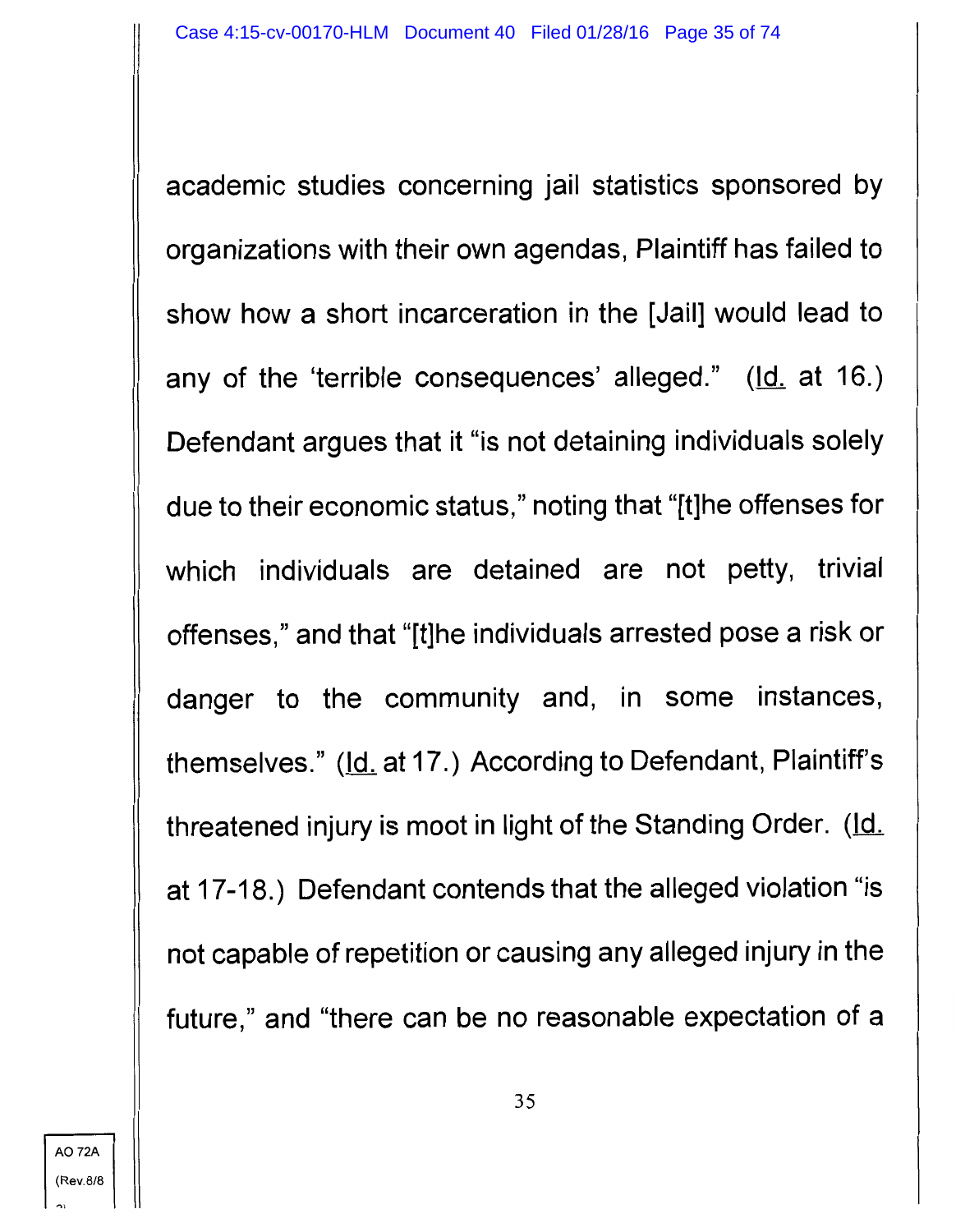academic studies concerning jail statistics sponsored by organizations with their own agendas, Plaintiff has failed to show how a short incarceration in the [Jail] would lead to any of the 'terrible consequences' alleged." (Id. at 16.) Defendant argues that it "is not detaining individuals solely due to their economic status," noting that "[t]he offenses for which individuals are detained are not petty, trivial offenses," and that "[t]he individuals arrested pose a risk or danger to the community and, in some instances, themselves." (Id. at 17.) According to Defendant, Plaintiff's threatened injury is moot in light of the Standing Order. (Id. at 17-18.) Defendant contends that the alleged violation "is not capable of repetition or causing any alleged injury in the future," and "there can be no reasonable expectation of a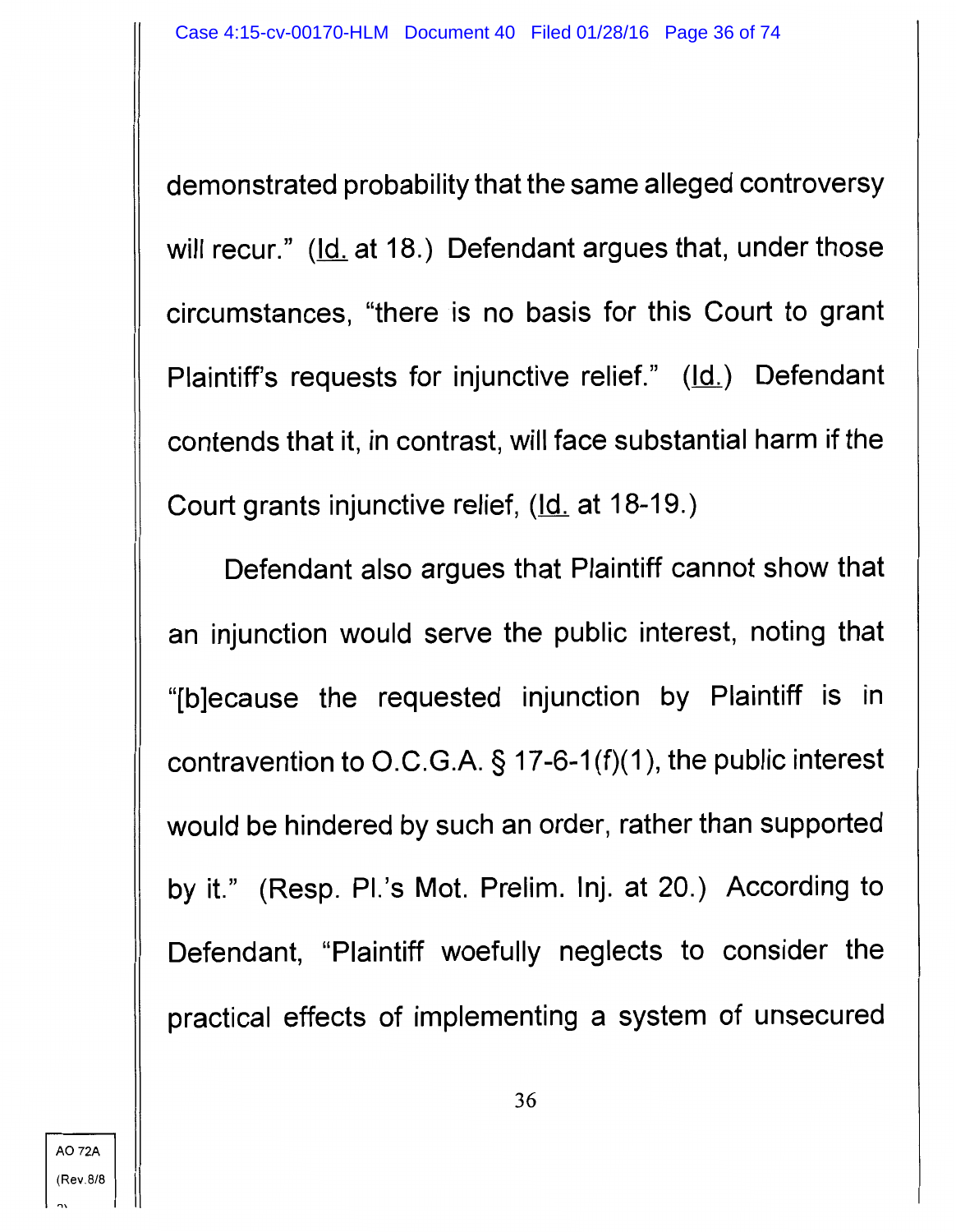demonstrated probability that the same alleged controversy will recur." (Id. at 18.) Defendant argues that, under those circumstances, "there is no basis for this Court to grant Plaintiff's requests for injunctive relief." (Id.) Defendant contends that it, in contrast, will face substantial harm if the Court grants injunctive relief, (Id. at 18-19.)

Defendant also argues that Plaintiff cannot show that an injunction would serve the public interest, noting that "[b]ecause the requested injunction by Plaintiff is in contravention to O.C.G.A. § 17-6-1(f)(1), the public interest would be hindered by such an order, rather than supported by it." (Resp. Pl.'s Mot. Prelim. Inj. at 20.) According to Defendant, "Plaintiff woefully neglects to consider the practical effects of implementing a system of unsecured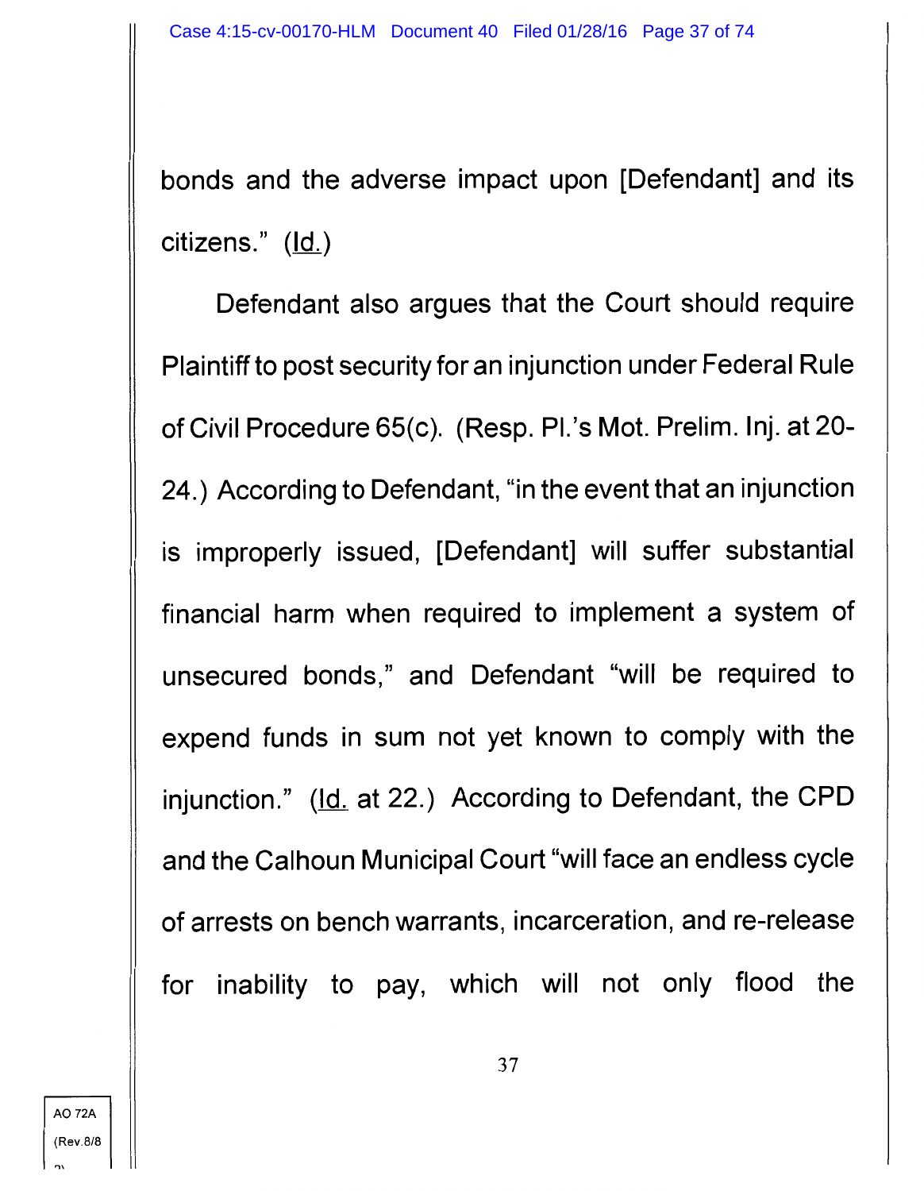bonds and the adverse impact upon [Defendant] and its citizens." (Id.)

Defendant also argues that the Court should require Plaintiff to post security for an injunction under Federal Rule of Civil Procedure 65(c). (Resp. Pl.'s Mot. Prelim. Inj. at 20-24.) According to Defendant, "in the event that an injunction is improperly issued, [Defendant] will suffer substantial financial harm when required to implement a system of unsecured bonds," and Defendant "will be required to expend funds in sum not yet known to comply with the injunction." (Id. at 22.) According to Defendant, the CPD and the Calhoun Municipal Court "will face an endless cycle of arrests on bench warrants, incarceration, and re-release for inability to pay, which will not only flood the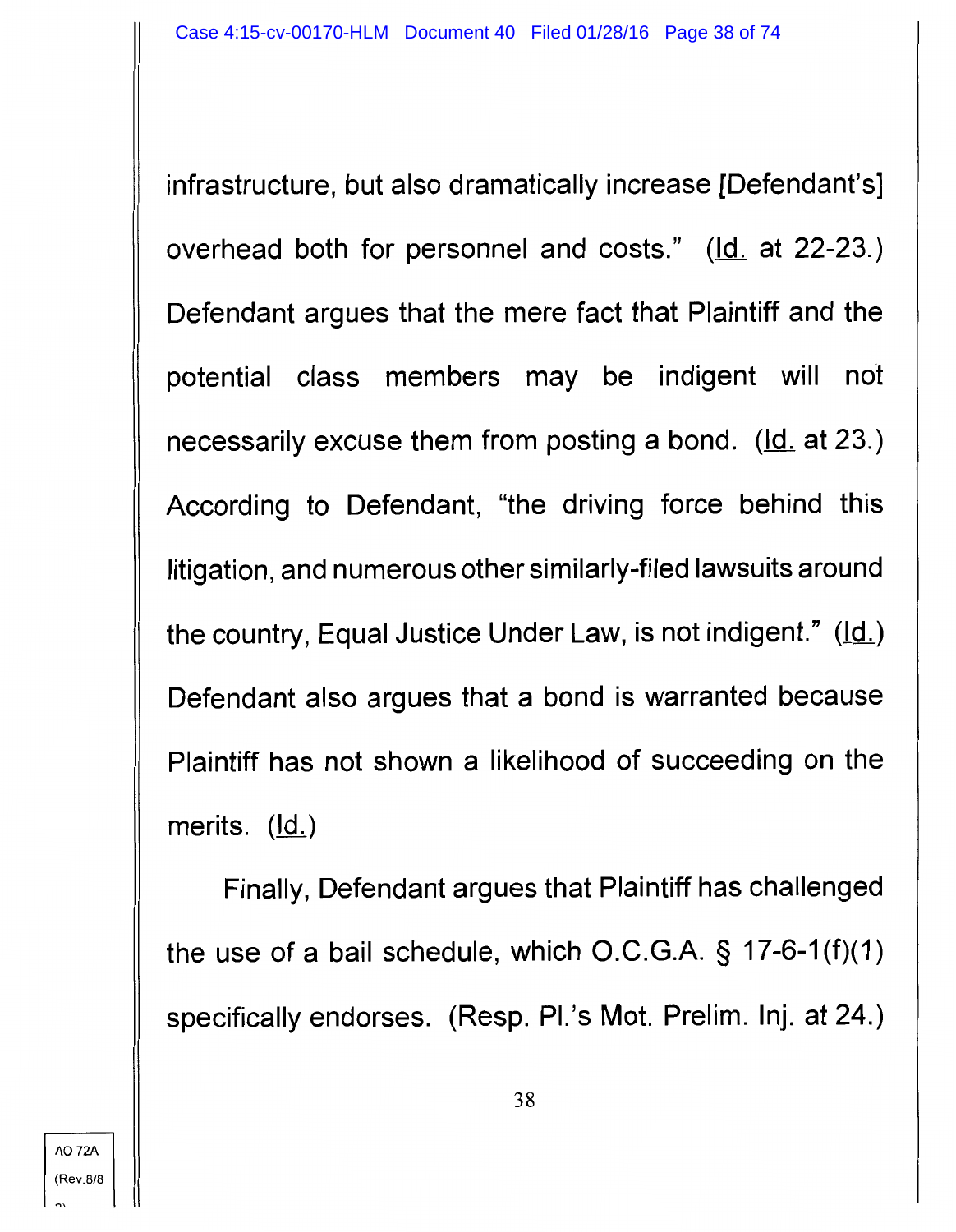infrastructure, but also dramatically increase [Defendant's] overhead both for personnel and costs." (Id. at 22-23.) Defendant argues that the mere fact that Plaintiff and the potential class members may be indigent will not necessarily excuse them from posting a bond. (Id. at 23.) According to Defendant, "the driving force behind this litigation, and numerous other similarly-filed lawsuits around the country, Equal Justice Under Law, is not indigent." (Id.) Defendant also argues that a bond is warranted because Plaintiff has not shown a likelihood of succeeding on the merits. (Id.)

Finally, Defendant argues that Plaintiff has challenged the use of a bail schedule, which O.C.G.A. § 17-6-1(f)(1) specifically endorses. (Resp. Pl.'s Mot. Prelim. Inj. at 24.)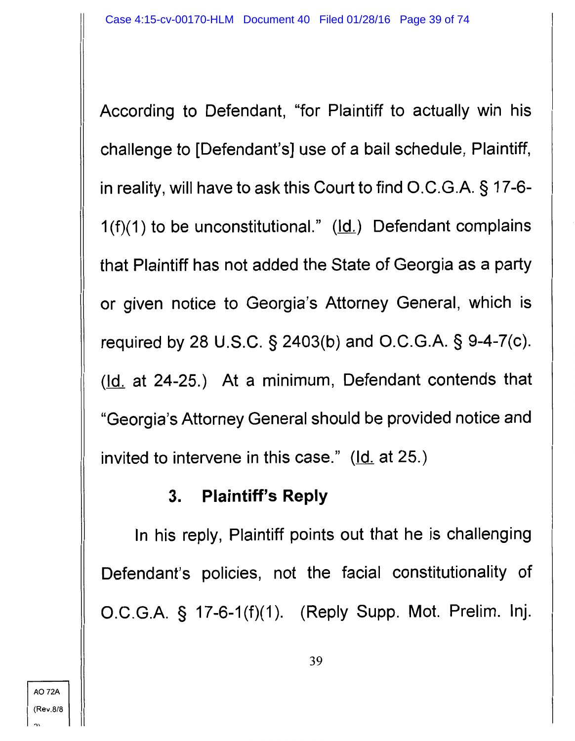According to Defendant, "for Plaintiff to actually win his challenge to [Defendant's] use of a bail schedule, Plaintiff, in reality, will have to ask this Court to find O.C.G.A. § 17-6-1(f)(1) to be unconstitutional." (Id.) Defendant complains that Plaintiff has not added the State of Georgia as a party or given notice to Georgia's Attorney General, which is required by 28 U.S.C. § 2403(b) and O.C.G.A. § 9-4-7(c). (Id. at 24-25.) At a minimum, Defendant contends that "Georgia's Attorney General should be provided notice and invited to intervene in this case." (Id. at 25.)

### 3. Plaintiff's Reply

In his reply, Plaintiff points out that he is challenging Defendant's policies, not the facial constitutionality of O.C.G.A. § 17-6-1(f)(1). (Reply Supp. Mot. Prelim. Inj.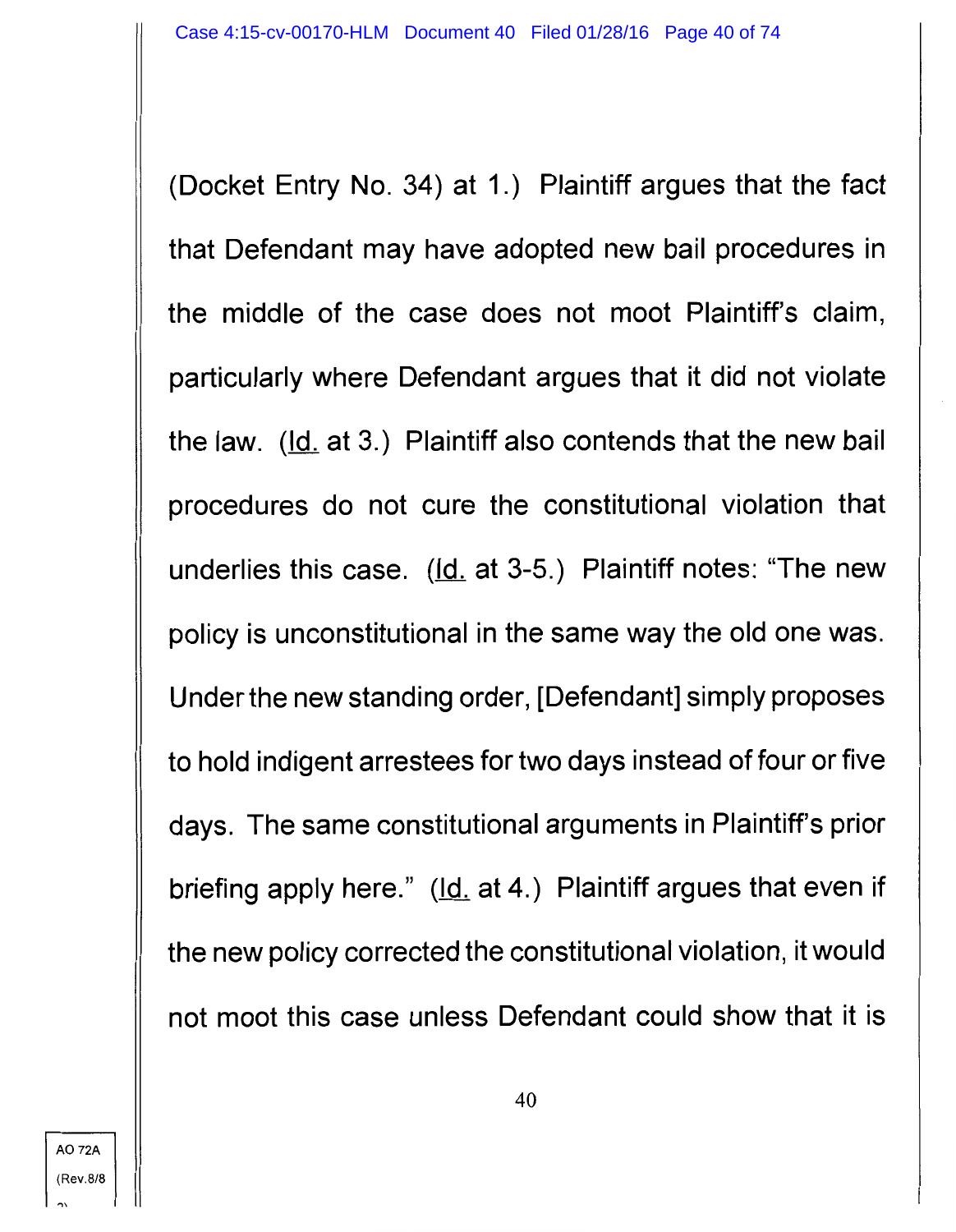(Docket Entry No. 34) at 1.) Plaintiff argues that the fact that Defendant may have adopted new bail procedures in the middle of the case does not moot Plaintiff's claim, particularly where Defendant argues that it did not violate the law. (Id. at 3.) Plaintiff also contends that the new bail procedures do not cure the constitutional violation that underlies this case. (Id. at 3-5.) Plaintiff notes: "The new policy is unconstitutional in the same way the old one was. Under the new standing order, [Defendant] simply proposes to hold indigent arrestees for two days instead of four or five days. The same constitutional arguments in Plaintiff's prior briefing apply here." (Id. at 4.) Plaintiff argues that even if the new policy corrected the constitutional violation, it would not moot this case unless Defendant could show that it is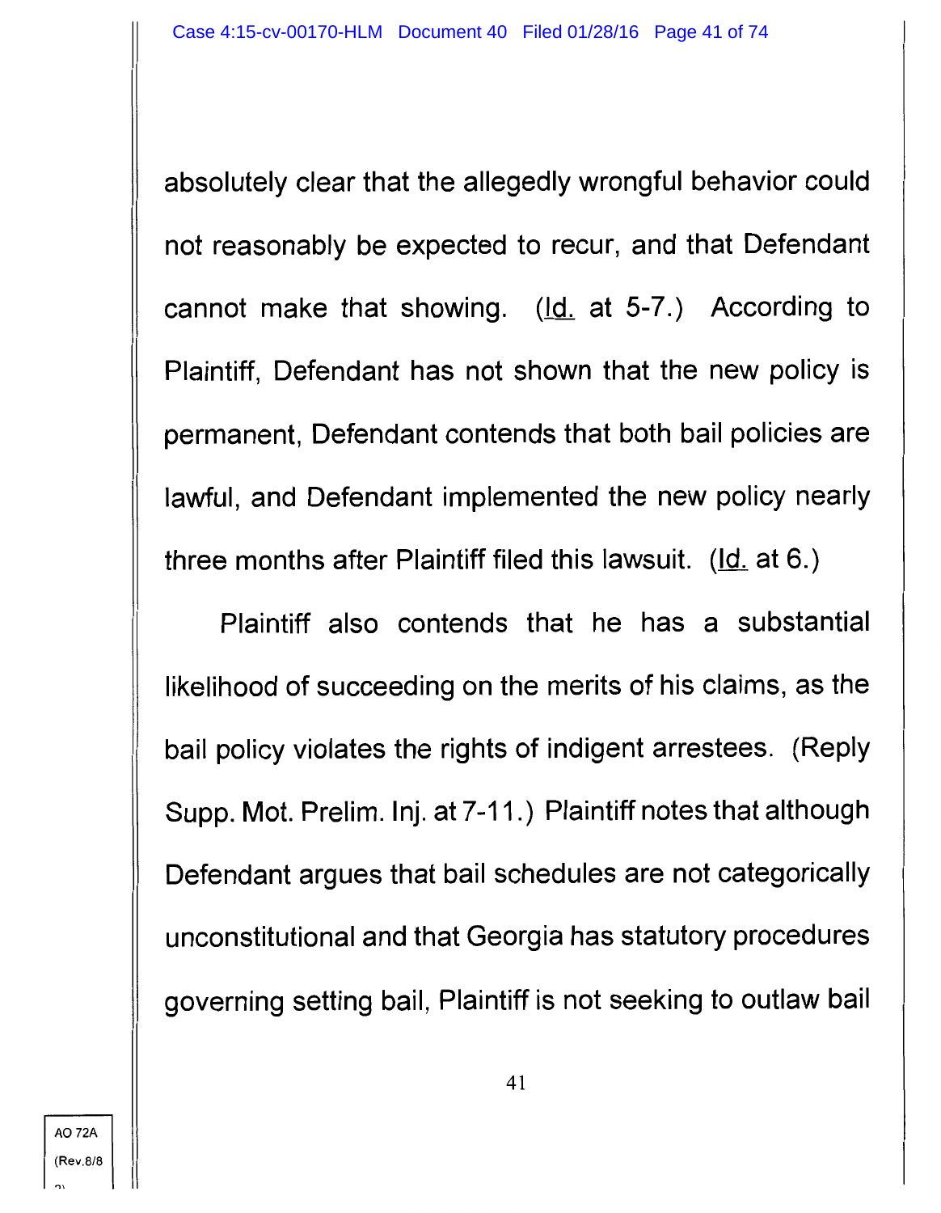absolutely clear that the allegedly wrongful behavior could not reasonably be expected to recur, and that Defendant cannot make that showing. (Id. at 5-7.) According to Plaintiff, Defendant has not shown that the new policy is permanent, Defendant contends that both bail policies are lawful, and Defendant implemented the new policy nearly three months after Plaintiff filed this lawsuit. (Id. at 6.)

Plaintiff also contends that he has a substantial likelihood of succeeding on the merits of his claims, as the bail policy violates the rights of indigent arrestees. (Reply Supp. Mot. Prelim. Inj. at 7-11.) Plaintiff notes that although Defendant argues that bail schedules are not categorically unconstitutional and that Georgia has statutory procedures governing setting bail, Plaintiff is not seeking to outlaw bail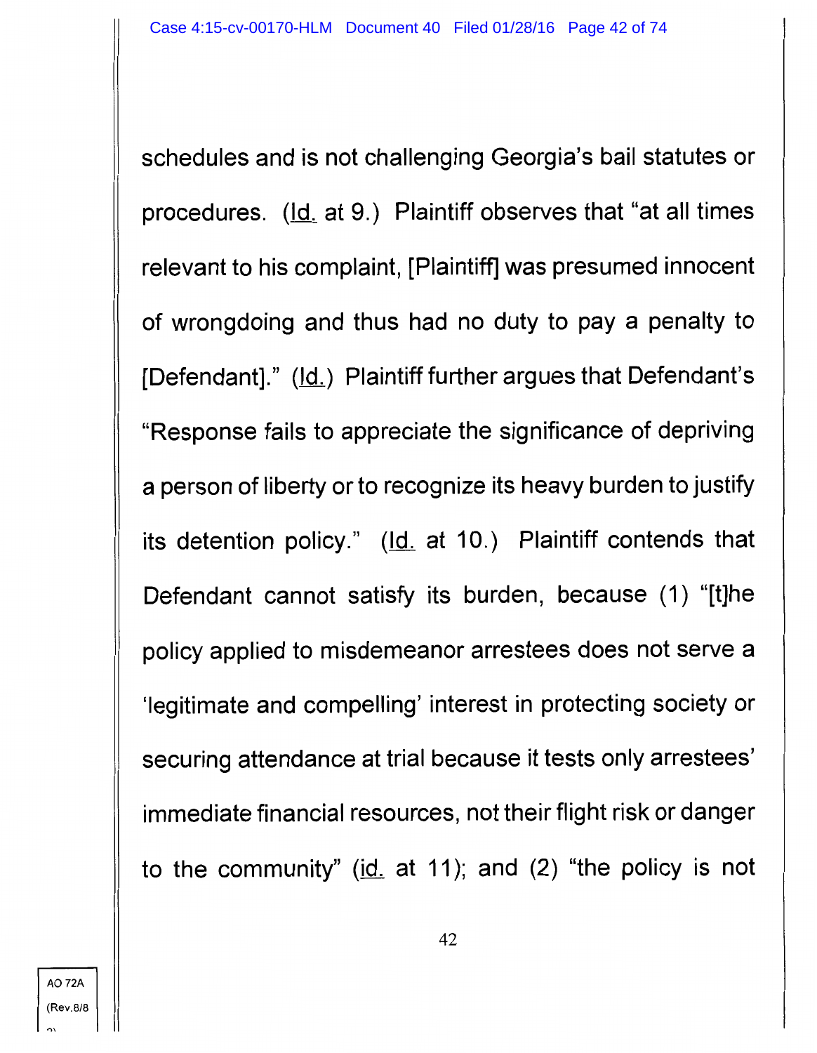schedules and is not challenging Georgia's bail statutes or procedures. (Id. at 9.) Plaintiff observes that "at all times relevant to his complaint, [Plaintiff] was presumed innocent of wrongdoing and thus had no duty to pay a penalty to [Defendant]." (Id.) Plaintiff further argues that Defendant's "Response fails to appreciate the significance of depriving a person of liberty or to recognize its heavy burden to justify its detention policy." (Id. at 10.) Plaintiff contends that Defendant cannot satisfy its burden, because (1) "[t]he policy applied to misdemeanor arrestees does not serve a 'legitimate and compelling' interest in protecting society or securing attendance at trial because it tests only arrestees' immediate financial resources, not their flight risk or danger to the community" (id. at 11); and (2) "the policy is not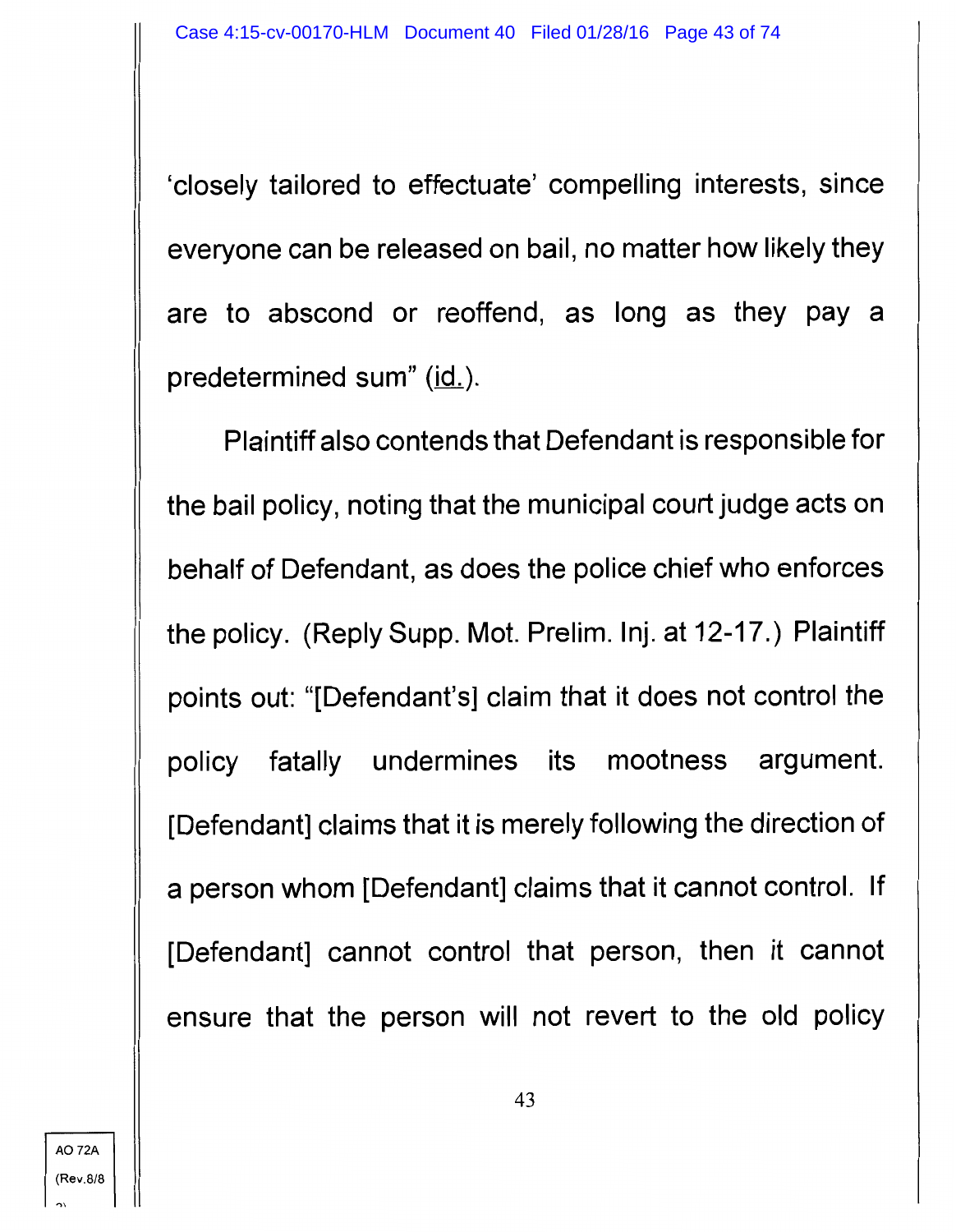'closely tailored to effectuate' compelling interests, since everyone can be released on bail, no matter how likely they are to abscond or reoffend, as long as they pay a predetermined sum" (id.).

Plaintiff also contends that Defendant is responsible for the bail policy, noting that the municipal court judge acts on behalf of Defendant, as does the police chief who enforces the policy. (Reply Supp. Mot. Prelim. Inj. at 12-17.) Plaintiff points out: "[Defendant's] claim that it does not control the policy fatally undermines its mootness argument. [Defendant] claims that it is merely following the direction of a person whom [Defendant] claims that it cannot control. If [Defendant] cannot control that person, then it cannot ensure that the person will not revert to the old policy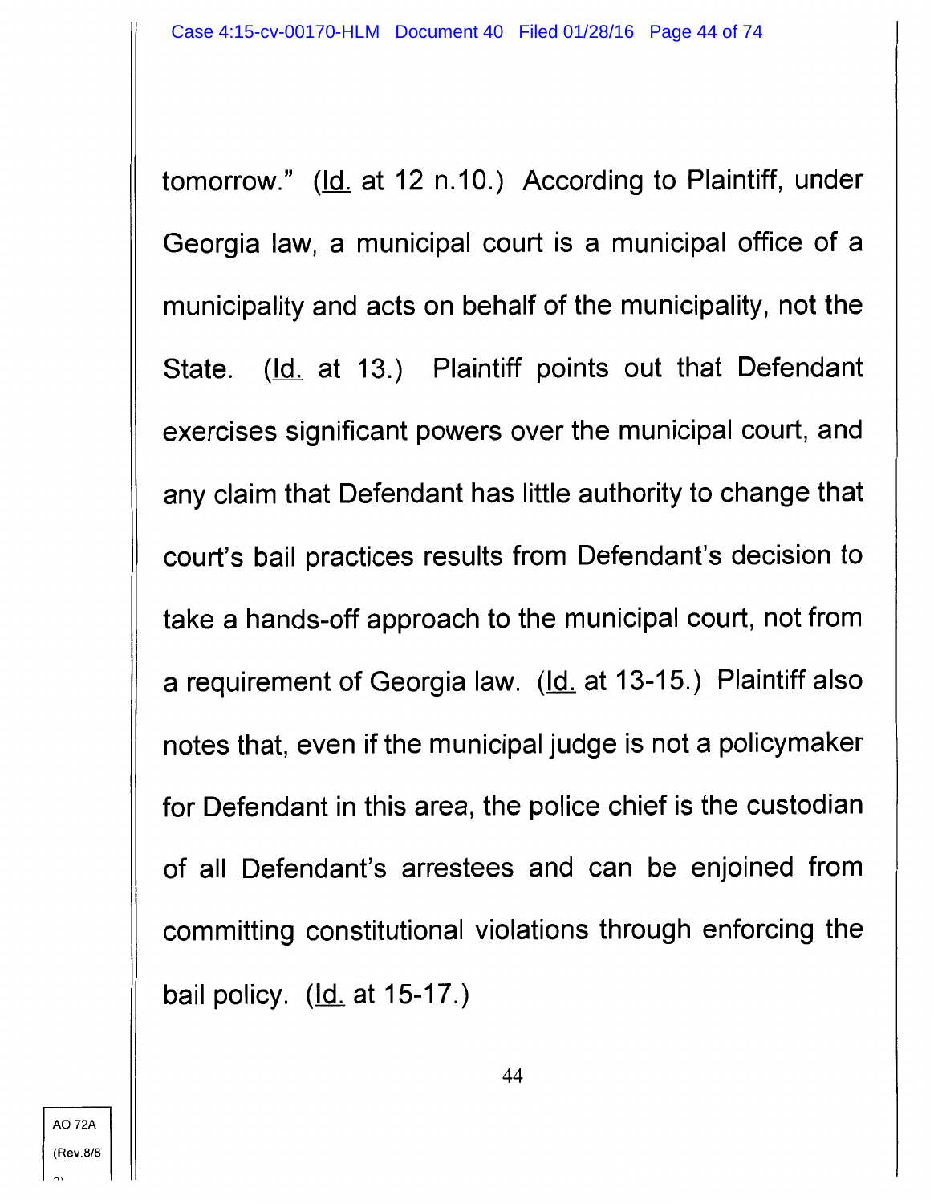tomorrow." (Id. at 12 n.10.) According to Plaintiff, under Georgia law, a municipal court is a municipal office of a municipality and acts on behalf of the municipality, not the State. (Id. at 13.) Plaintiff points out that Defendant exercises significant powers over the municipal court, and any claim that Defendant has little authority to change that court's bail practices results from Defendant's decision to take a hands-off approach to the municipal court, not from a requirement of Georgia law. (Id. at 13-15.) Plaintiff also notes that, even if the municipal judge is not a policymaker for Defendant in this area, the police chief is the custodian of all Defendant's arrestees and can be enjoined from committing constitutional violations through enforcing the bail policy. (Id. at 15-17.)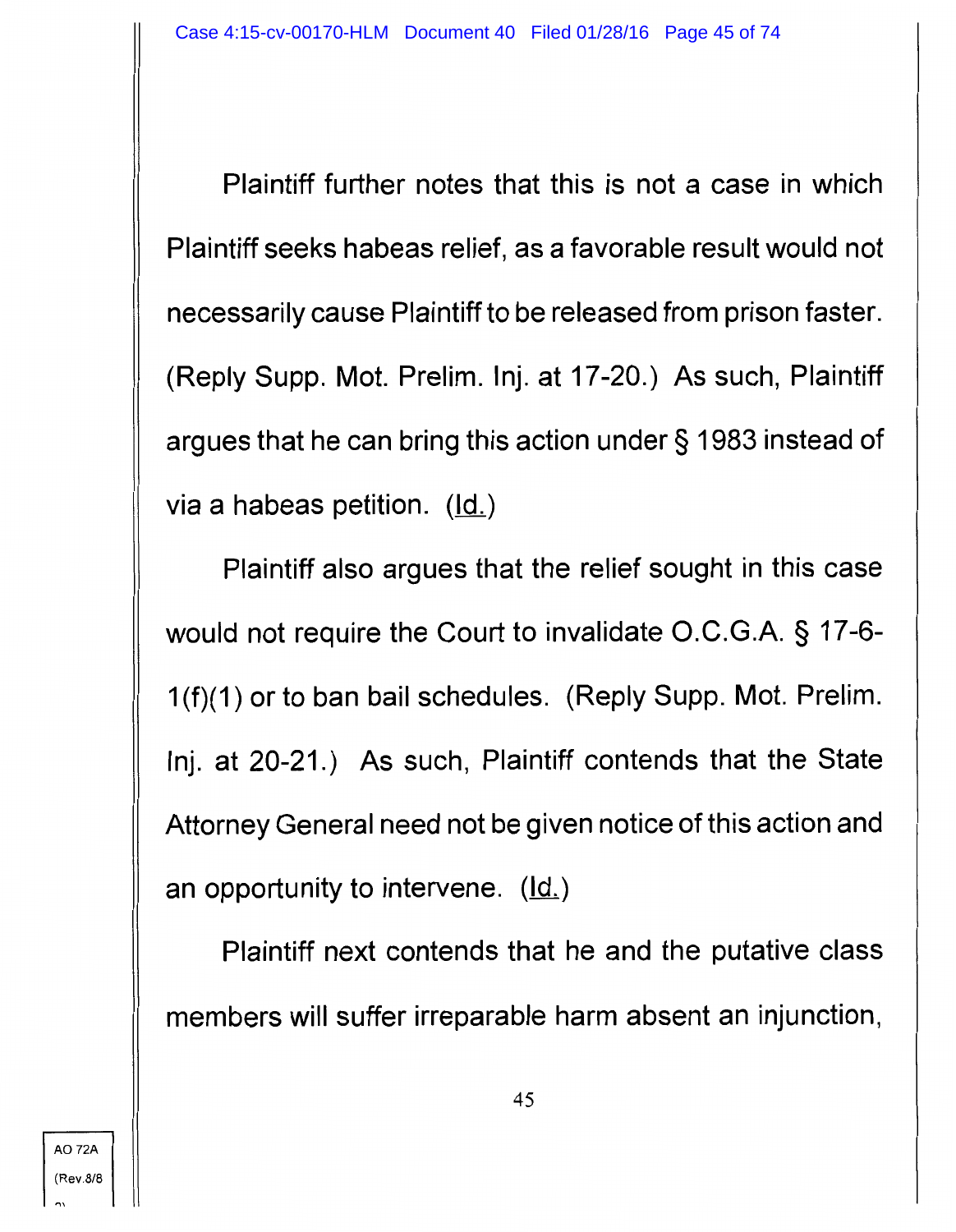Plaintiff further notes that this is not a case in which Plaintiff seeks habeas relief, as a favorable result would not necessarily cause Plaintiff to be released from prison faster. (Reply Supp. Mot. Prelim. Inj. at 17-20.) As such, Plaintiff argues that he can bring this action under § 1983 instead of via a habeas petition. (Id.)

Plaintiff also argues that the relief sought in this case would not require the Court to invalidate O.C.G.A. § 17-6-1(f)(1) or to ban bail schedules. (Reply Supp. Mot. Prelim. Inj. at 20-21.) As such, Plaintiff contends that the State Attorney General need not be given notice of this action and an opportunity to intervene. (Id.)

Plaintiff next contends that he and the putative class members will suffer irreparable harm absent an injunction,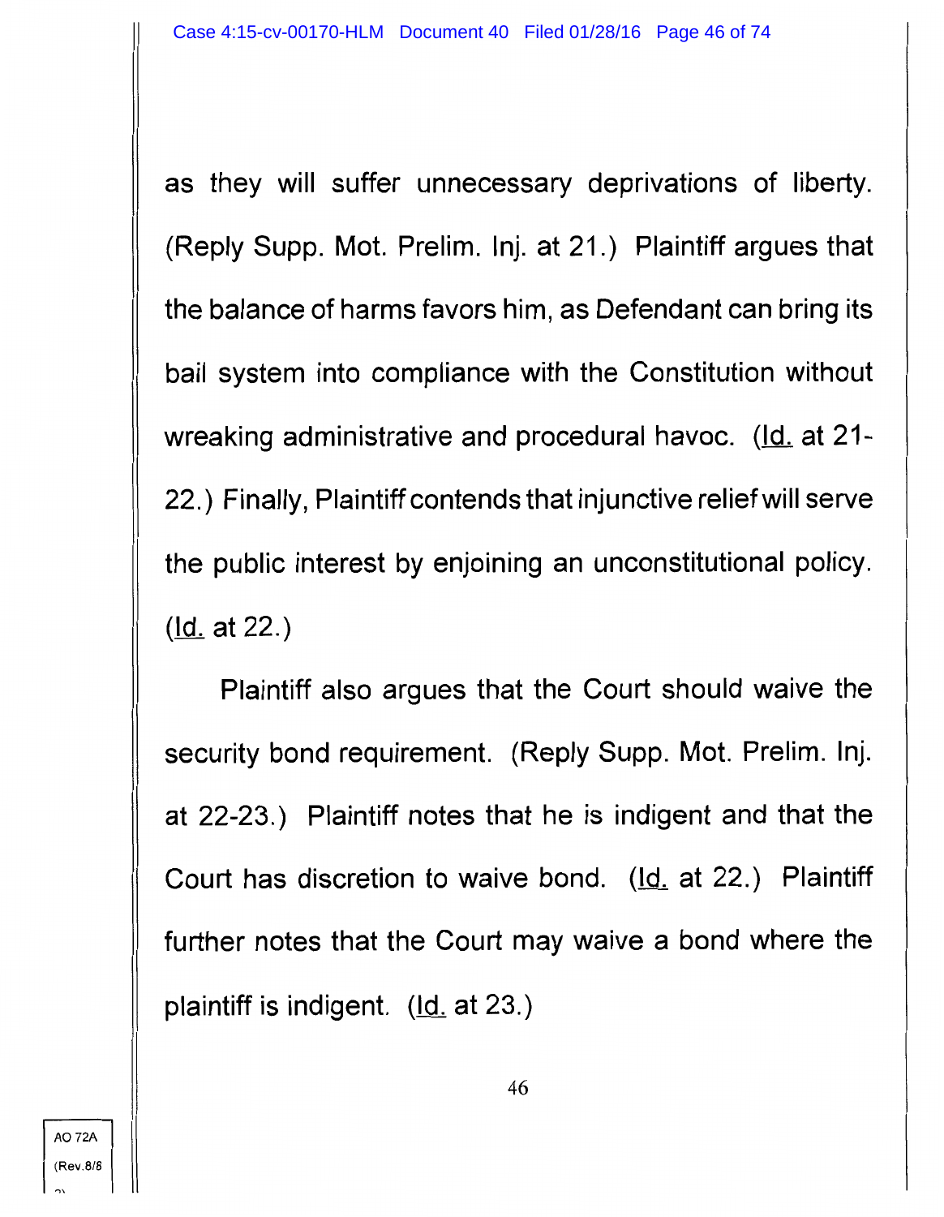as they will suffer unnecessary deprivations of liberty. (Reply Supp. Mot. Prelim. Inj. at 21.) Plaintiff argues that the balance of harms favors him, as Defendant can bring its bail system into compliance with the Constitution without wreaking administrative and procedural havoc. (Id. at 21-22.) Finally, Plaintiff contends that injunctive relief will serve the public interest by enjoining an unconstitutional policy. (Id. at 22.)

Plaintiff also argues that the Court should waive the security bond requirement. (Reply Supp. Mot. Prelim. Inj. at 22-23.) Plaintiff notes that he is indigent and that the Court has discretion to waive bond. (Id. at 22.) Plaintiff further notes that the Court may waive a bond where the plaintiff is indigent. (Id. at 23.)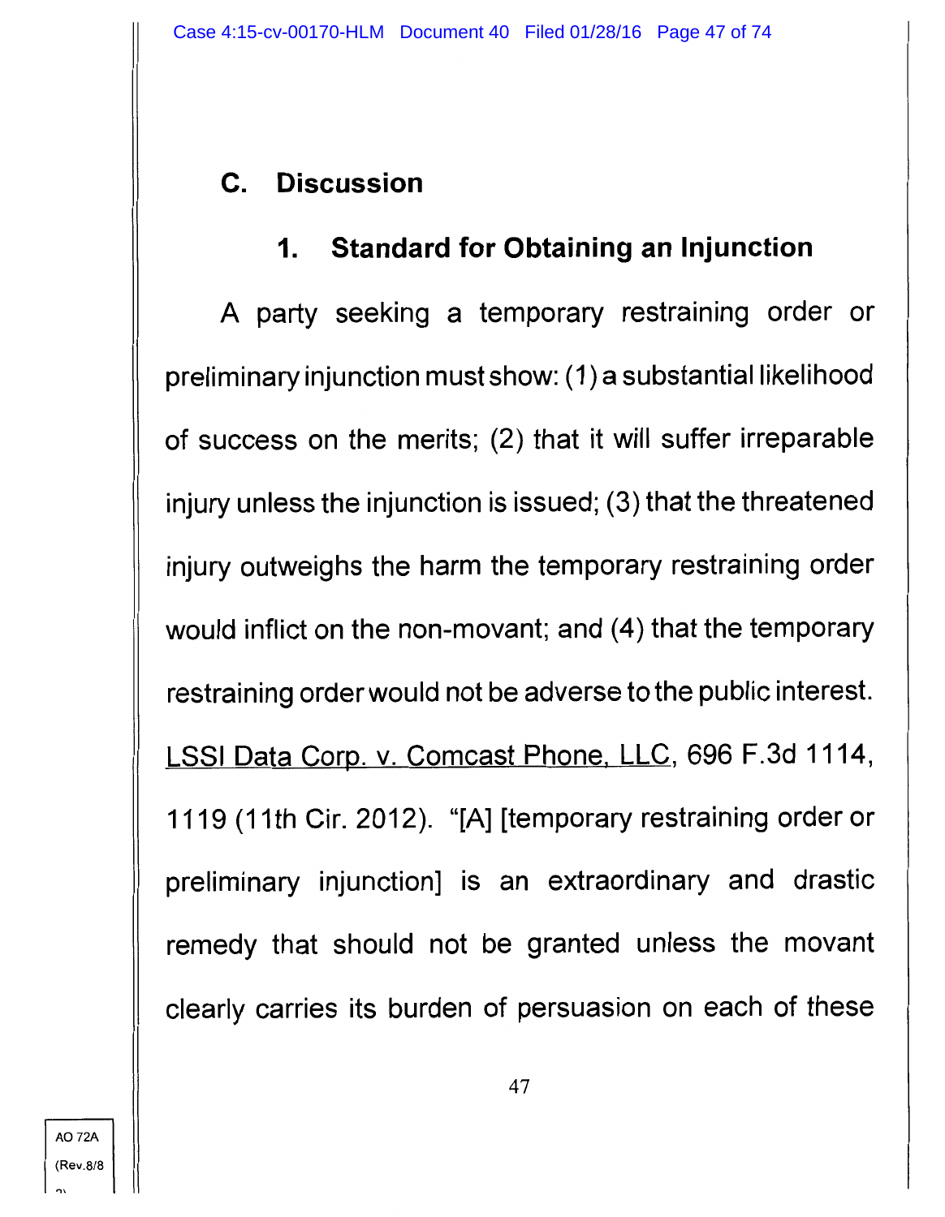## C. Discussion

### 1. Standard for Obtaining an Injunction

A party seeking a temporary restraining order or preliminary injunction must show: (1) a substantial likelihood of success on the merits; (2) that it will suffer irreparable injury unless the injunction is issued; (3) that the threatened injury outweighs the harm the temporary restraining order would inflict on the non-movant; and (4) that the temporary restraining order would not be adverse to the public interest. LSSI Data Corp. v. Comcast Phone, LLC, 696 F.3d 1114, 1119 (11th Cir. 2012). "[A] [temporary restraining order or preliminary injunction] is an extraordinary and drastic remedy that should not be granted unless the movant clearly carries its burden of persuasion on each of these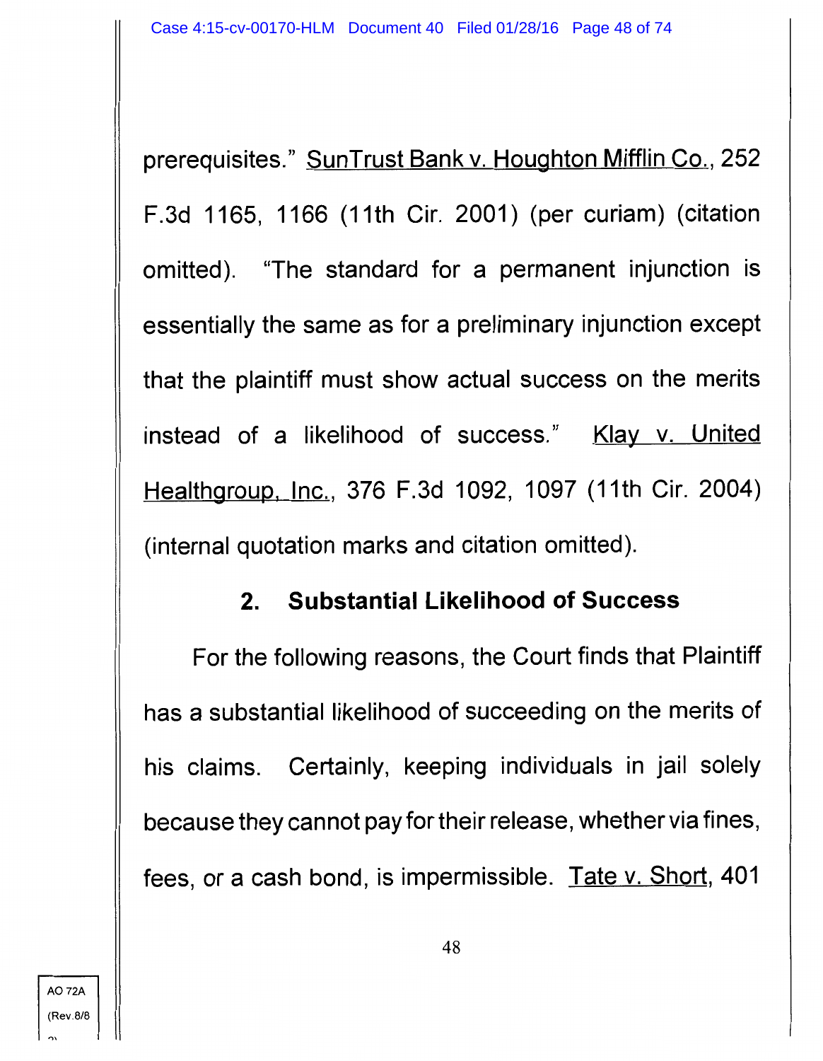prerequisites." SunTrust Bank v. Houghton Mifflin Co., 252 F.3d 1165, 1166 (11th Cir. 2001) (per curiam) (citation omitted). "The standard for a permanent injunction is essentially the same as for a preliminary injunction except that the plaintiff must show actual success on the merits instead of a likelihood of success." Klay v. United Healthgroup, Inc., 376 F.3d 1092, 1097 (11th Cir. 2004) (internal quotation marks and citation omitted).

### 2. Substantial Likelihood of Success

For the following reasons, the Court finds that Plaintiff has a substantial likelihood of succeeding on the merits of his claims. Certainly, keeping individuals in jail solely because they cannot pay for their release, whether via fines, fees, or a cash bond, is impermissible. Tate v. Short, 401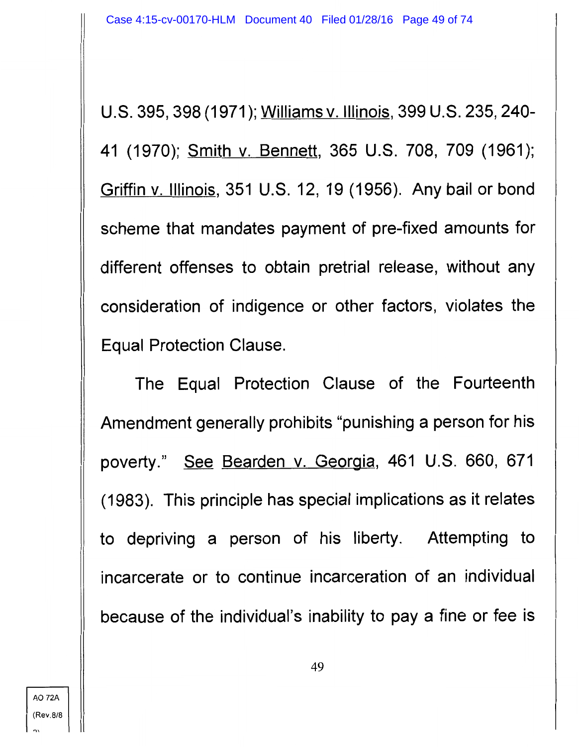U.S. 395, 398 (1971); Williams v. Illinois, 399 U.S. 235, 240-41 (1970); Smith v. Bennett, 365 U.S. 708, 709 (1961); Griffin v. Illinois, 351 U.S. 12, 19 (1956). Any bail or bond scheme that mandates payment of pre-fixed amounts for different offenses to obtain pretrial release, without any consideration of indigence or other factors, violates the Equal Protection Clause.

The Equal Protection Clause of the Fourteenth Amendment generally prohibits "punishing a person for his poverty." See Bearden v. Georgia, 461 U.S. 660, 671 (1983). This principle has special implications as it relates to depriving a person of his liberty. Attempting to incarcerate or to continue incarceration of an individual because of the individual's inability to pay a fine or fee is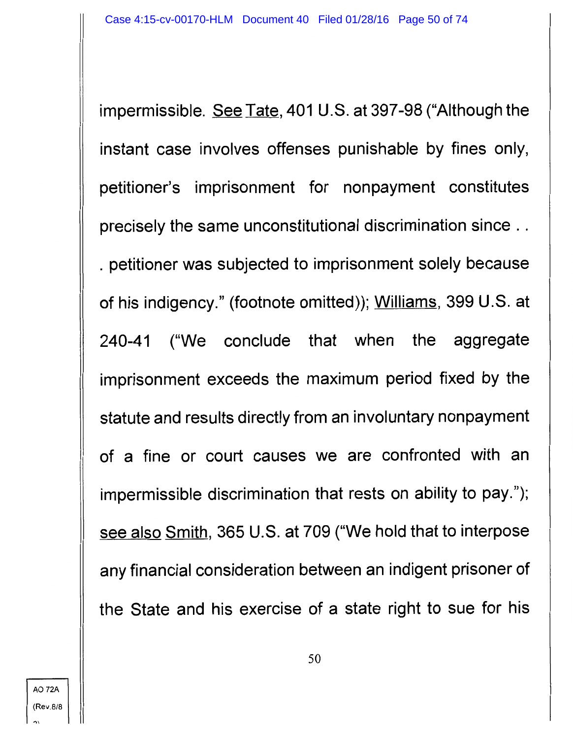impermissible. See Tate, 401 U.S. at 397-98 ("Although the instant case involves offenses punishable by fines only, petitioner's imprisonment for nonpayment constitutes precisely the same unconstitutional discrimination since . . . petitioner was subjected to imprisonment solely because of his indigency." (footnote omitted)); Williams, 399 U.S. at 240-41 ("We conclude that when the aggregate imprisonment exceeds the maximum period fixed by the statute and results directly from an involuntary nonpayment of a fine or court causes we are confronted with an impermissible discrimination that rests on ability to pay."); see also Smith, 365 U.S. at 709 ("We hold that to interpose any financial consideration between an indigent prisoner of the State and his exercise of a state right to sue for his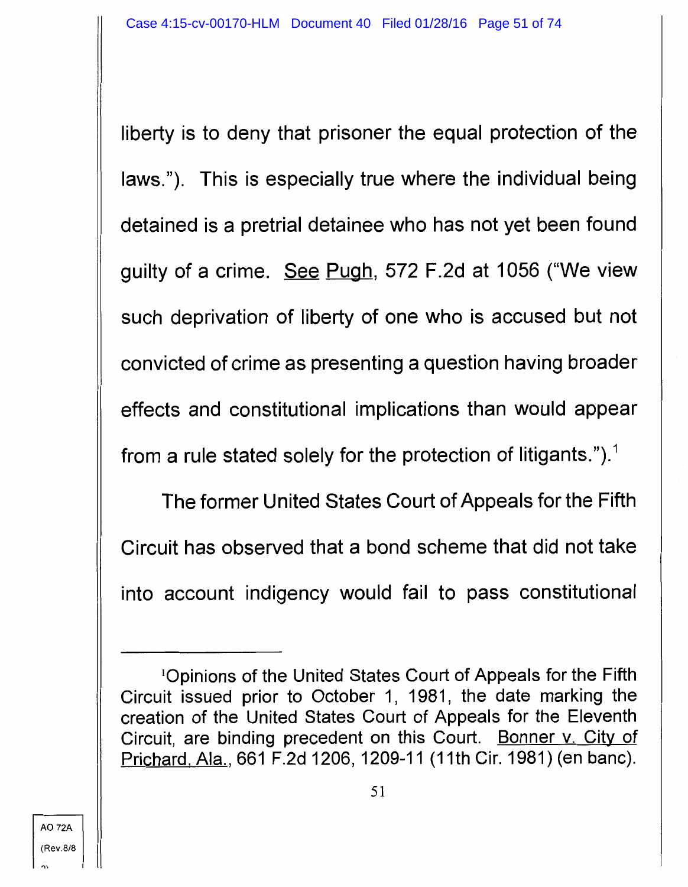liberty is to deny that prisoner the equal protection of the laws."). This is especially true where the individual being detained is a pretrial detainee who has not yet been found guilty of a crime. See Pugh, 572 F.2d at 1056 ("We view such deprivation of liberty of one who is accused but not convicted of crime as presenting a question having broader effects and constitutional implications than would appear from a rule stated solely for the protection of litigants.").[1]

The former United States Court of Appeals for the Fifth Circuit has observed that a bond scheme that did not take into account indigency would fail to pass constitutional

---

[1]Opinions of the United States Court of Appeals for the Fifth Circuit issued prior to October 1, 1981, the date marking the creation of the United States Court of Appeals for the Eleventh Circuit, are binding precedent on this Court. Bonner v. City of Prichard, Ala., 661 F.2d 1206, 1209-11 (11th Cir. 1981) (en banc).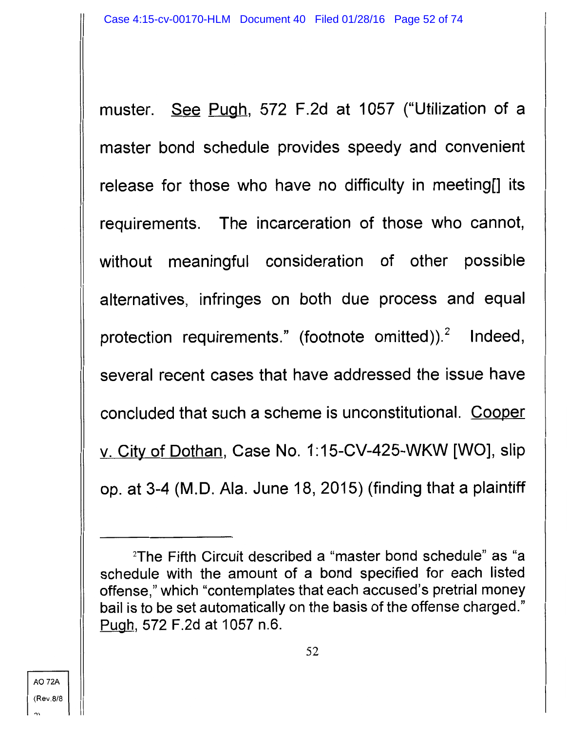muster. See Pugh, 572 F.2d at 1057 ("Utilization of a master bond schedule provides speedy and convenient release for those who have no difficulty in meeting[] its requirements. The incarceration of those who cannot, without meaningful consideration of other possible alternatives, infringes on both due process and equal protection requirements." (footnote omitted)).[2] Indeed, several recent cases that have addressed the issue have concluded that such a scheme is unconstitutional. Cooper v. City of Dothan, Case No. 1:15-CV-425-WKW [WO], slip op. at 3-4 (M.D. Ala. June 18, 2015) (finding that a plaintiff

---

[2]The Fifth Circuit described a "master bond schedule" as "a schedule with the amount of a bond specified for each listed offense," which "contemplates that each accused's pretrial money bail is to be set automatically on the basis of the offense charged." Pugh, 572 F.2d at 1057 n.6.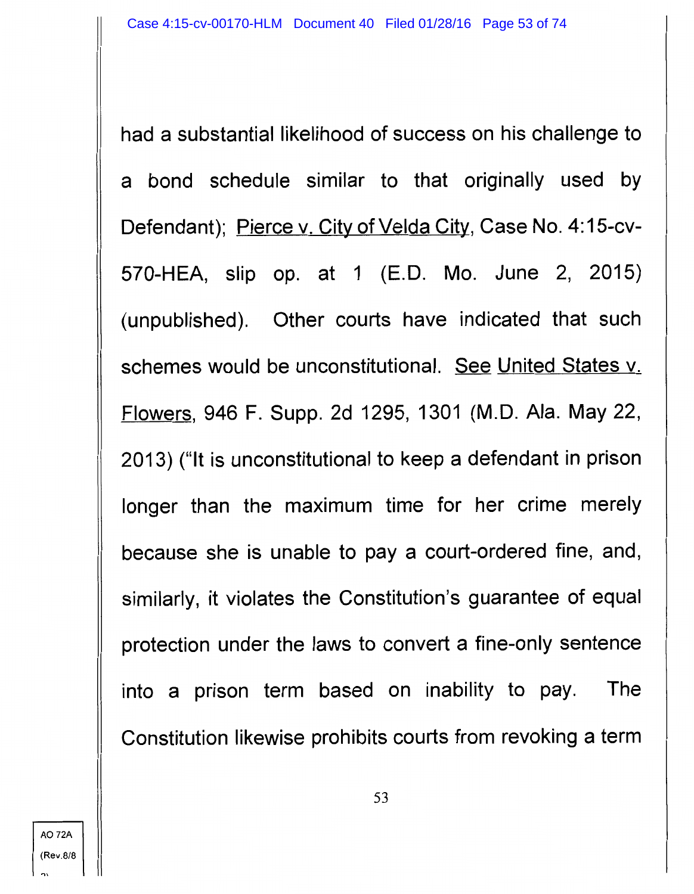had a substantial likelihood of success on his challenge to a bond schedule similar to that originally used by Defendant); Pierce v. City of Velda City, Case No. 4:15-cv-570-HEA, slip op. at 1 (E.D. Mo. June 2, 2015) (unpublished). Other courts have indicated that such schemes would be unconstitutional. See United States v. Flowers, 946 F. Supp. 2d 1295, 1301 (M.D. Ala. May 22, 2013) ("It is unconstitutional to keep a defendant in prison longer than the maximum time for her crime merely because she is unable to pay a court-ordered fine, and, similarly, it violates the Constitution's guarantee of equal protection under the laws to convert a fine-only sentence into a prison term based on inability to pay. The Constitution likewise prohibits courts from revoking a term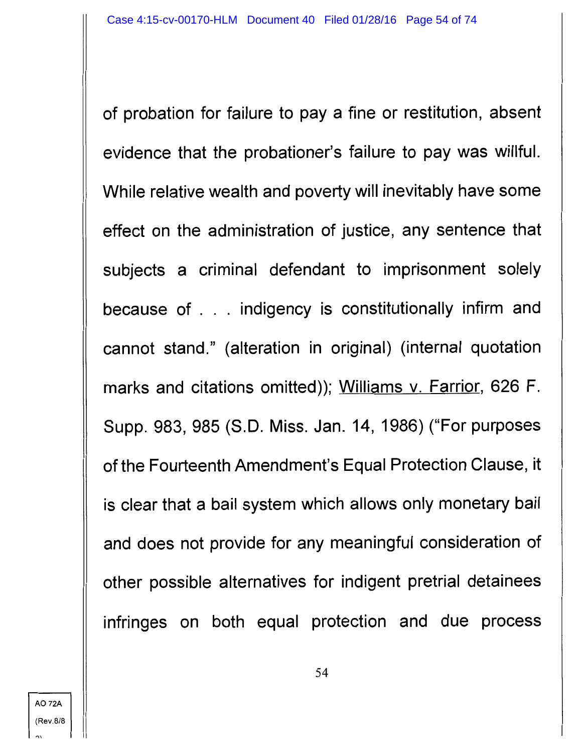of probation for failure to pay a fine or restitution, absent evidence that the probationer's failure to pay was willful. While relative wealth and poverty will inevitably have some effect on the administration of justice, any sentence that subjects a criminal defendant to imprisonment solely because of . . . indigency is constitutionally infirm and cannot stand." (alteration in original) (internal quotation marks and citations omitted)); Williams v. Farrior, 626 F. Supp. 983, 985 (S.D. Miss. Jan. 14, 1986) ("For purposes of the Fourteenth Amendment's Equal Protection Clause, it is clear that a bail system which allows only monetary bail and does not provide for any meaningful consideration of other possible alternatives for indigent pretrial detainees infringes on both equal protection and due process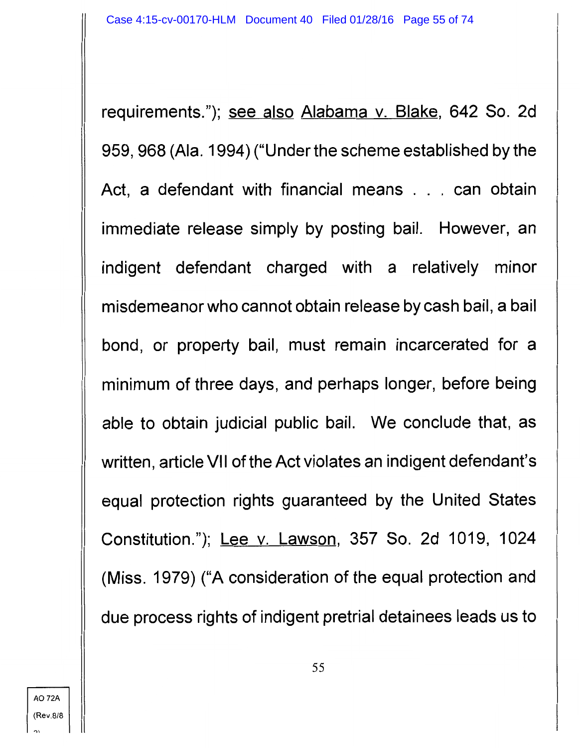requirements."); see also Alabama v. Blake, 642 So. 2d 959, 968 (Ala. 1994) ("Under the scheme established by the Act, a defendant with financial means . . . can obtain immediate release simply by posting bail. However, an indigent defendant charged with a relatively minor misdemeanor who cannot obtain release by cash bail, a bail bond, or property bail, must remain incarcerated for a minimum of three days, and perhaps longer, before being able to obtain judicial public bail. We conclude that, as written, article VII of the Act violates an indigent defendant's equal protection rights guaranteed by the United States Constitution."); Lee v. Lawson, 357 So. 2d 1019, 1024 (Miss. 1979) ("A consideration of the equal protection and due process rights of indigent pretrial detainees leads us to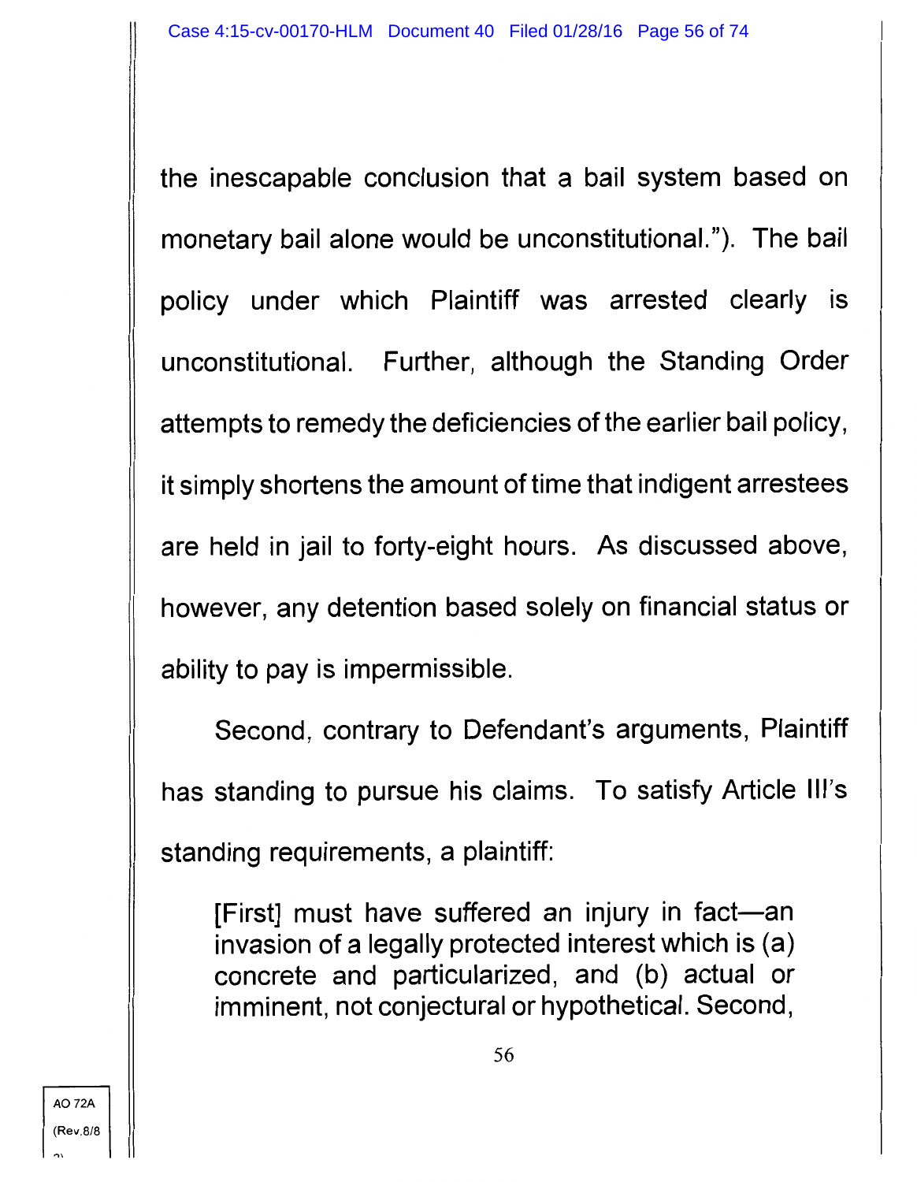the inescapable conclusion that a bail system based on monetary bail alone would be unconstitutional."). The bail policy under which Plaintiff was arrested clearly is unconstitutional. Further, although the Standing Order attempts to remedy the deficiencies of the earlier bail policy, it simply shortens the amount of time that indigent arrestees are held in jail to forty-eight hours. As discussed above, however, any detention based solely on financial status or ability to pay is impermissible.

Second, contrary to Defendant's arguments, Plaintiff has standing to pursue his claims. To satisfy Article III's standing requirements, a plaintiff:

> [First] must have suffered an injury in fact—an invasion of a legally protected interest which is (a) concrete and particularized, and (b) actual or imminent, not conjectural or hypothetical. Second,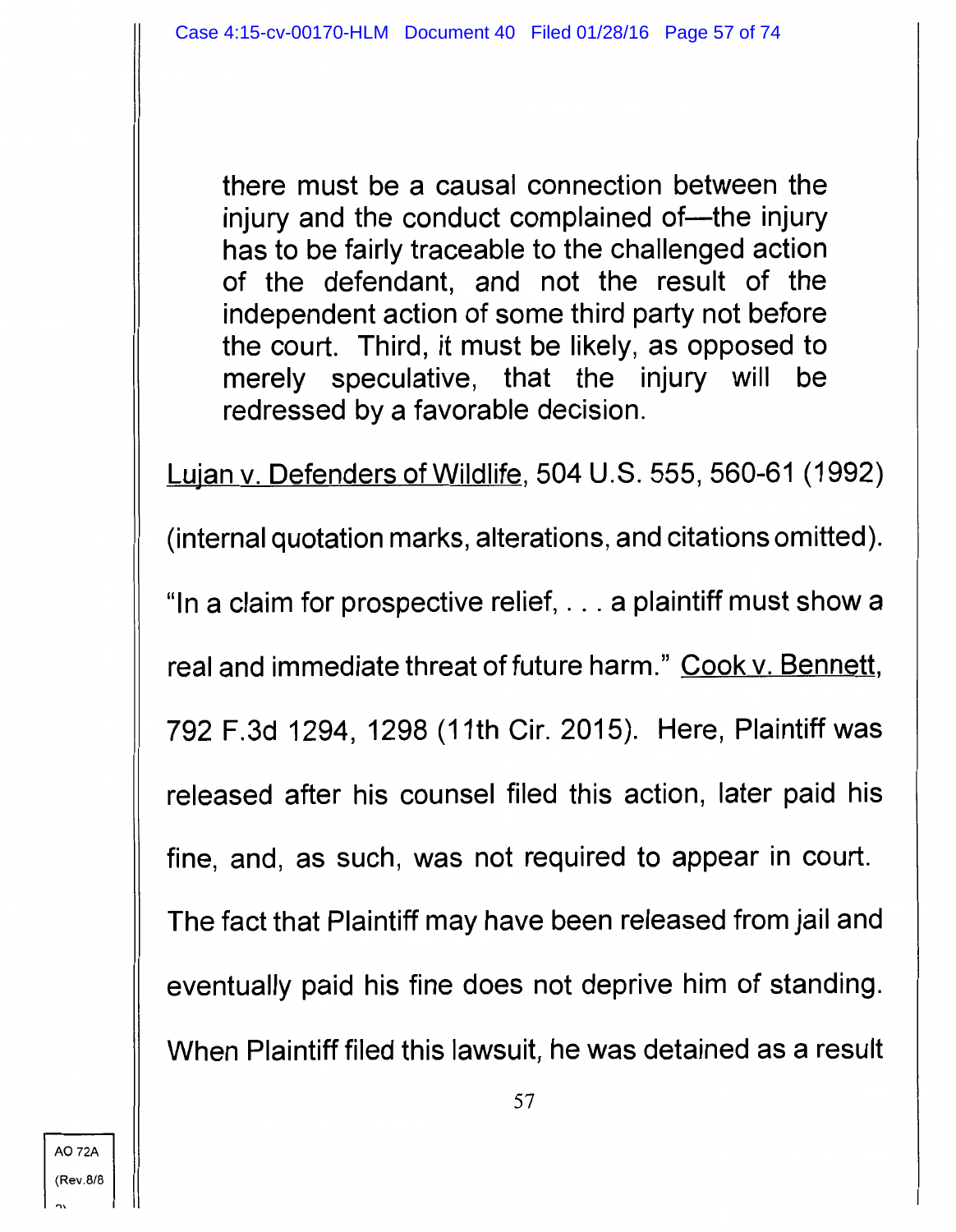> there must be a causal connection between the injury and the conduct complained of—the injury has to be fairly traceable to the challenged action of the defendant, and not the result of the independent action of some third party not before the court. Third, it must be likely, as opposed to merely speculative, that the injury will be redressed by a favorable decision.

Lujan v. Defenders of Wildlife, 504 U.S. 555, 560-61 (1992) (internal quotation marks, alterations, and citations omitted). "In a claim for prospective relief, . . . a plaintiff must show a real and immediate threat of future harm." Cook v. Bennett, 792 F.3d 1294, 1298 (11th Cir. 2015). Here, Plaintiff was released after his counsel filed this action, later paid his fine, and, as such, was not required to appear in court. The fact that Plaintiff may have been released from jail and eventually paid his fine does not deprive him of standing. When Plaintiff filed this lawsuit, he was detained as a result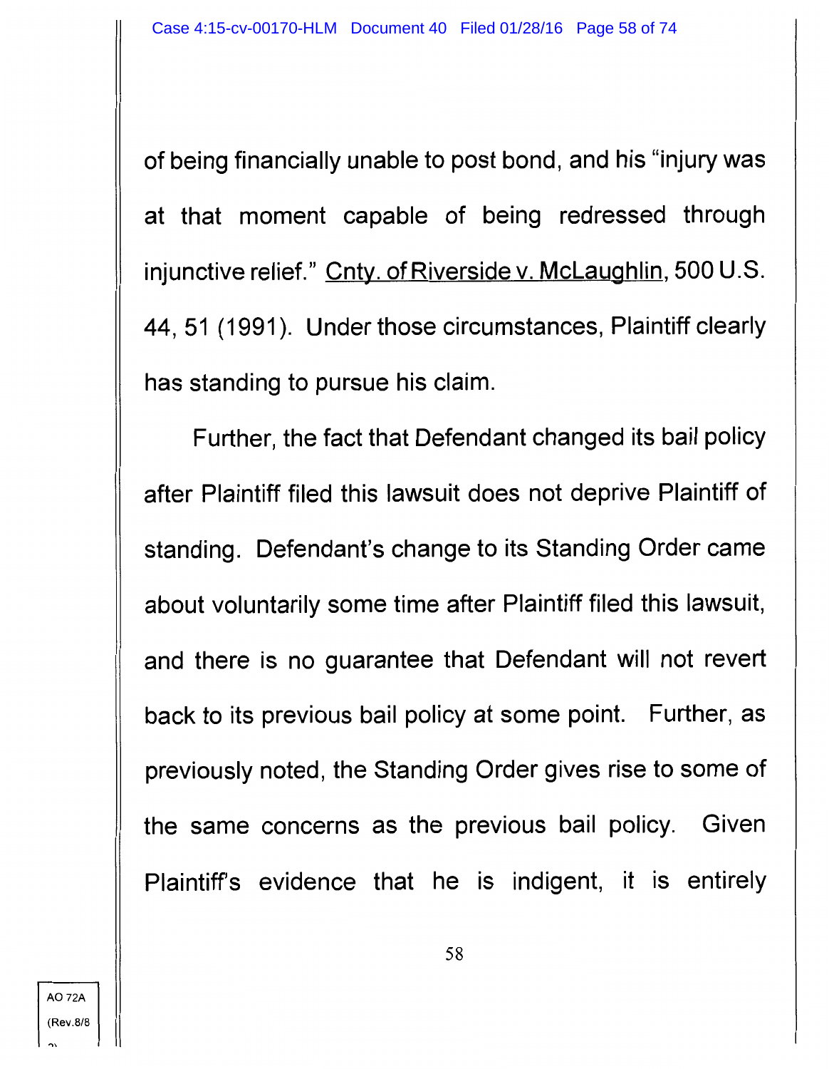of being financially unable to post bond, and his "injury was at that moment capable of being redressed through injunctive relief." Cnty. of Riverside v. McLaughlin, 500 U.S. 44, 51 (1991). Under those circumstances, Plaintiff clearly has standing to pursue his claim.

Further, the fact that Defendant changed its bail policy after Plaintiff filed this lawsuit does not deprive Plaintiff of standing. Defendant's change to its Standing Order came about voluntarily some time after Plaintiff filed this lawsuit, and there is no guarantee that Defendant will not revert back to its previous bail policy at some point. Further, as previously noted, the Standing Order gives rise to some of the same concerns as the previous bail policy. Given Plaintiff's evidence that he is indigent, it is entirely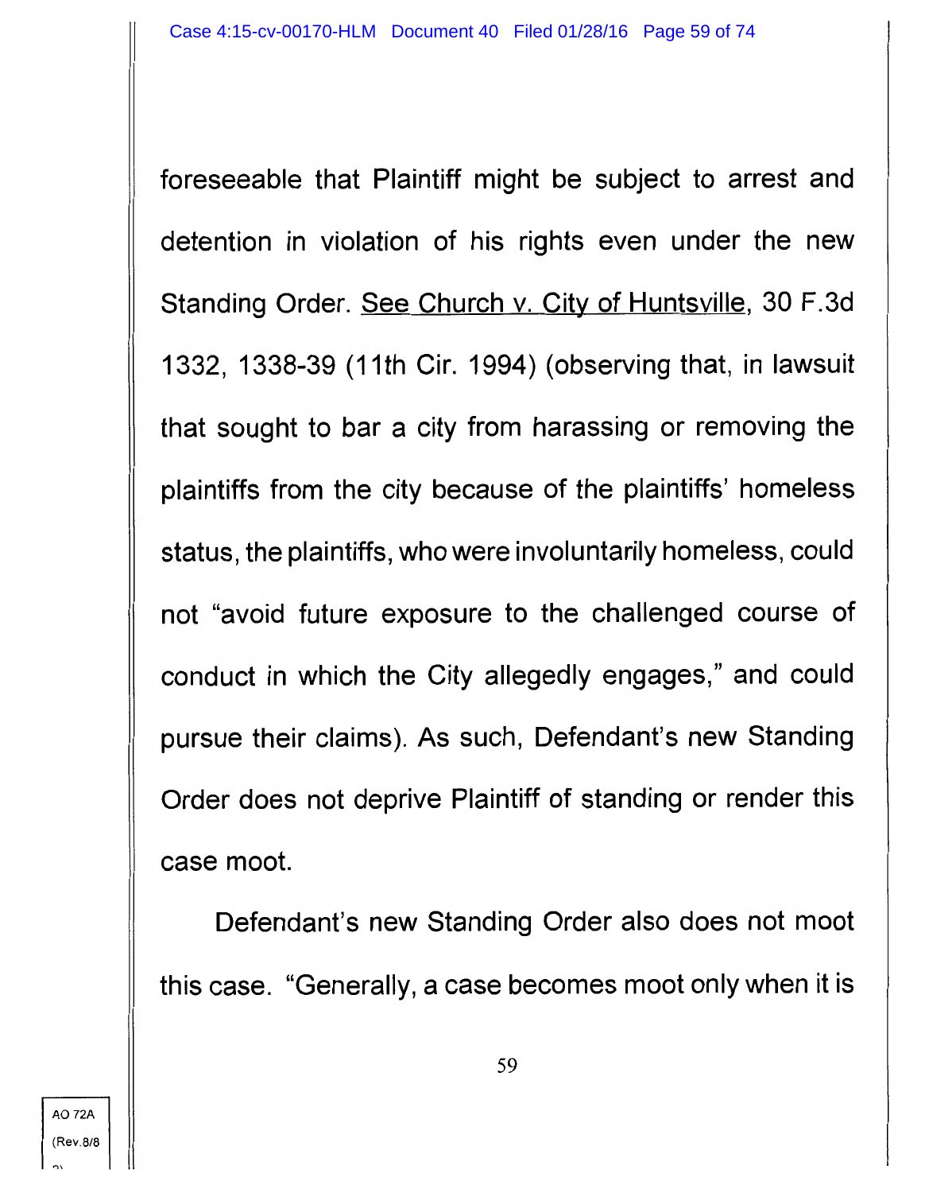foreseeable that Plaintiff might be subject to arrest and detention in violation of his rights even under the new Standing Order. See Church v. City of Huntsville, 30 F.3d 1332, 1338-39 (11th Cir. 1994) (observing that, in lawsuit that sought to bar a city from harassing or removing the plaintiffs from the city because of the plaintiffs' homeless status, the plaintiffs, who were involuntarily homeless, could not "avoid future exposure to the challenged course of conduct in which the City allegedly engages," and could pursue their claims). As such, Defendant's new Standing Order does not deprive Plaintiff of standing or render this case moot.

Defendant's new Standing Order also does not moot this case. "Generally, a case becomes moot only when it is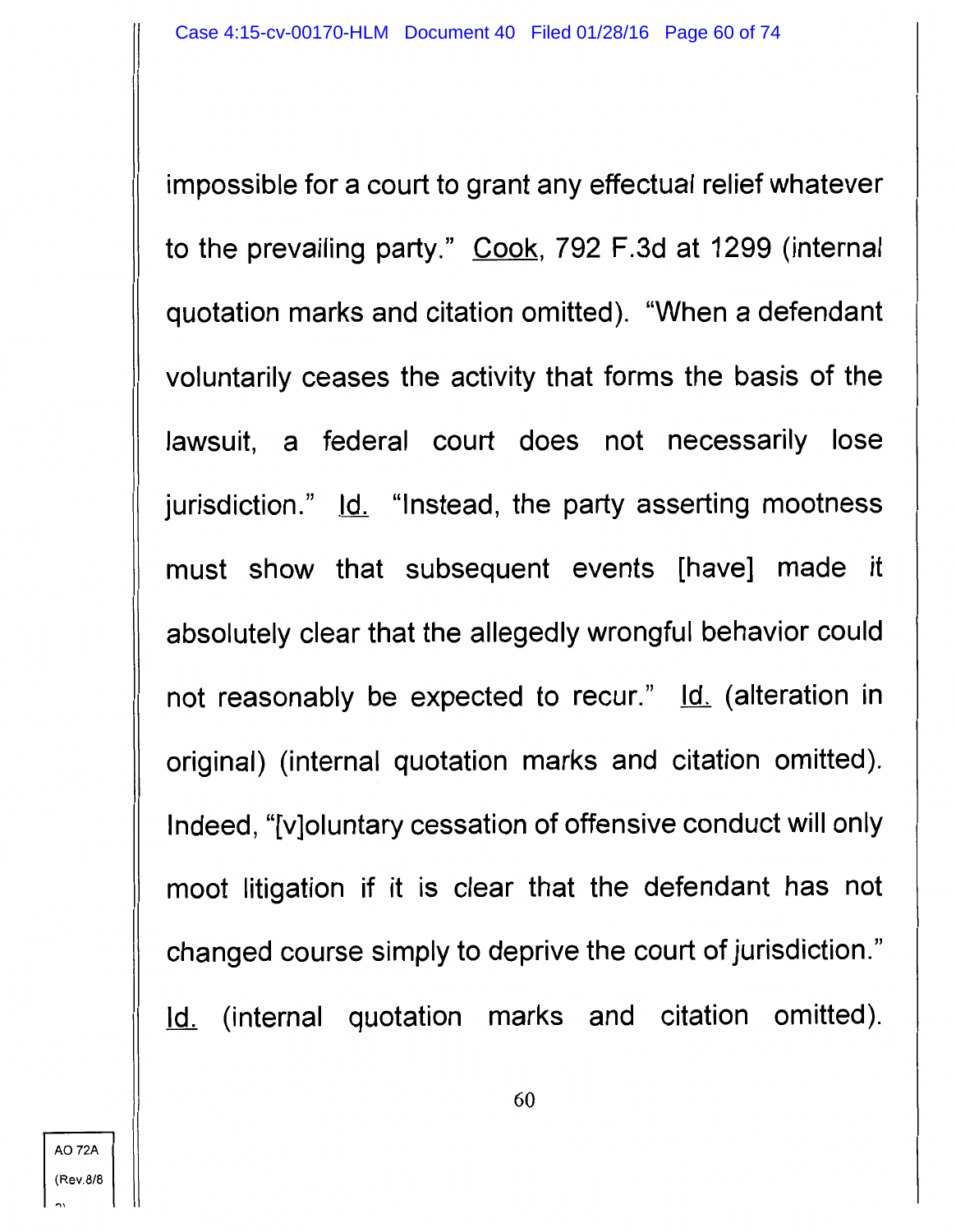impossible for a court to grant any effectual relief whatever to the prevailing party." Cook, 792 F.3d at 1299 (internal quotation marks and citation omitted). "When a defendant voluntarily ceases the activity that forms the basis of the lawsuit, a federal court does not necessarily lose jurisdiction." Id. "Instead, the party asserting mootness must show that subsequent events [have] made it absolutely clear that the allegedly wrongful behavior could not reasonably be expected to recur." Id. (alteration in original) (internal quotation marks and citation omitted). Indeed, "[v]oluntary cessation of offensive conduct will only moot litigation if it is clear that the defendant has not changed course simply to deprive the court of jurisdiction." Id. (internal quotation marks and citation omitted).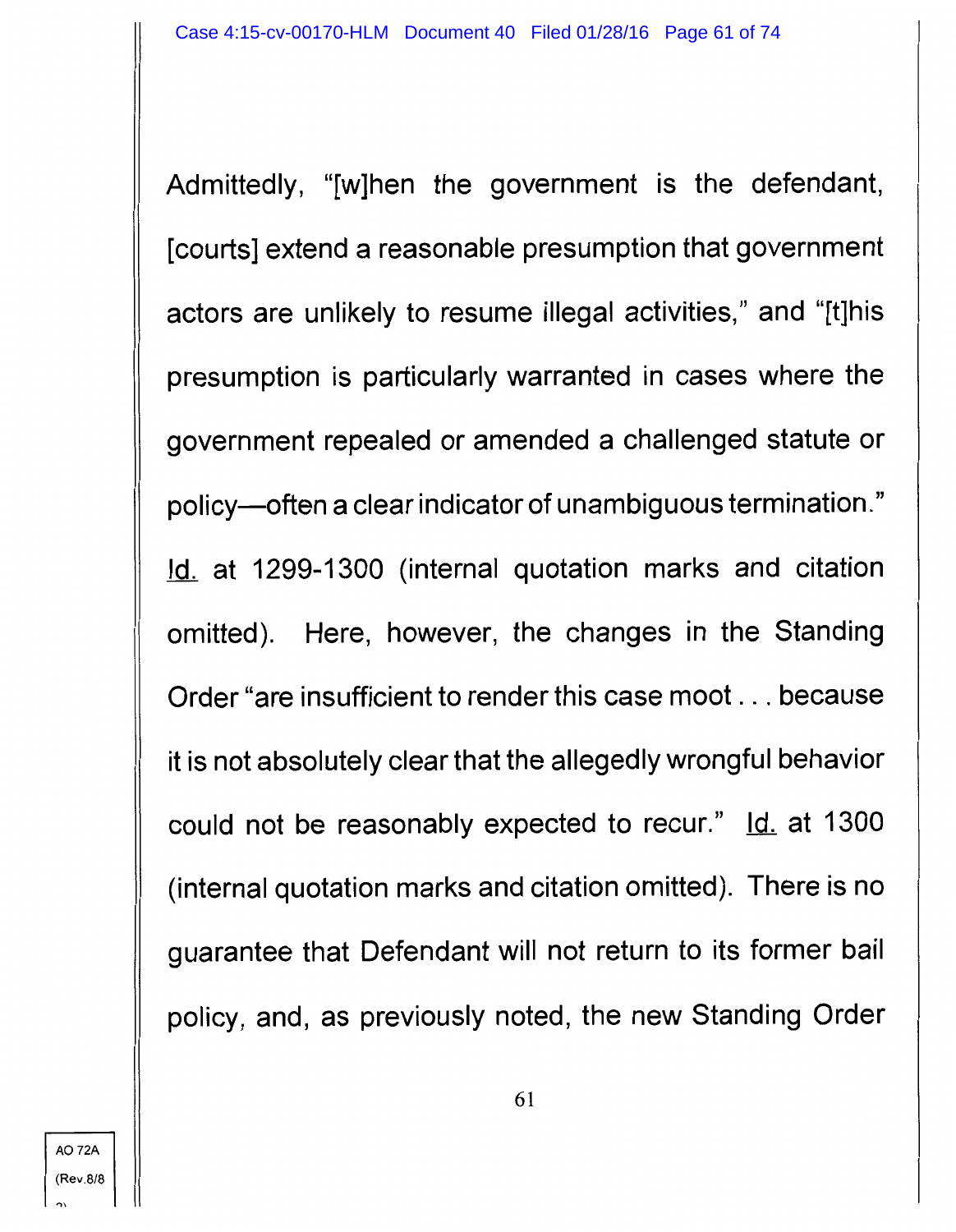Admittedly, "[w]hen the government is the defendant, [courts] extend a reasonable presumption that government actors are unlikely to resume illegal activities," and "[t]his presumption is particularly warranted in cases where the government repealed or amended a challenged statute or policy—often a clear indicator of unambiguous termination." Id. at 1299-1300 (internal quotation marks and citation omitted). Here, however, the changes in the Standing Order "are insufficient to render this case moot . . . because it is not absolutely clear that the allegedly wrongful behavior could not be reasonably expected to recur." Id. at 1300 (internal quotation marks and citation omitted). There is no guarantee that Defendant will not return to its former bail policy, and, as previously noted, the new Standing Order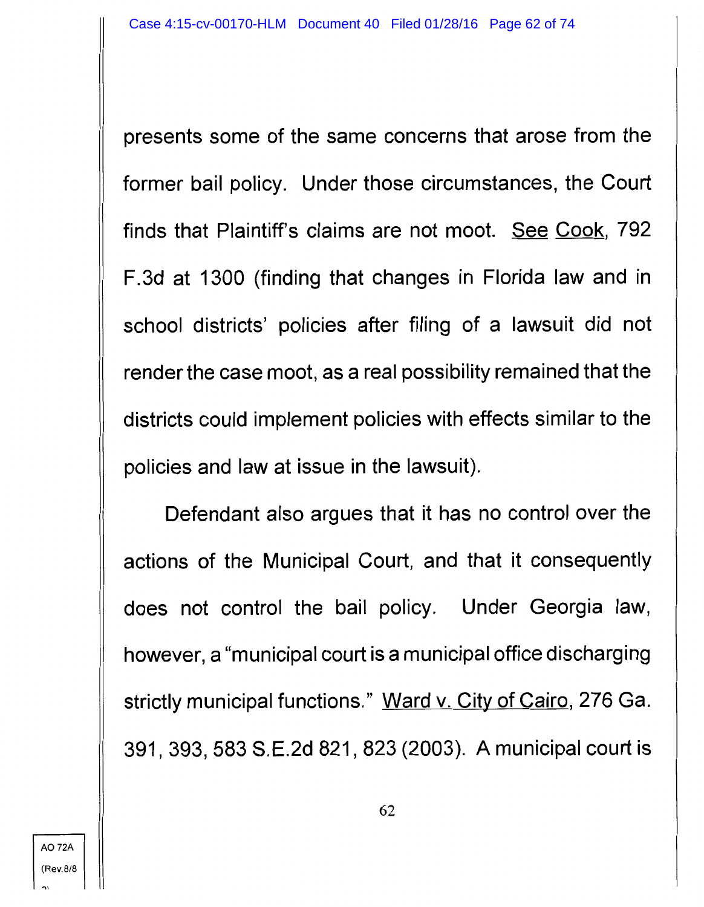presents some of the same concerns that arose from the former bail policy. Under those circumstances, the Court finds that Plaintiff's claims are not moot. See Cook, 792 F.3d at 1300 (finding that changes in Florida law and in school districts' policies after filing of a lawsuit did not render the case moot, as a real possibility remained that the districts could implement policies with effects similar to the policies and law at issue in the lawsuit).

Defendant also argues that it has no control over the actions of the Municipal Court, and that it consequently does not control the bail policy. Under Georgia law, however, a "municipal court is a municipal office discharging strictly municipal functions." Ward v. City of Cairo, 276 Ga. 391, 393, 583 S.E.2d 821, 823 (2003). A municipal court is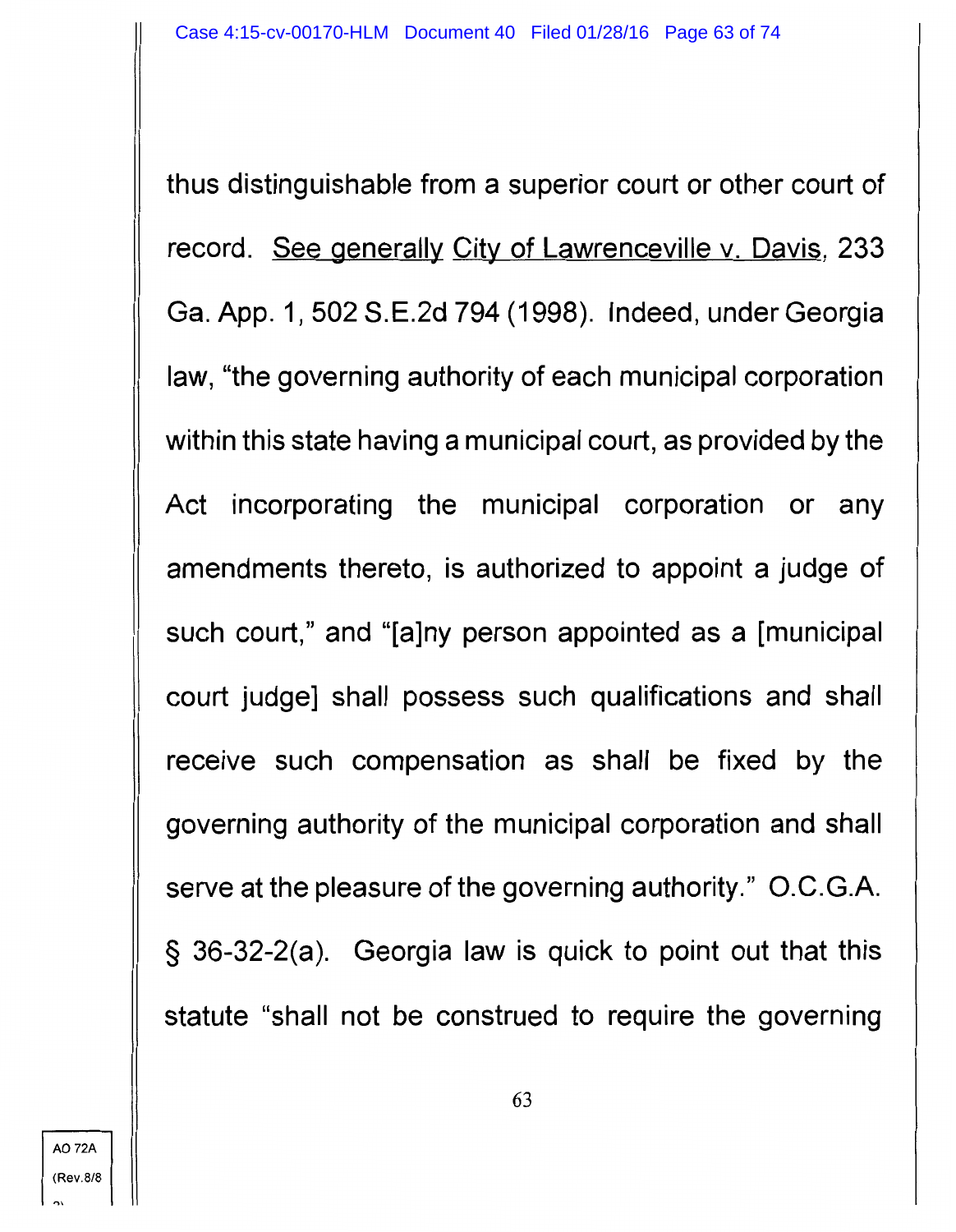thus distinguishable from a superior court or other court of record. See generally City of Lawrenceville v. Davis, 233 Ga. App. 1, 502 S.E.2d 794 (1998). Indeed, under Georgia law, "the governing authority of each municipal corporation within this state having a municipal court, as provided by the Act incorporating the municipal corporation or any amendments thereto, is authorized to appoint a judge of such court," and "[a]ny person appointed as a [municipal court judge] shall possess such qualifications and shall receive such compensation as shall be fixed by the governing authority of the municipal corporation and shall serve at the pleasure of the governing authority." O.C.G.A. § 36-32-2(a). Georgia law is quick to point out that this statute "shall not be construed to require the governing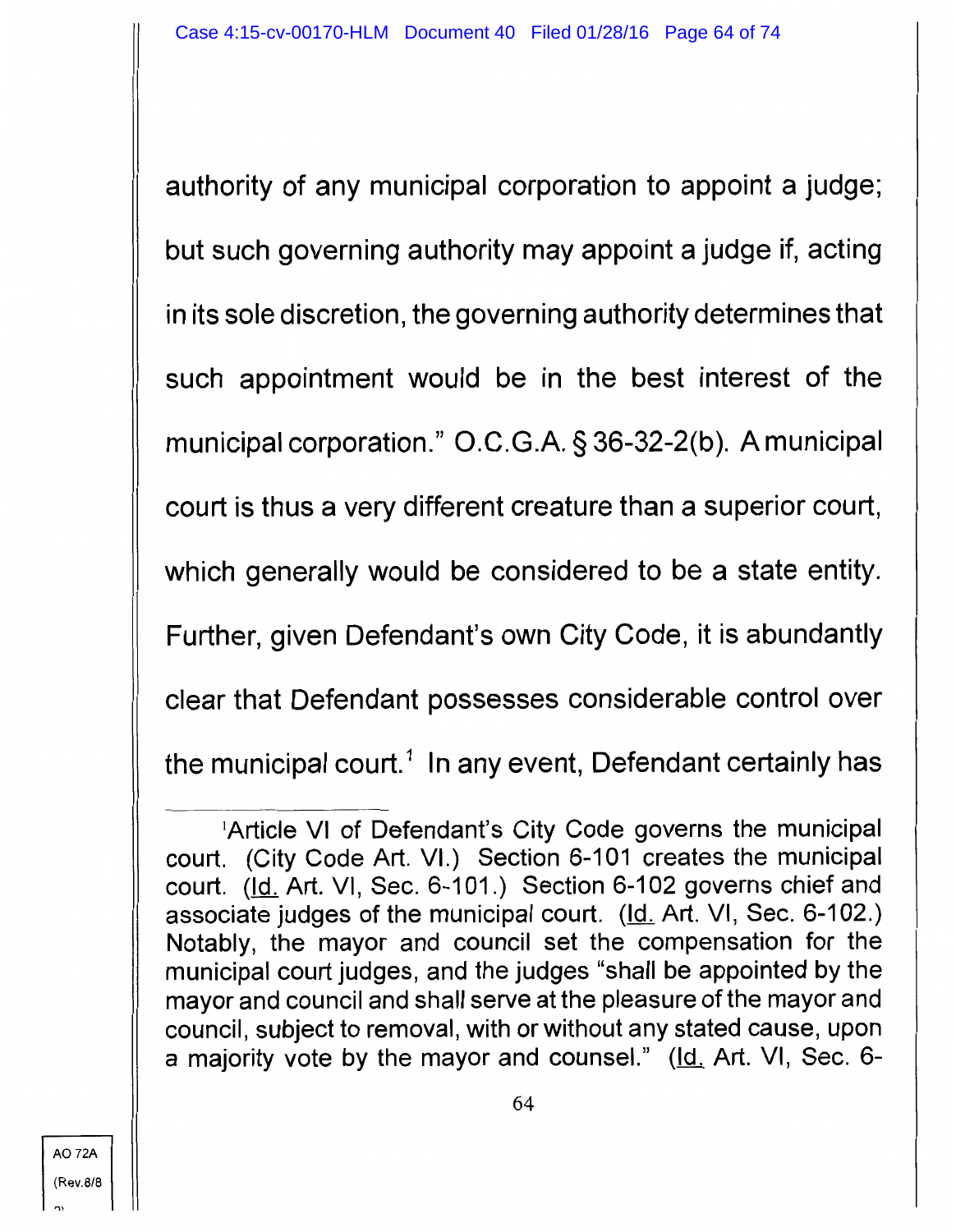authority of any municipal corporation to appoint a judge; but such governing authority may appoint a judge if, acting in its sole discretion, the governing authority determines that such appointment would be in the best interest of the municipal corporation." O.C.G.A. § 36-32-2(b). A municipal court is thus a very different creature than a superior court, which generally would be considered to be a state entity. Further, given Defendant's own City Code, it is abundantly clear that Defendant possesses considerable control over the municipal court.[1] In any event, Defendant certainly has

---

[1]Article VI of Defendant's City Code governs the municipal court. (City Code Art. VI.) Section 6-101 creates the municipal court. (Id. Art. VI, Sec. 6-101.) Section 6-102 governs chief and associate judges of the municipal court. (Id. Art. VI, Sec. 6-102.) Notably, the mayor and council set the compensation for the municipal court judges, and the judges "shall be appointed by the mayor and council and shall serve at the pleasure of the mayor and council, subject to removal, with or without any stated cause, upon a majority vote by the mayor and counsel." (Id. Art. VI, Sec. 6-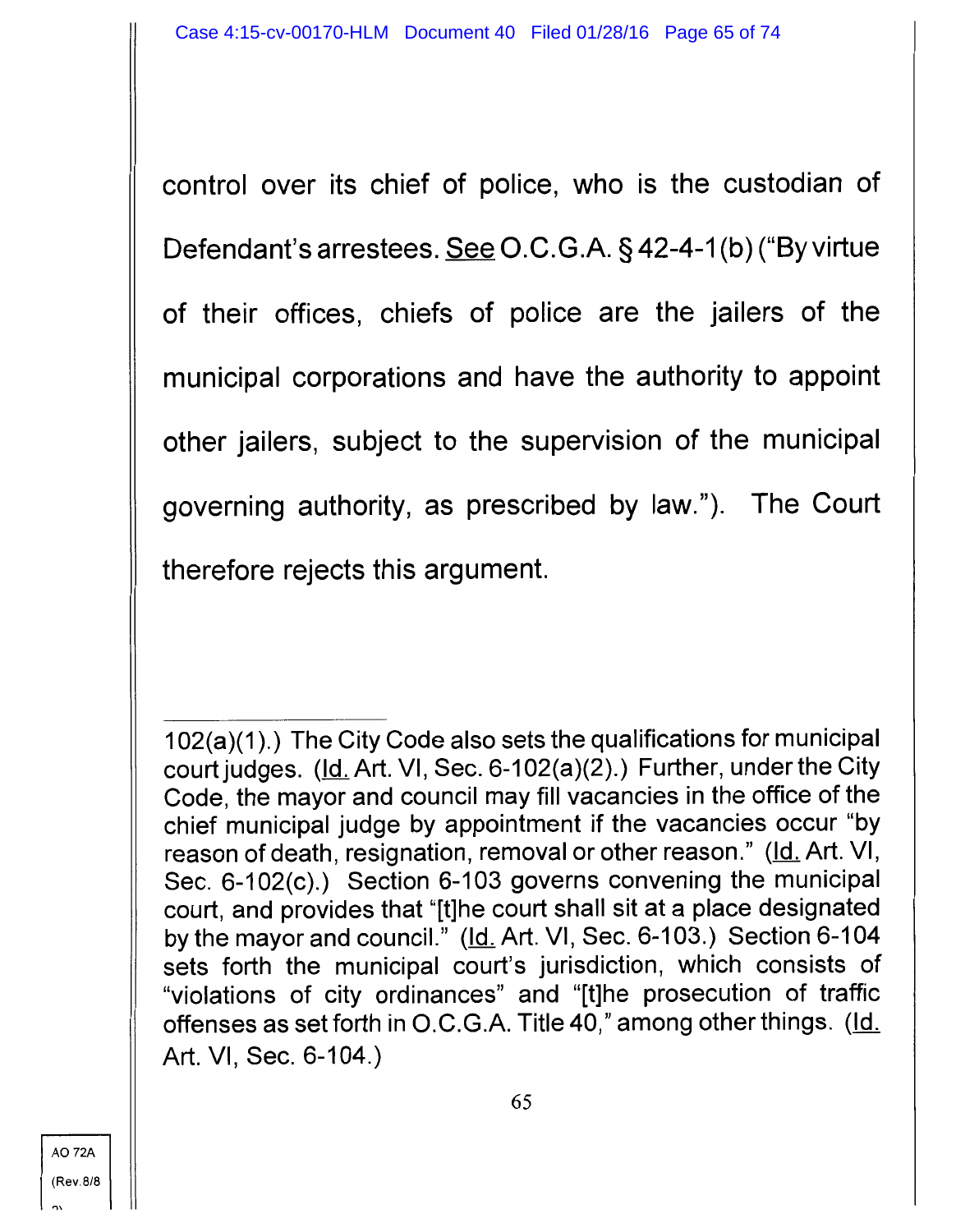control over its chief of police, who is the custodian of Defendant's arrestees. See O.C.G.A. § 42-4-1(b) ("By virtue of their offices, chiefs of police are the jailers of the municipal corporations and have the authority to appoint other jailers, subject to the supervision of the municipal governing authority, as prescribed by law."). The Court therefore rejects this argument.

---

102(a)(1).) The City Code also sets the qualifications for municipal court judges. (Id. Art. VI, Sec. 6-102(a)(2).) Further, under the City Code, the mayor and council may fill vacancies in the office of the chief municipal judge by appointment if the vacancies occur "by reason of death, resignation, removal or other reason." (Id. Art. VI, Sec. 6-102(c).) Section 6-103 governs convening the municipal court, and provides that "[t]he court shall sit at a place designated by the mayor and council." (Id. Art. VI, Sec. 6-103.) Section 6-104 sets forth the municipal court's jurisdiction, which consists of "violations of city ordinances" and "[t]he prosecution of traffic offenses as set forth in O.C.G.A. Title 40," among other things. (Id. Art. VI, Sec. 6-104.)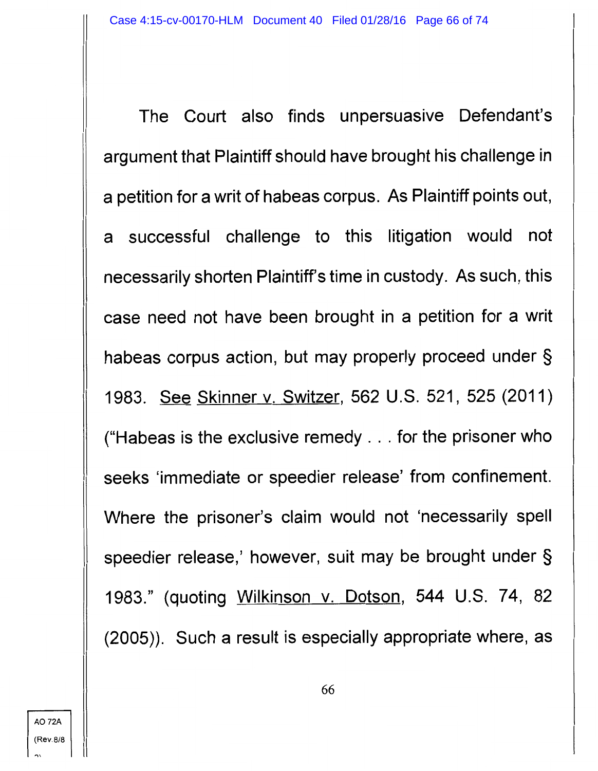The Court also finds unpersuasive Defendant's argument that Plaintiff should have brought his challenge in a petition for a writ of habeas corpus. As Plaintiff points out, a successful challenge to this litigation would not necessarily shorten Plaintiff's time in custody. As such, this case need not have been brought in a petition for a writ habeas corpus action, but may properly proceed under § 1983. See Skinner v. Switzer, 562 U.S. 521, 525 (2011) ("Habeas is the exclusive remedy . . . for the prisoner who seeks 'immediate or speedier release' from confinement. Where the prisoner's claim would not 'necessarily spell speedier release,' however, suit may be brought under § 1983." (quoting Wilkinson v. Dotson, 544 U.S. 74, 82 (2005)). Such a result is especially appropriate where, as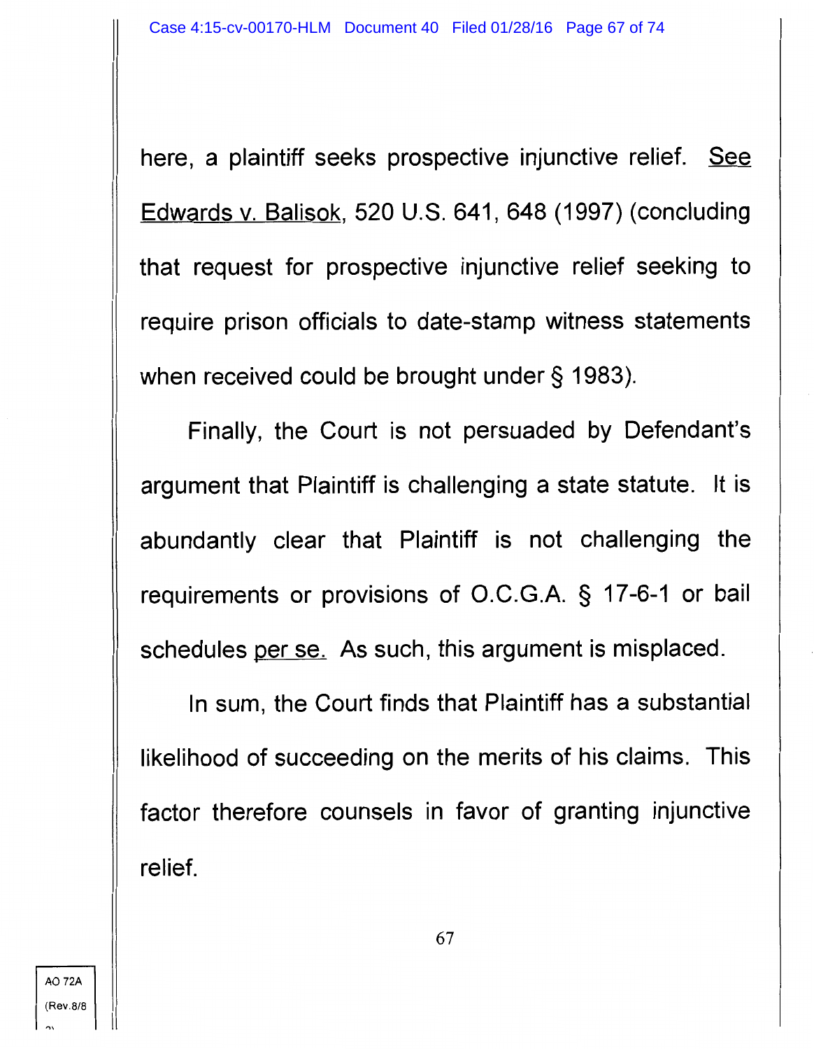here, a plaintiff seeks prospective injunctive relief. See Edwards v. Balisok, 520 U.S. 641, 648 (1997) (concluding that request for prospective injunctive relief seeking to require prison officials to date-stamp witness statements when received could be brought under § 1983).

Finally, the Court is not persuaded by Defendant's argument that Plaintiff is challenging a state statute. It is abundantly clear that Plaintiff is not challenging the requirements or provisions of O.C.G.A. § 17-6-1 or bail schedules per se. As such, this argument is misplaced.

In sum, the Court finds that Plaintiff has a substantial likelihood of succeeding on the merits of his claims. This factor therefore counsels in favor of granting injunctive relief.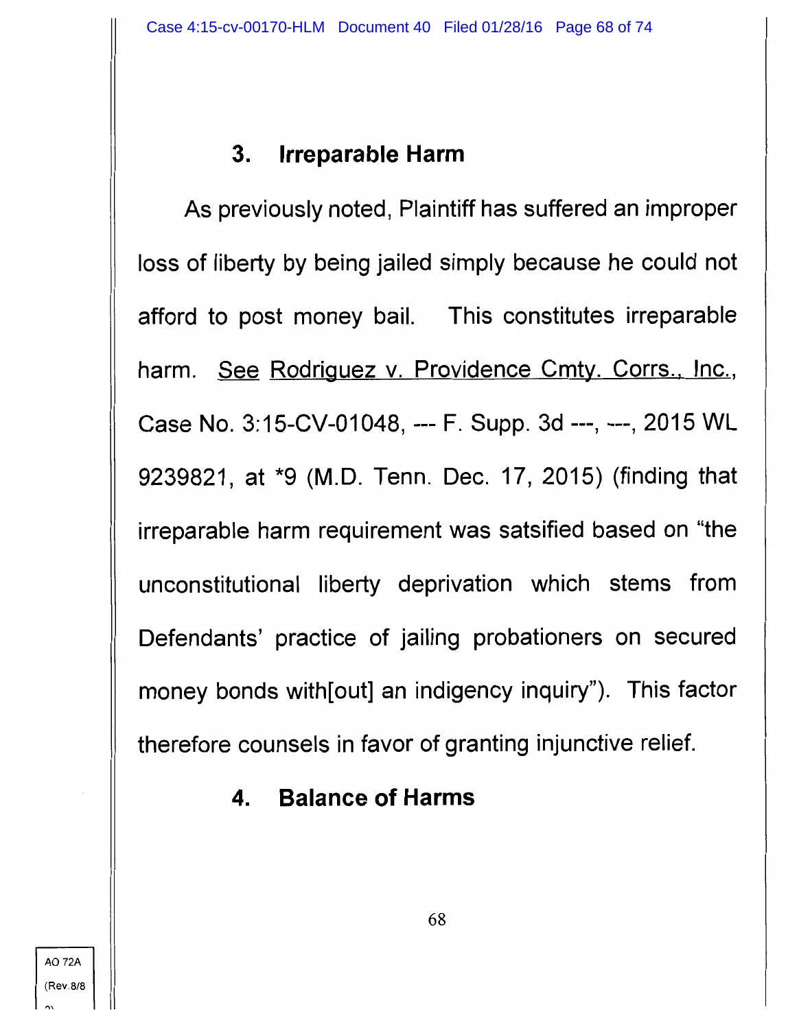### 3. Irreparable Harm

As previously noted, Plaintiff has suffered an improper loss of liberty by being jailed simply because he could not afford to post money bail. This constitutes irreparable harm. See Rodriguez v. Providence Cmty. Corrs., Inc., Case No. 3:15-CV-01048, --- F. Supp. 3d ---, ---, 2015 WL 9239821, at *9 (M.D. Tenn. Dec. 17, 2015) (finding that irreparable harm requirement was satsified based on "the unconstitutional liberty deprivation which stems from Defendants' practice of jailing probationers on secured money bonds with[out] an indigency inquiry"). This factor therefore counsels in favor of granting injunctive relief.

### 4. Balance of Harms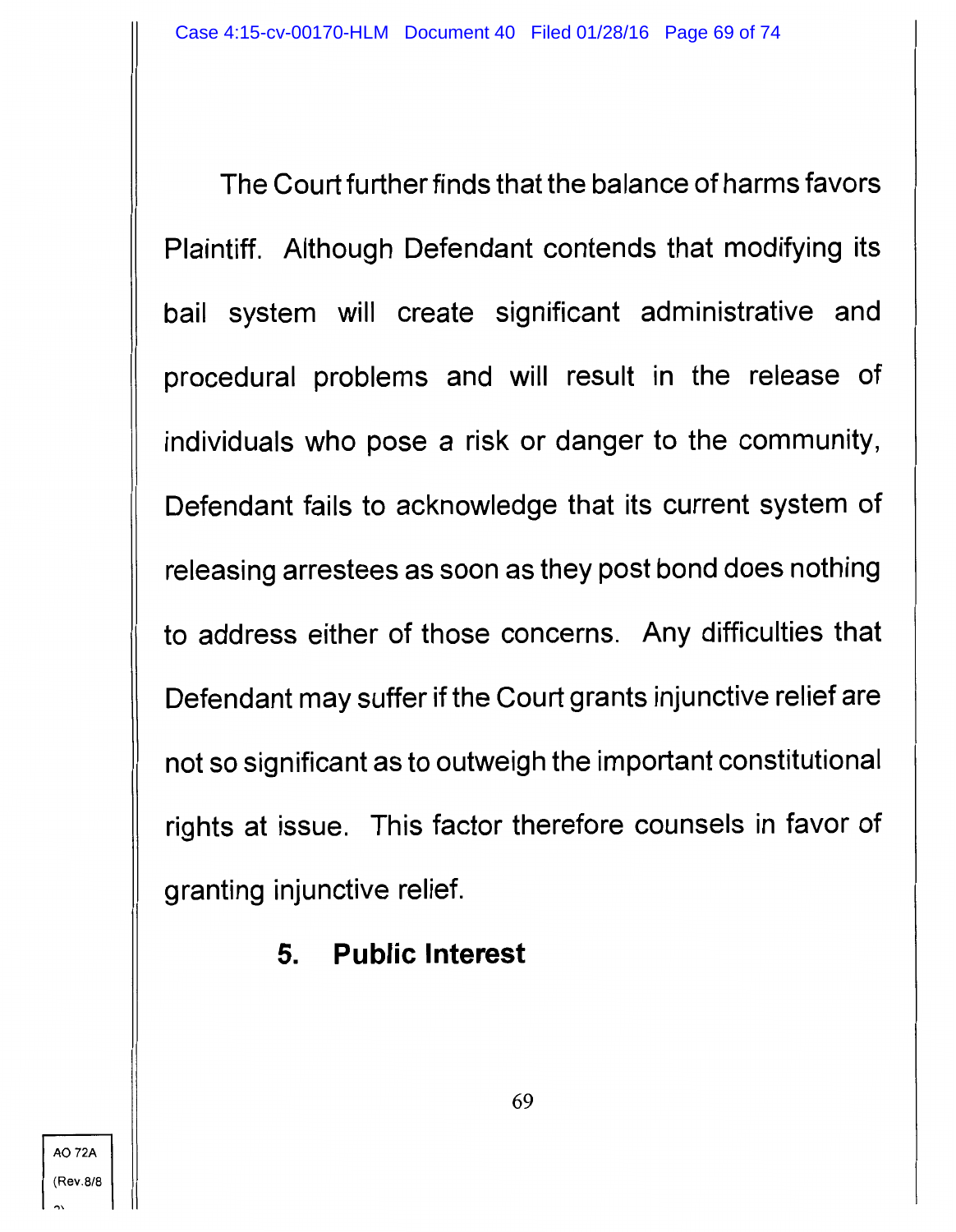The Court further finds that the balance of harms favors Plaintiff. Although Defendant contends that modifying its bail system will create significant administrative and procedural problems and will result in the release of individuals who pose a risk or danger to the community, Defendant fails to acknowledge that its current system of releasing arrestees as soon as they post bond does nothing to address either of those concerns. Any difficulties that Defendant may suffer if the Court grants injunctive relief are not so significant as to outweigh the important constitutional rights at issue. This factor therefore counsels in favor of granting injunctive relief.

**5. Public Interest**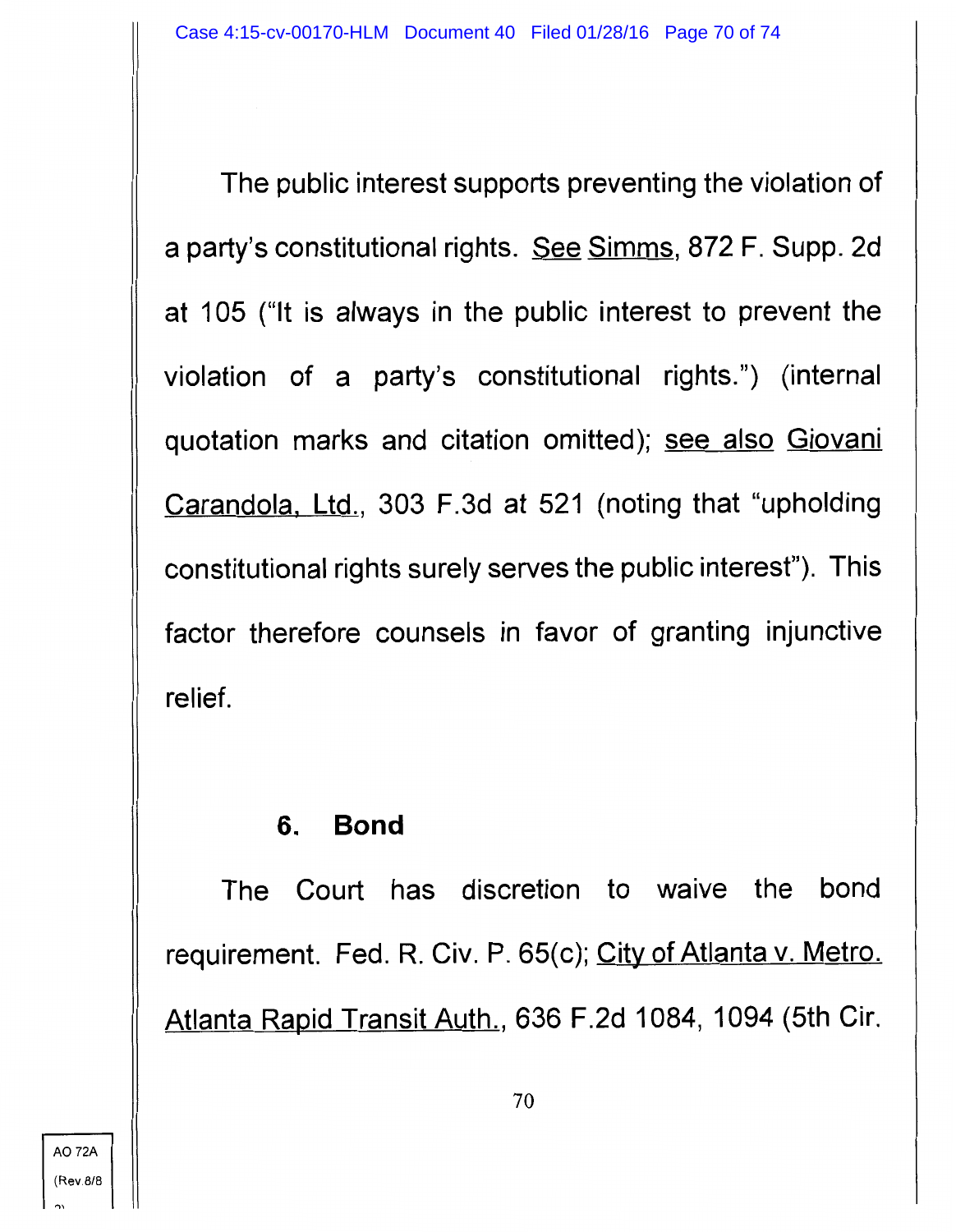The public interest supports preventing the violation of a party's constitutional rights. See Simms, 872 F. Supp. 2d at 105 ("It is always in the public interest to prevent the violation of a party's constitutional rights.") (internal quotation marks and citation omitted); see also Giovani Carandola, Ltd., 303 F.3d at 521 (noting that "upholding constitutional rights surely serves the public interest"). This factor therefore counsels in favor of granting injunctive relief.

### 6. Bond

The Court has discretion to waive the bond requirement. Fed. R. Civ. P. 65(c); City of Atlanta v. Metro. Atlanta Rapid Transit Auth., 636 F.2d 1084, 1094 (5th Cir.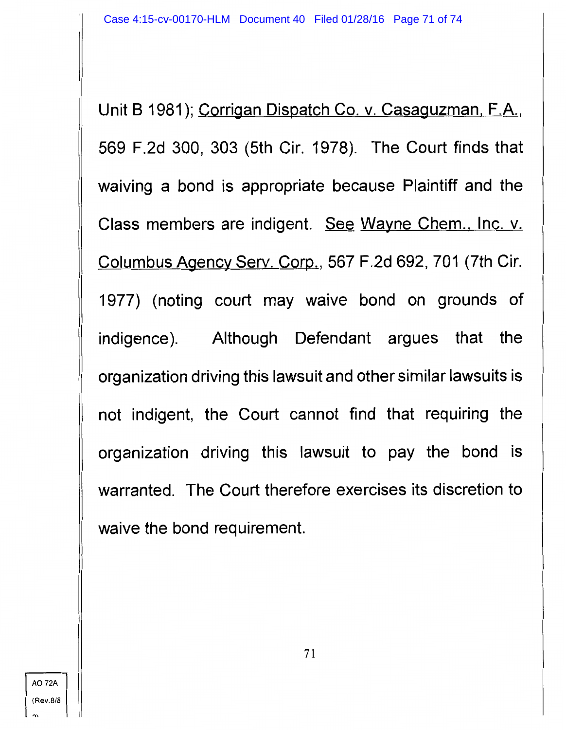Unit B 1981); Corrigan Dispatch Co. v. Casaguzman, F.A., 569 F.2d 300, 303 (5th Cir. 1978). The Court finds that waiving a bond is appropriate because Plaintiff and the Class members are indigent. See Wayne Chem., Inc. v. Columbus Agency Serv. Corp., 567 F.2d 692, 701 (7th Cir. 1977) (noting court may waive bond on grounds of indigence). Although Defendant argues that the organization driving this lawsuit and other similar lawsuits is not indigent, the Court cannot find that requiring the organization driving this lawsuit to pay the bond is warranted. The Court therefore exercises its discretion to waive the bond requirement.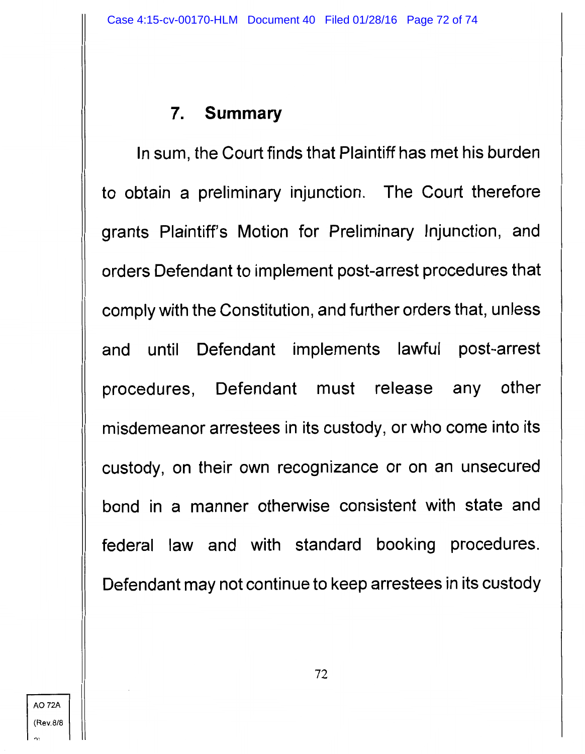### 7. Summary

In sum, the Court finds that Plaintiff has met his burden to obtain a preliminary injunction. The Court therefore grants Plaintiff's Motion for Preliminary Injunction, and orders Defendant to implement post-arrest procedures that comply with the Constitution, and further orders that, unless and until Defendant implements lawful post-arrest procedures, Defendant must release any other misdemeanor arrestees in its custody, or who come into its custody, on their own recognizance or on an unsecured bond in a manner otherwise consistent with state and federal law and with standard booking procedures. Defendant may not continue to keep arrestees in its custody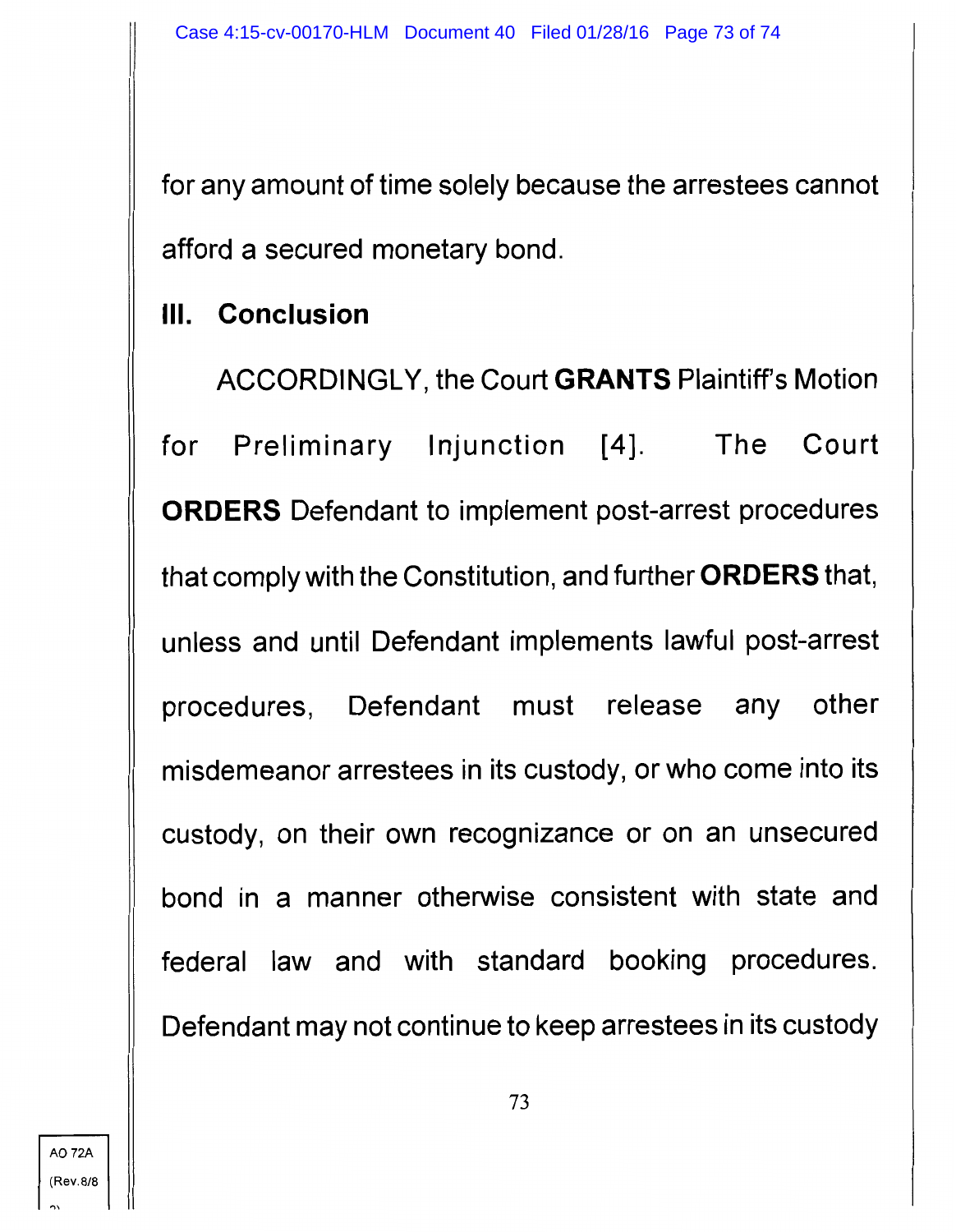for any amount of time solely because the arrestees cannot afford a secured monetary bond.

## III. Conclusion

ACCORDINGLY, the Court **GRANTS** Plaintiff's Motion for Preliminary Injunction [4]. The Court **ORDERS** Defendant to implement post-arrest procedures that comply with the Constitution, and further **ORDERS** that, unless and until Defendant implements lawful post-arrest procedures, Defendant must release any other misdemeanor arrestees in its custody, or who come into its custody, on their own recognizance or on an unsecured bond in a manner otherwise consistent with state and federal law and with standard booking procedures. Defendant may not continue to keep arrestees in its custody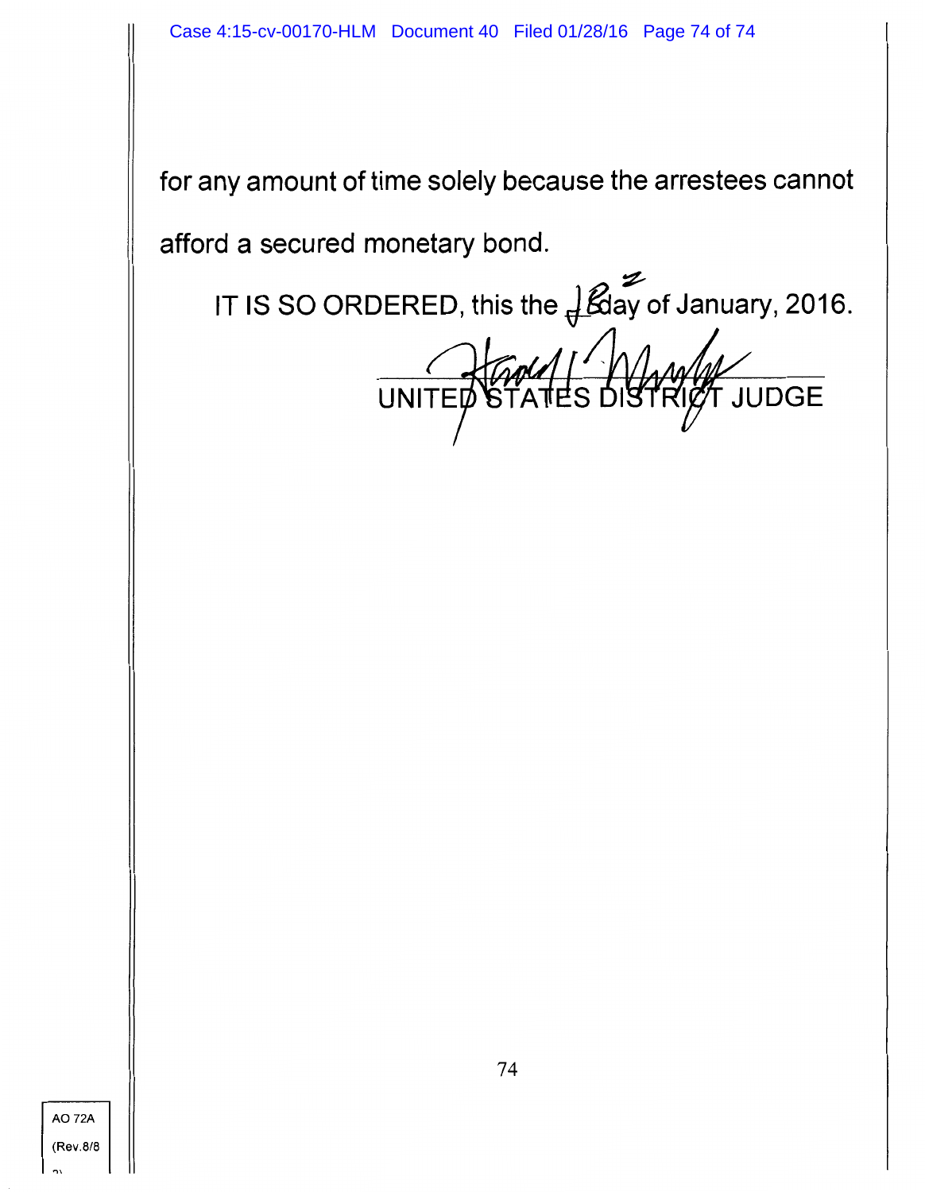for any amount of time solely because the arrestees cannot afford a secured monetary bond.

IT IS SO ORDERED, this the 28 day of January, 2016.

UNITED STATES DISTRICT JUDGE